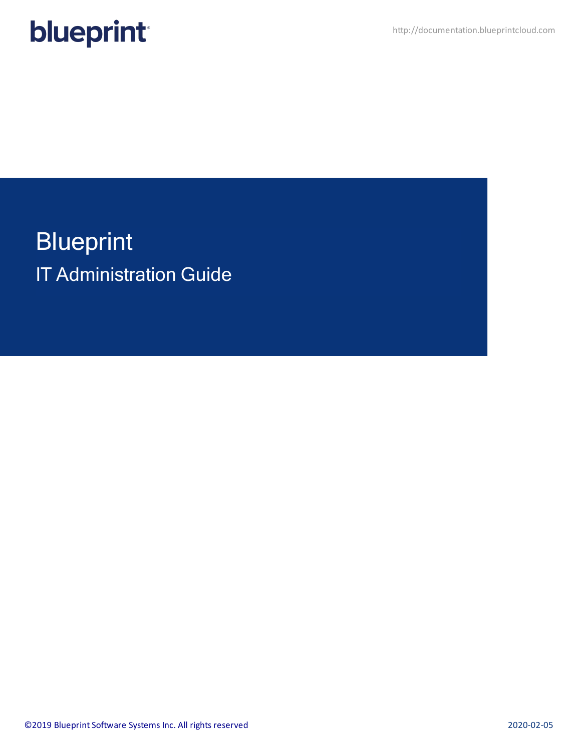blueprint

http://documentation.blueprintcloud.com

# Blueprint

## IT Administration Guide

©2019 Blueprint Software Systems Inc. All rights reserved

2020-02-05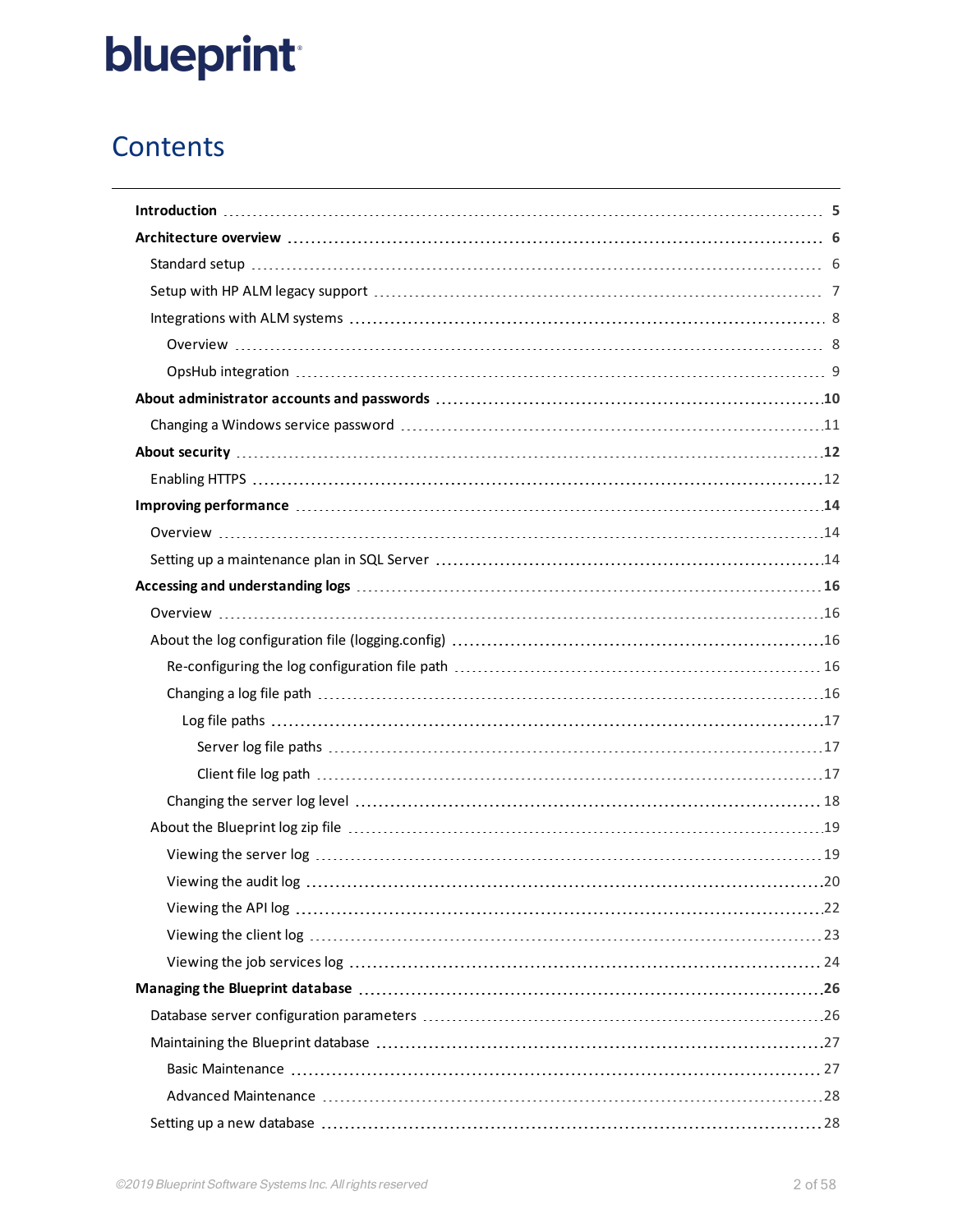# Contents

- **Introduction** 5
- **Architecture overview** 6
  - Standard setup 6
  - Setup with HP ALM legacy support 7
  - Integrations with ALM systems 8
    - Overview 8
    - OpsHub integration 9
- **About administrator accounts and passwords** 10
  - Changing a Windows service password 11
- **About security** 12
  - Enabling HTTPS 12
- **Improving performance** 14
  - Overview 14
  - Setting up a maintenance plan in SQL Server 14
- **Accessing and understanding logs** 16
  - Overview 16
  - About the log configuration file (logging.config) 16
    - Re-configuring the log configuration file path 16
    - Changing a log file path 16
      - Log file paths 17
        - Server log file paths 17
        - Client file log path 17
    - Changing the server log level 18
  - About the Blueprint log zip file 19
    - Viewing the server log 19
    - Viewing the audit log 20
    - Viewing the API log 22
    - Viewing the client log 23
    - Viewing the job services log 24
- **Managing the Blueprint database** 26
  - Database server configuration parameters 26
  - Maintaining the Blueprint database 27
    - Basic Maintenance 27
    - Advanced Maintenance 28
  - Setting up a new database 28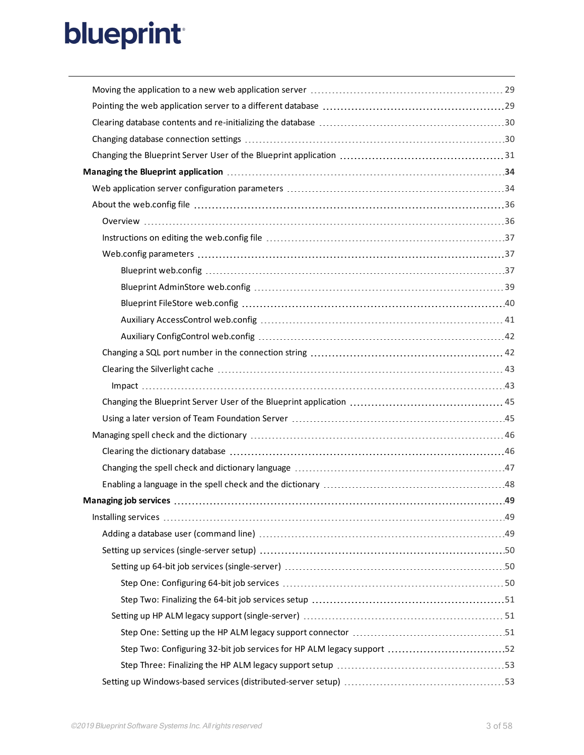- Moving the application to a new web application server 29
- Pointing the web application server to a different database 29
- Clearing database contents and re-initializing the database 30
- Changing database connection settings 30
- Changing the Blueprint Server User of the Blueprint application 31

**Managing the Blueprint application 34**

- Web application server configuration parameters 34
- About the web.config file 36
  - Overview 36
  - Instructions on editing the web.config file 37
  - Web.config parameters 37
    - Blueprint web.config 37
    - Blueprint AdminStore web.config 39
    - Blueprint FileStore web.config 40
    - Auxiliary AccessControl web.config 41
    - Auxiliary ConfigControl web.config 42
  - Changing a SQL port number in the connection string 42
  - Clearing the Silverlight cache 43
    - Impact 43
  - Changing the Blueprint Server User of the Blueprint application 45
  - Using a later version of Team Foundation Server 45
- Managing spell check and the dictionary 46
  - Clearing the dictionary database 46
  - Changing the spell check and dictionary language 47
  - Enabling a language in the spell check and the dictionary 48

**Managing job services 49**

- Installing services 49
  - Adding a database user (command line) 49
  - Setting up services (single-server setup) 50
    - Setting up 64-bit job services (single-server) 50
      - Step One: Configuring 64-bit job services 50
      - Step Two: Finalizing the 64-bit job services setup 51
    - Setting up HP ALM legacy support (single-server) 51
      - Step One: Setting up the HP ALM legacy support connector 51
      - Step Two: Configuring 32-bit job services for HP ALM legacy support 52
      - Step Three: Finalizing the HP ALM legacy support setup 53
  - Setting up Windows-based services (distributed-server setup) 53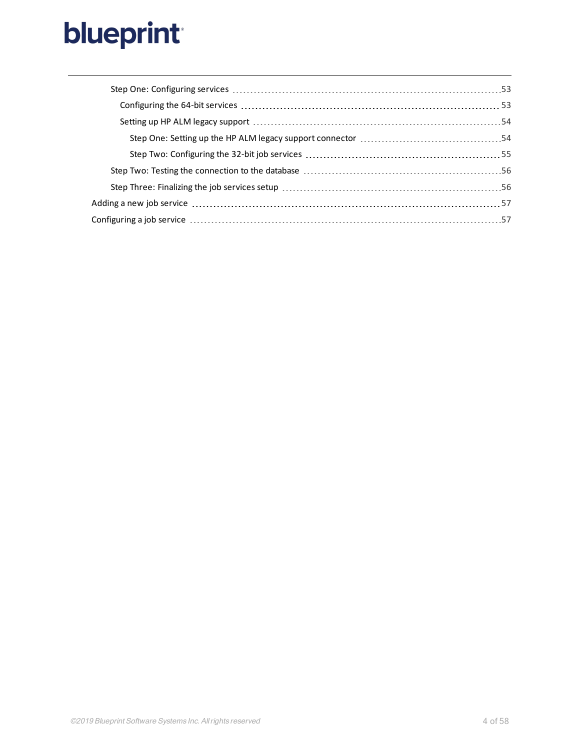- Step One: Configuring services 53
  - Configuring the 64-bit services 53
  - Setting up HP ALM legacy support 54
    - Step One: Setting up the HP ALM legacy support connector 54
    - Step Two: Configuring the 32-bit job services 55
- Step Two: Testing the connection to the database 56
- Step Three: Finalizing the job services setup 56

Adding a new job service 57

Configuring a job service 57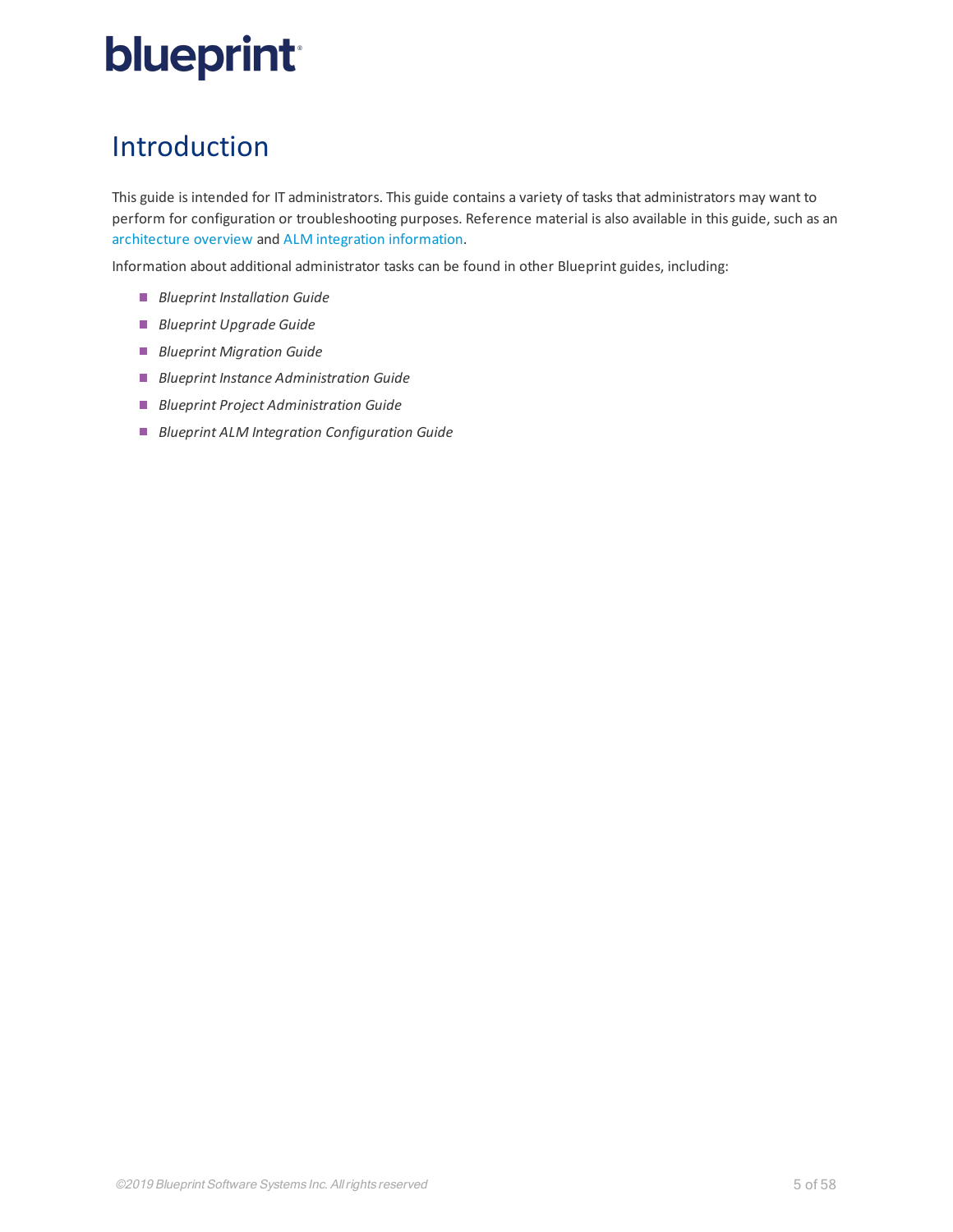# Introduction

This guide is intended for IT administrators. This guide contains a variety of tasks that administrators may want to perform for configuration or troubleshooting purposes. Reference material is also available in this guide, such as an architecture overview and ALM integration information.

Information about additional administrator tasks can be found in other Blueprint guides, including:

- *Blueprint Installation Guide*
- *Blueprint Upgrade Guide*
- *Blueprint Migration Guide*
- *Blueprint Instance Administration Guide*
- *Blueprint Project Administration Guide*
- *Blueprint ALM Integration Configuration Guide*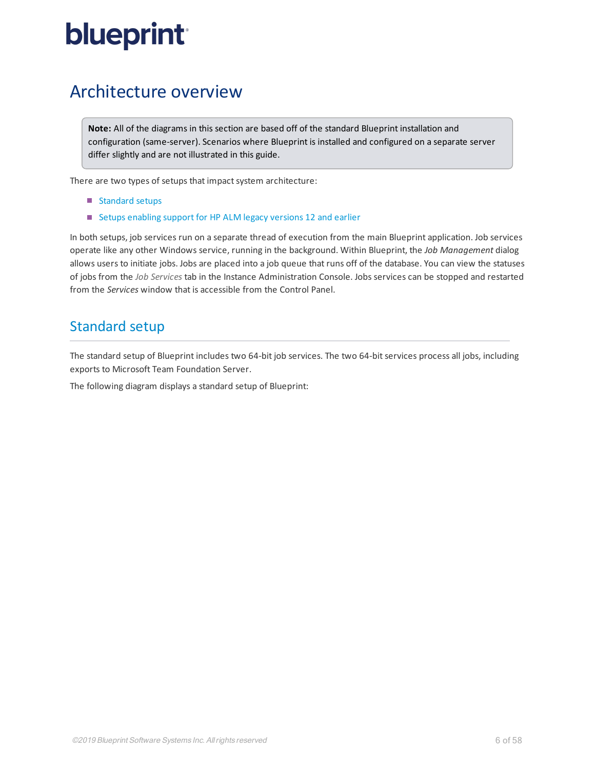# Architecture overview

> **Note:** All of the diagrams in this section are based off of the standard Blueprint installation and configuration (same-server). Scenarios where Blueprint is installed and configured on a separate server differ slightly and are not illustrated in this guide.

There are two types of setups that impact system architecture:

- Standard setups
- Setups enabling support for HP ALM legacy versions 12 and earlier

In both setups, job services run on a separate thread of execution from the main Blueprint application. Job services operate like any other Windows service, running in the background. Within Blueprint, the *Job Management* dialog allows users to initiate jobs. Jobs are placed into a job queue that runs off of the database. You can view the statuses of jobs from the *Job Services* tab in the Instance Administration Console. Jobs services can be stopped and restarted from the *Services* window that is accessible from the Control Panel.

## Standard setup

The standard setup of Blueprint includes two 64-bit job services. The two 64-bit services process all jobs, including exports to Microsoft Team Foundation Server.

The following diagram displays a standard setup of Blueprint: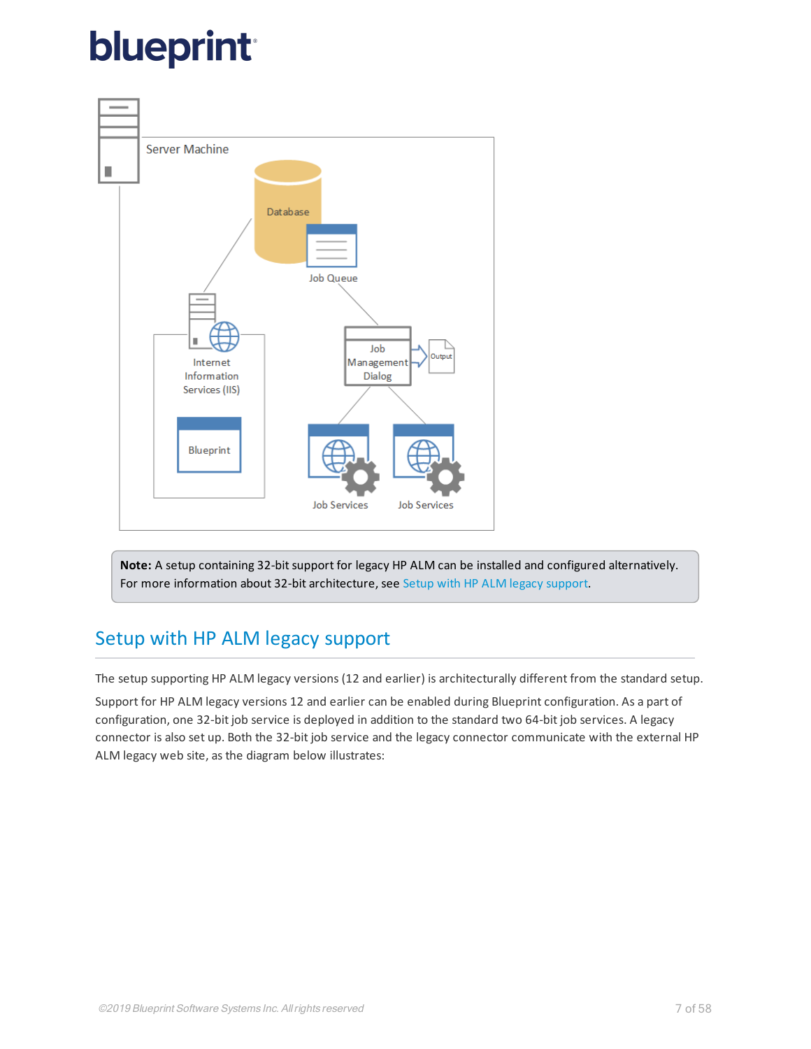**Note:** A setup containing 32-bit support for legacy HP ALM can be installed and configured alternatively. For more information about 32-bit architecture, see Setup with HP ALM legacy support.

## Setup with HP ALM legacy support

The setup supporting HP ALM legacy versions (12 and earlier) is architecturally different from the standard setup.

Support for HP ALM legacy versions 12 and earlier can be enabled during Blueprint configuration. As a part of configuration, one 32-bit job service is deployed in addition to the standard two 64-bit job services. A legacy connector is also set up. Both the 32-bit job service and the legacy connector communicate with the external HP ALM legacy web site, as the diagram below illustrates: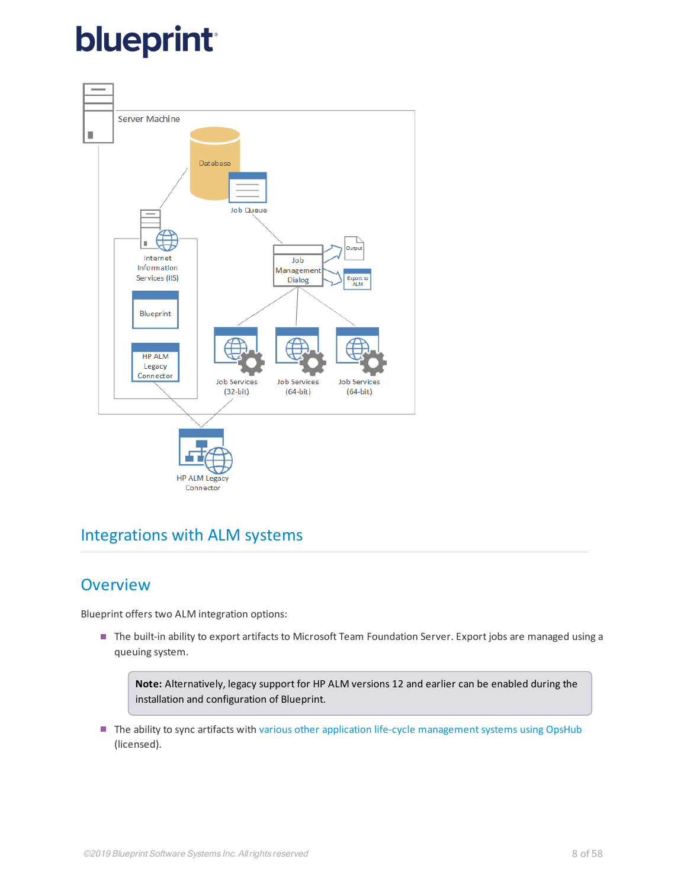## Integrations with ALM systems

### Overview

Blueprint offers two ALM integration options:

- The built-in ability to export artifacts to Microsoft Team Foundation Server. Export jobs are managed using a queuing system.

> **Note:** Alternatively, legacy support for HP ALM versions 12 and earlier can be enabled during the installation and configuration of Blueprint.

- The ability to sync artifacts with various other application life-cycle management systems using OpsHub (licensed).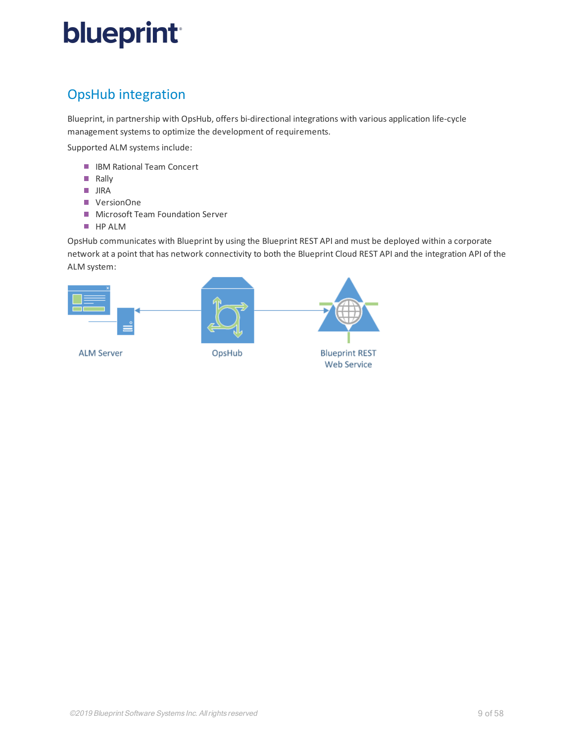## OpsHub integration

Blueprint, in partnership with OpsHub, offers bi-directional integrations with various application life-cycle management systems to optimize the development of requirements.

Supported ALM systems include:

- IBM Rational Team Concert
- Rally
- JIRA
- VersionOne
- Microsoft Team Foundation Server
- HP ALM

OpsHub communicates with Blueprint by using the Blueprint REST API and must be deployed within a corporate network at a point that has network connectivity to both the Blueprint Cloud REST API and the integration API of the ALM system:

ALM Server    OpsHub    Blueprint REST Web Service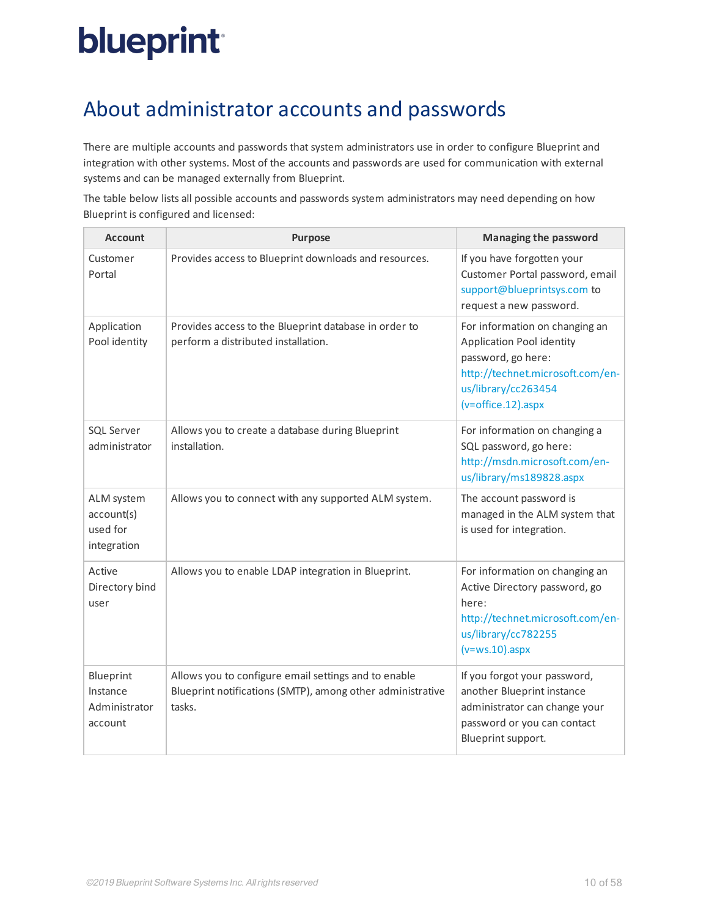# About administrator accounts and passwords

There are multiple accounts and passwords that system administrators use in order to configure Blueprint and integration with other systems. Most of the accounts and passwords are used for communication with external systems and can be managed externally from Blueprint.

The table below lists all possible accounts and passwords system administrators may need depending on how Blueprint is configured and licensed:

| Account | Purpose | Managing the password |
|---|---|---|
| Customer Portal | Provides access to Blueprint downloads and resources. | If you have forgotten your Customer Portal password, email support@blueprintsys.com to request a new password. |
| Application Pool identity | Provides access to the Blueprint database in order to perform a distributed installation. | For information on changing an Application Pool identity password, go here: http://technet.microsoft.com/en-us/library/cc263454(v=office.12).aspx |
| SQL Server administrator | Allows you to create a database during Blueprint installation. | For information on changing a SQL password, go here: http://msdn.microsoft.com/en-us/library/ms189828.aspx |
| ALM system account(s) used for integration | Allows you to connect with any supported ALM system. | The account password is managed in the ALM system that is used for integration. |
| Active Directory bind user | Allows you to enable LDAP integration in Blueprint. | For information on changing an Active Directory password, go here: http://technet.microsoft.com/en-us/library/cc782255(v=ws.10).aspx |
| Blueprint Instance Administrator account | Allows you to configure email settings and to enable Blueprint notifications (SMTP), among other administrative tasks. | If you forgot your password, another Blueprint instance administrator can change your password or you can contact Blueprint support. |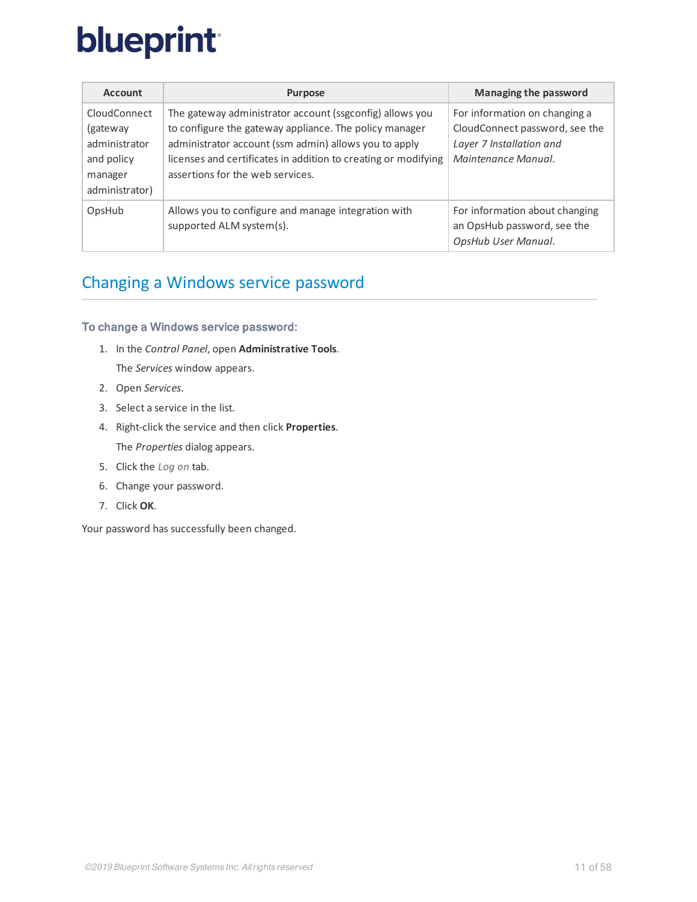| Account | Purpose | Managing the password |
| --- | --- | --- |
| CloudConnect (gateway administrator and policy manager administrator) | The gateway administrator account (ssgconfig) allows you to configure the gateway appliance. The policy manager administrator account (ssm admin) allows you to apply licenses and certificates in addition to creating or modifying assertions for the web services. | For information on changing a CloudConnect password, see the *Layer 7 Installation and Maintenance Manual*. |
| OpsHub | Allows you to configure and manage integration with supported ALM system(s). | For information about changing an OpsHub password, see the *OpsHub User Manual*. |

## Changing a Windows service password

### To change a Windows service password:

1. In the *Control Panel*, open **Administrative Tools**.

   The *Services* window appears.
2. Open *Services*.
3. Select a service in the list.
4. Right-click the service and then click **Properties**.

   The *Properties* dialog appears.
5. Click the *Log on* tab.
6. Change your password.
7. Click **OK**.

Your password has successfully been changed.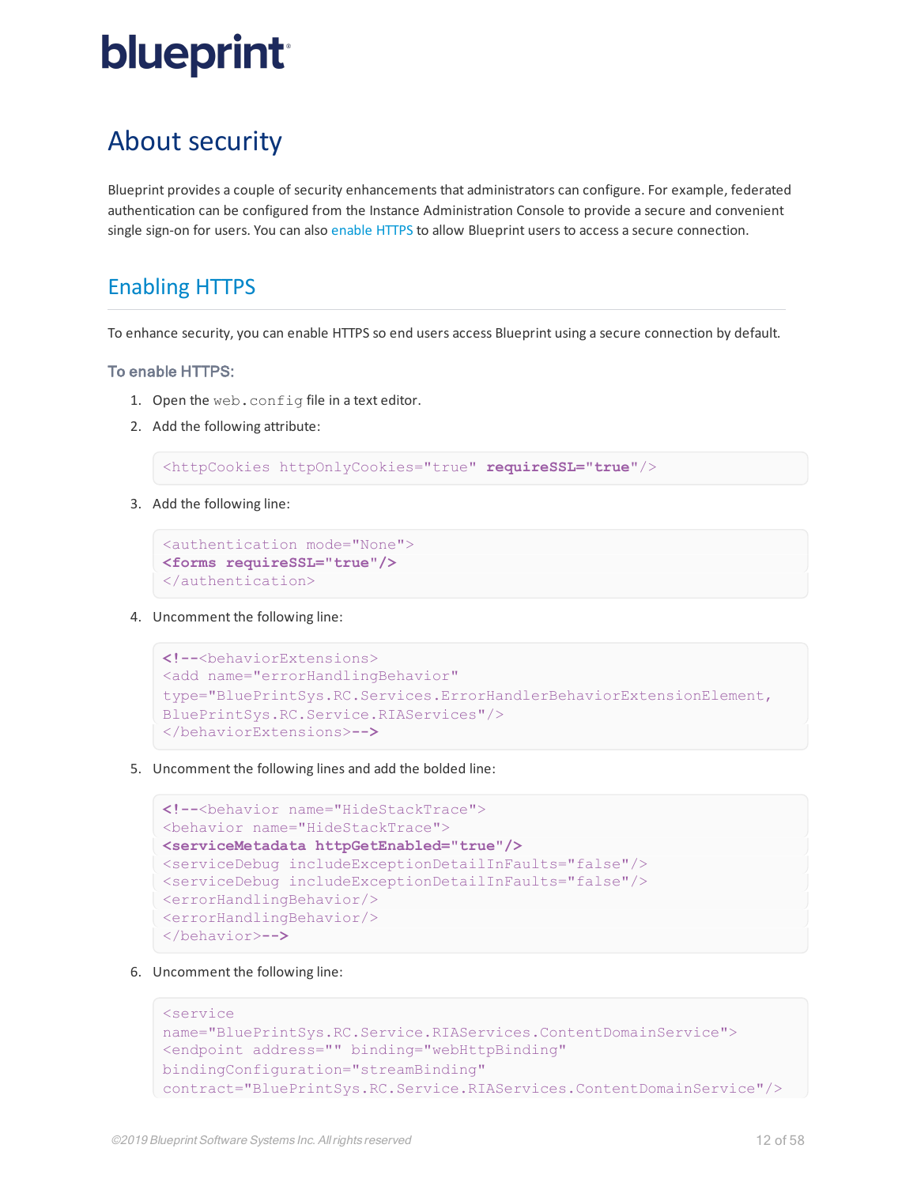# About security

Blueprint provides a couple of security enhancements that administrators can configure. For example, federated authentication can be configured from the Instance Administration Console to provide a secure and convenient single sign-on for users. You can also enable HTTPS to allow Blueprint users to access a secure connection.

## Enabling HTTPS

To enhance security, you can enable HTTPS so end users access Blueprint using a secure connection by default.

### To enable HTTPS:

1. Open the `web.config` file in a text editor.
2. Add the following attribute:

```
<httpCookies httpOnlyCookies="true" requireSSL="true"/>
```

3. Add the following line:

```
<authentication mode="None">
<forms requireSSL="true"/>
</authentication>
```

4. Uncomment the following line:

```
<!--<behaviorExtensions>
<add name="errorHandlingBehavior"
type="BluePrintSys.RC.Services.ErrorHandlerBehaviorExtensionElement,
BluePrintSys.RC.Service.RIAServices"/>
</behaviorExtensions>-->
```

5. Uncomment the following lines and add the bolded line:

```
<!--<behavior name="HideStackTrace">
<behavior name="HideStackTrace">
<serviceMetadata httpGetEnabled="true"/>
<serviceDebug includeExceptionDetailInFaults="false"/>
<serviceDebug includeExceptionDetailInFaults="false"/>
<errorHandlingBehavior/>
<errorHandlingBehavior/>
</behavior>-->
```

6. Uncomment the following line:

```
<service
name="BluePrintSys.RC.Service.RIAServices.ContentDomainService">
<endpoint address="" binding="webHttpBinding"
bindingConfiguration="streamBinding"
contract="BluePrintSys.RC.Service.RIAServices.ContentDomainService"/>
```

©2019 Blueprint Software Systems Inc. All rights reserved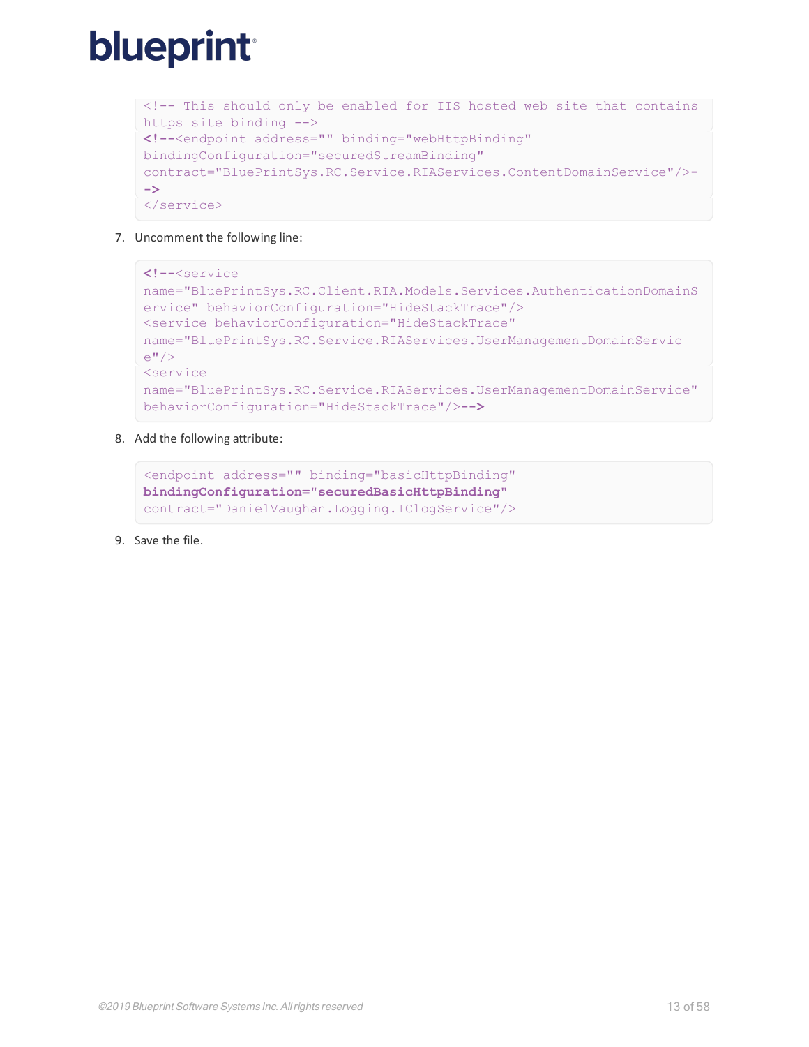```
<!-- This should only be enabled for IIS hosted web site that contains https site binding -->
<!--<endpoint address="" binding="webHttpBinding" bindingConfiguration="securedStreamBinding" contract="BluePrintSys.RC.Service.RIAServices.ContentDomainService"/>-->
</service>
```

7. Uncomment the following line:

```
<!--<service name="BluePrintSys.RC.Client.RIA.Models.Services.AuthenticationDomainService" behaviorConfiguration="HideStackTrace"/>
<service behaviorConfiguration="HideStackTrace" name="BluePrintSys.RC.Service.RIAServices.UserManagementDomainService"/>
<service name="BluePrintSys.RC.Service.RIAServices.UserManagementDomainService" behaviorConfiguration="HideStackTrace"/>-->
```

8. Add the following attribute:

```
<endpoint address="" binding="basicHttpBinding" bindingConfiguration="securedBasicHttpBinding" contract="DanielVaughan.Logging.IClogService"/>
```

9. Save the file.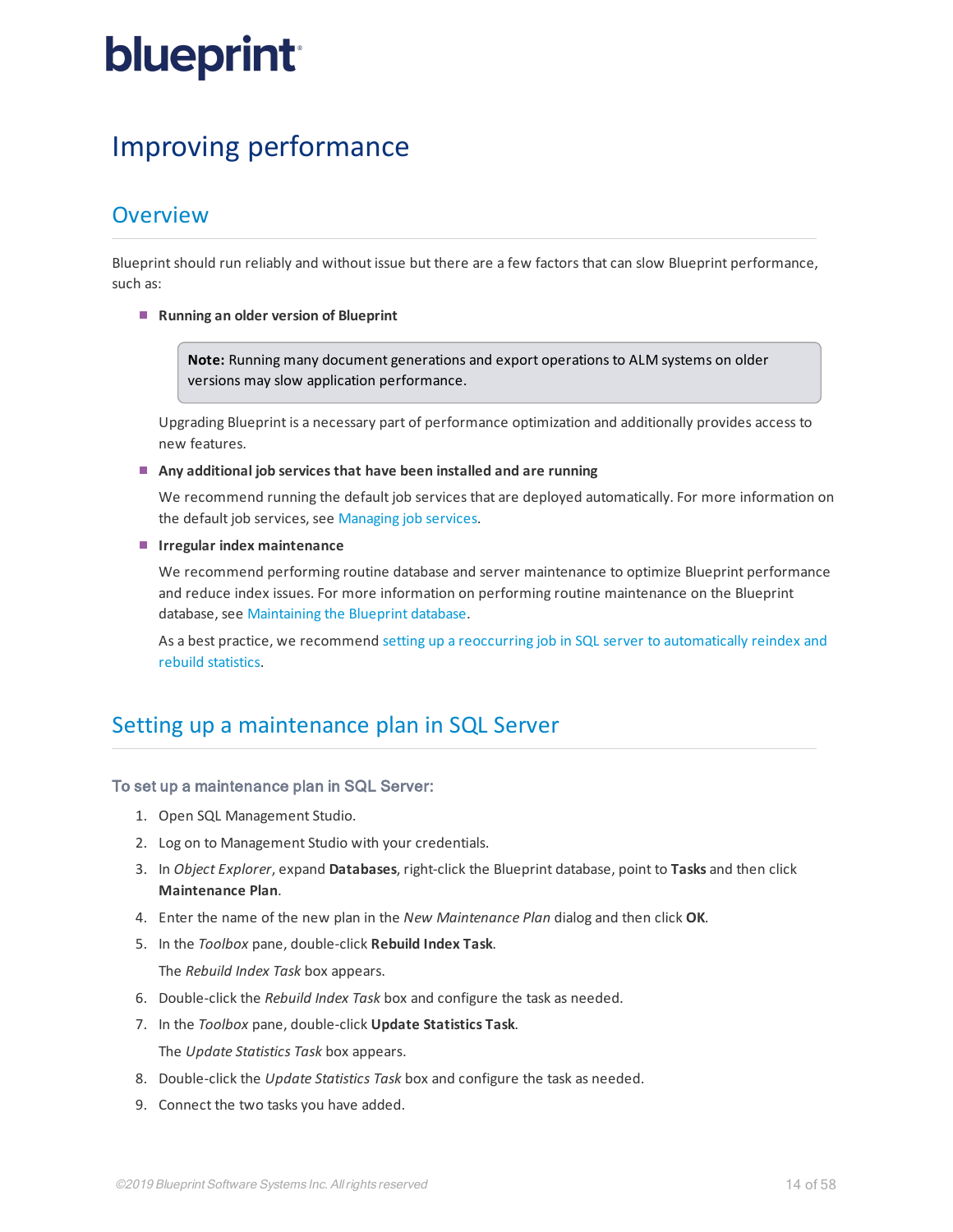# Improving performance

## Overview

Blueprint should run reliably and without issue but there are a few factors that can slow Blueprint performance, such as:

- **Running an older version of Blueprint**

  > **Note:** Running many document generations and export operations to ALM systems on older versions may slow application performance.

  Upgrading Blueprint is a necessary part of performance optimization and additionally provides access to new features.

- **Any additional job services that have been installed and are running**

  We recommend running the default job services that are deployed automatically. For more information on the default job services, see Managing job services.

- **Irregular index maintenance**

  We recommend performing routine database and server maintenance to optimize Blueprint performance and reduce index issues. For more information on performing routine maintenance on the Blueprint database, see Maintaining the Blueprint database.

  As a best practice, we recommend setting up a reoccurring job in SQL server to automatically reindex and rebuild statistics.

## Setting up a maintenance plan in SQL Server

### To set up a maintenance plan in SQL Server:

1. Open SQL Management Studio.
2. Log on to Management Studio with your credentials.
3. In *Object Explorer*, expand **Databases**, right-click the Blueprint database, point to **Tasks** and then click **Maintenance Plan**.
4. Enter the name of the new plan in the *New Maintenance Plan* dialog and then click **OK**.
5. In the *Toolbox* pane, double-click **Rebuild Index Task**.

   The *Rebuild Index Task* box appears.
6. Double-click the *Rebuild Index Task* box and configure the task as needed.
7. In the *Toolbox* pane, double-click **Update Statistics Task**.

   The *Update Statistics Task* box appears.
8. Double-click the *Update Statistics Task* box and configure the task as needed.
9. Connect the two tasks you have added.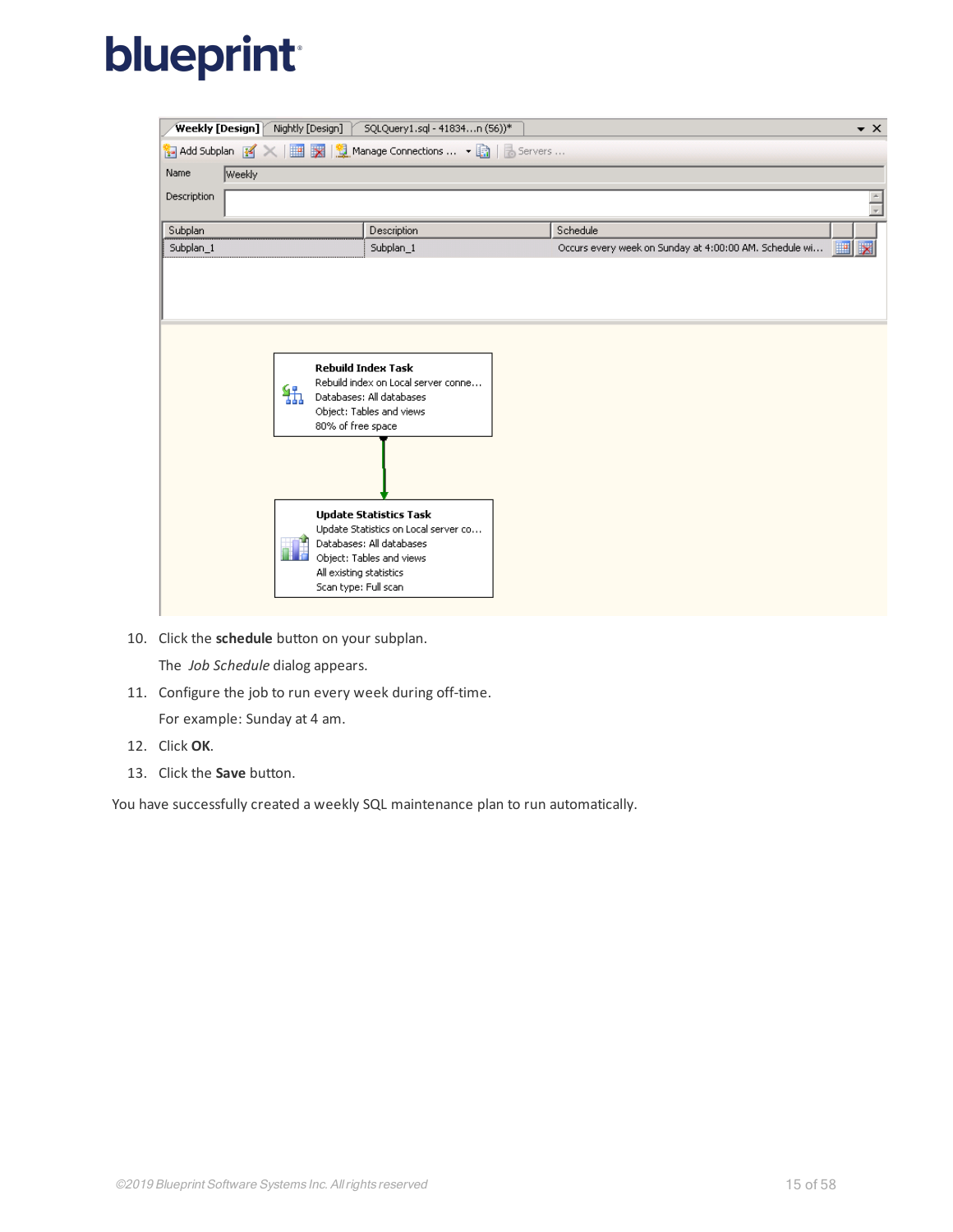10. Click the **schedule** button on your subplan.

    The *Job Schedule* dialog appears.

11. Configure the job to run every week during off-time.

    For example: Sunday at 4 am.

12. Click **OK**.
13. Click the **Save** button.

You have successfully created a weekly SQL maintenance plan to run automatically.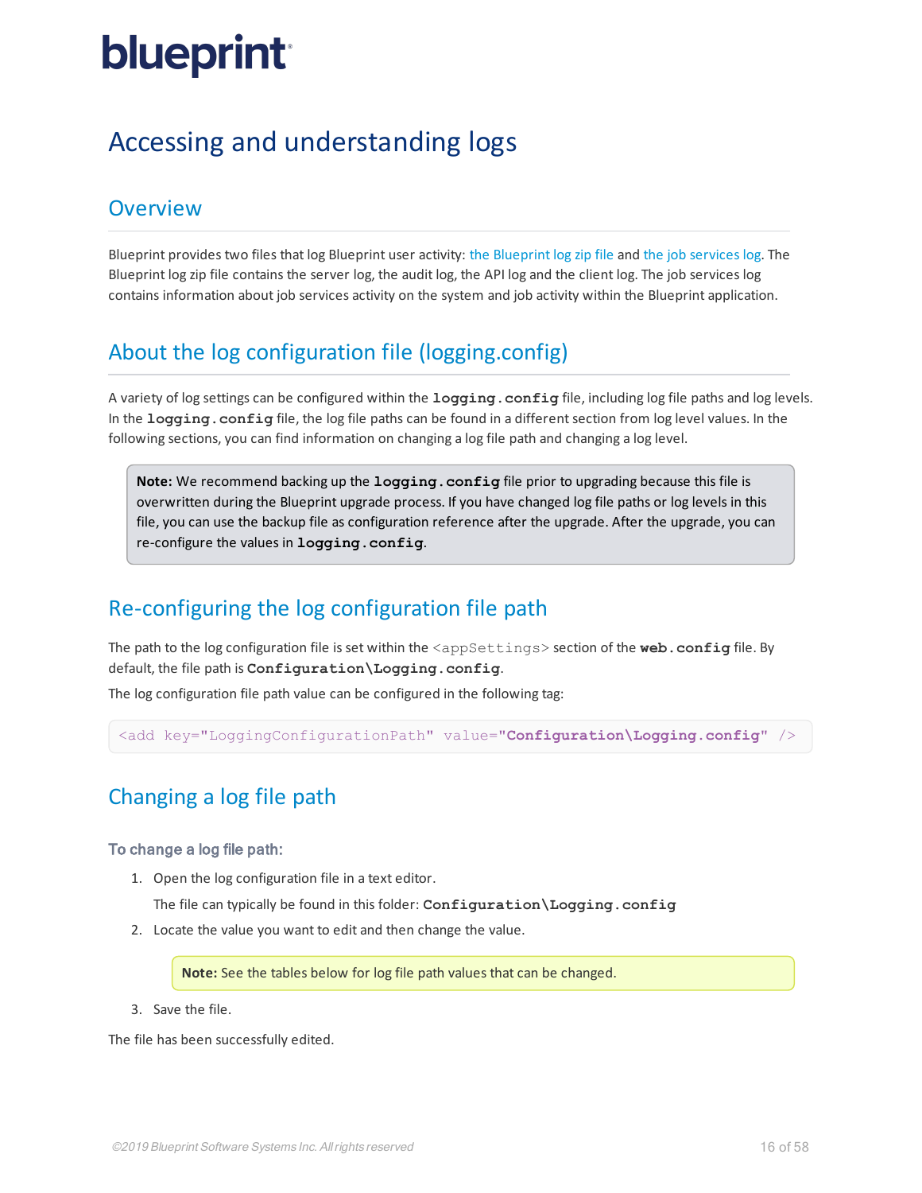# Accessing and understanding logs

## Overview

Blueprint provides two files that log Blueprint user activity: the Blueprint log zip file and the job services log. The Blueprint log zip file contains the server log, the audit log, the API log and the client log. The job services log contains information about job services activity on the system and job activity within the Blueprint application.

## About the log configuration file (logging.config)

A variety of log settings can be configured within the **logging.config** file, including log file paths and log levels. In the **logging.config** file, the log file paths can be found in a different section from log level values. In the following sections, you can find information on changing a log file path and changing a log level.

> **Note:** We recommend backing up the **logging.config** file prior to upgrading because this file is overwritten during the Blueprint upgrade process. If you have changed log file paths or log levels in this file, you can use the backup file as configuration reference after the upgrade. After the upgrade, you can re-configure the values in **logging.config**.

## Re-configuring the log configuration file path

The path to the log configuration file is set within the `<appSettings>` section of the **web.config** file. By default, the file path is **Configuration\Logging.config**.

The log configuration file path value can be configured in the following tag:

```
<add key="LoggingConfigurationPath" value="Configuration\Logging.config" />
```

## Changing a log file path

### To change a log file path:

1. Open the log configuration file in a text editor.

   The file can typically be found in this folder: **Configuration\Logging.config**
2. Locate the value you want to edit and then change the value.

   > **Note:** See the tables below for log file path values that can be changed.
3. Save the file.

The file has been successfully edited.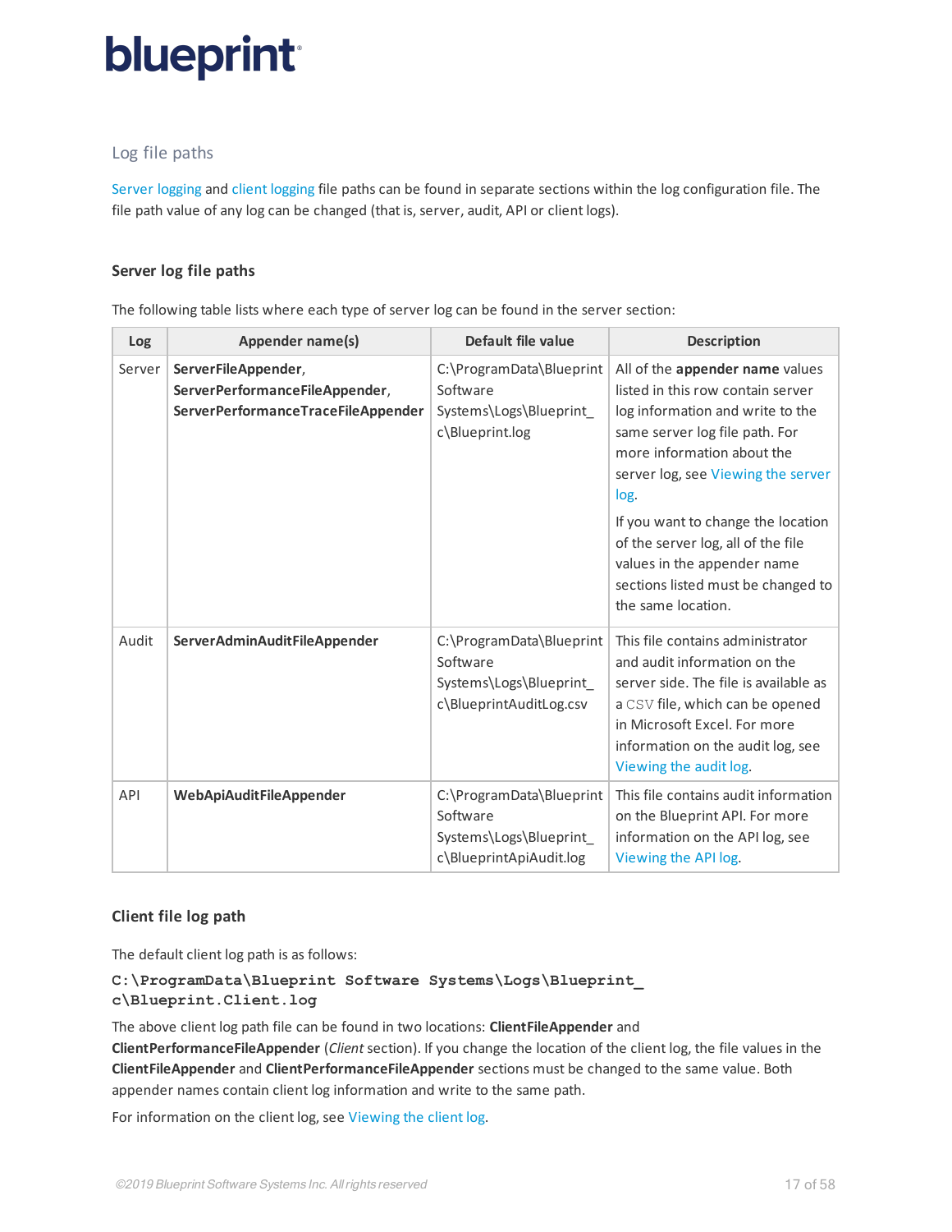## Log file paths

Server logging and client logging file paths can be found in separate sections within the log configuration file. The file path value of any log can be changed (that is, server, audit, API or client logs).

### Server log file paths

The following table lists where each type of server log can be found in the server section:

| Log | Appender name(s) | Default file value | Description |
|---|---|---|---|
| Server | **ServerFileAppender**, **ServerPerformanceFileAppender**, **ServerPerformanceTraceFileAppender** | C:\ProgramData\Blueprint Software Systems\Logs\Blueprint_c\Blueprint.log | All of the **appender name** values listed in this row contain server log information and write to the same server log file path. For more information about the server log, see Viewing the server log.<br><br>If you want to change the location of the server log, all of the file values in the appender name sections listed must be changed to the same location. |
| Audit | **ServerAdminAuditFileAppender** | C:\ProgramData\Blueprint Software Systems\Logs\Blueprint_c\BlueprintAuditLog.csv | This file contains administrator and audit information on the server side. The file is available as a `CSV` file, which can be opened in Microsoft Excel. For more information on the audit log, see Viewing the audit log. |
| API | **WebApiAuditFileAppender** | C:\ProgramData\Blueprint Software Systems\Logs\Blueprint_c\BlueprintApiAudit.log | This file contains audit information on the Blueprint API. For more information on the API log, see Viewing the API log. |

### Client file log path

The default client log path is as follows:

```
C:\ProgramData\Blueprint Software Systems\Logs\Blueprint_c\Blueprint.Client.log
```

The above client log path file can be found in two locations: **ClientFileAppender** and **ClientPerformanceFileAppender** (*Client* section). If you change the location of the client log, the file values in the **ClientFileAppender** and **ClientPerformanceFileAppender** sections must be changed to the same value. Both appender names contain client log information and write to the same path.

For information on the client log, see Viewing the client log.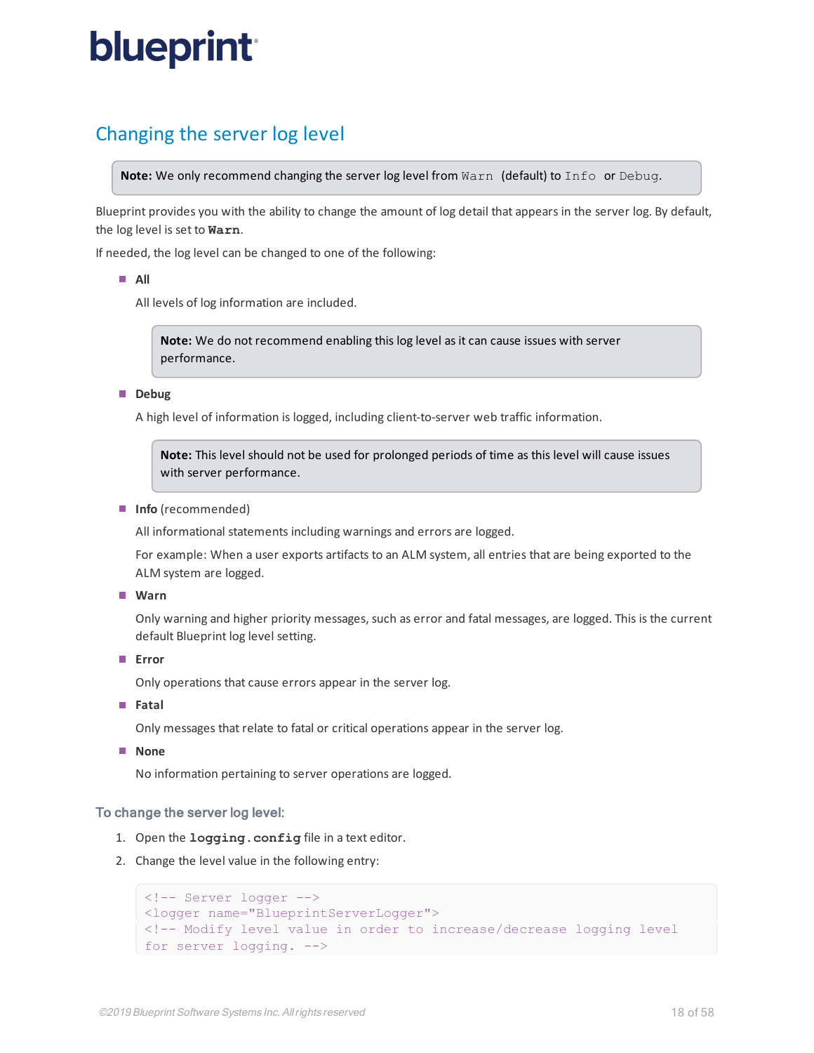## Changing the server log level

> **Note:** We only recommend changing the server log level from `Warn` (default) to `Info` or `Debug`.

Blueprint provides you with the ability to change the amount of log detail that appears in the server log. By default, the log level is set to **`Warn`**.

If needed, the log level can be changed to one of the following:

- **All**

  All levels of log information are included.

  > **Note:** We do not recommend enabling this log level as it can cause issues with server performance.

- **Debug**

  A high level of information is logged, including client-to-server web traffic information.

  > **Note:** This level should not be used for prolonged periods of time as this level will cause issues with server performance.

- **Info** (recommended)

  All informational statements including warnings and errors are logged.

  For example: When a user exports artifacts to an ALM system, all entries that are being exported to the ALM system are logged.

- **Warn**

  Only warning and higher priority messages, such as error and fatal messages, are logged. This is the current default Blueprint log level setting.

- **Error**

  Only operations that cause errors appear in the server log.

- **Fatal**

  Only messages that relate to fatal or critical operations appear in the server log.

- **None**

  No information pertaining to server operations are logged.

### To change the server log level:

1. Open the **`logging.config`** file in a text editor.
2. Change the level value in the following entry:

```
<!-- Server logger -->
<logger name="BlueprintServerLogger">
<!-- Modify level value in order to increase/decrease logging level
for server logging. -->
```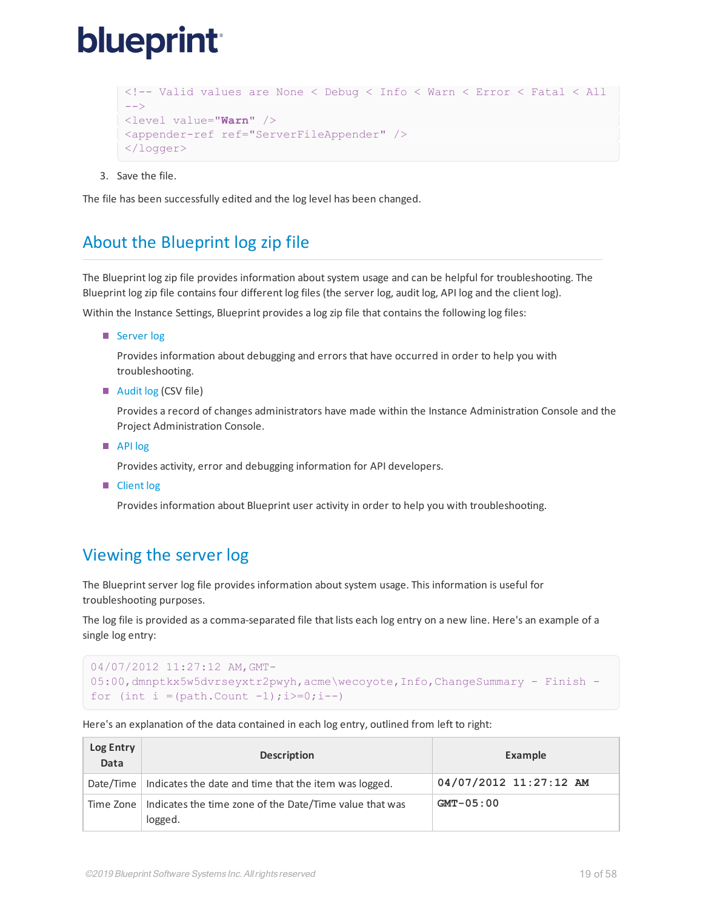```
<!-- Valid values are None < Debug < Info < Warn < Error < Fatal < All
-->
<level value="Warn" />
<appender-ref ref="ServerFileAppender" />
</logger>
```

3. Save the file.

The file has been successfully edited and the log level has been changed.

## About the Blueprint log zip file

The Blueprint log zip file provides information about system usage and can be helpful for troubleshooting. The Blueprint log zip file contains four different log files (the server log, audit log, API log and the client log).

Within the Instance Settings, Blueprint provides a log zip file that contains the following log files:

- Server log

  Provides information about debugging and errors that have occurred in order to help you with troubleshooting.

- Audit log (CSV file)

  Provides a record of changes administrators have made within the Instance Administration Console and the Project Administration Console.

- API log

  Provides activity, error and debugging information for API developers.

- Client log

  Provides information about Blueprint user activity in order to help you with troubleshooting.

## Viewing the server log

The Blueprint server log file provides information about system usage. This information is useful for troubleshooting purposes.

The log file is provided as a comma-separated file that lists each log entry on a new line. Here's an example of a single log entry:

```
04/07/2012 11:27:12 AM,GMT-
05:00,dmnptkx5w5dvrseyxtr2pwyh,acme\wecoyote,Info,ChangeSummary - Finish -
for (int i =(path.Count -1);i>=0;i--)
```

Here's an explanation of the data contained in each log entry, outlined from left to right:

| Log Entry Data | Description | Example |
|---|---|---|
| Date/Time | Indicates the date and time that the item was logged. | `04/07/2012 11:27:12 AM` |
| Time Zone | Indicates the time zone of the Date/Time value that was logged. | `GMT-05:00` |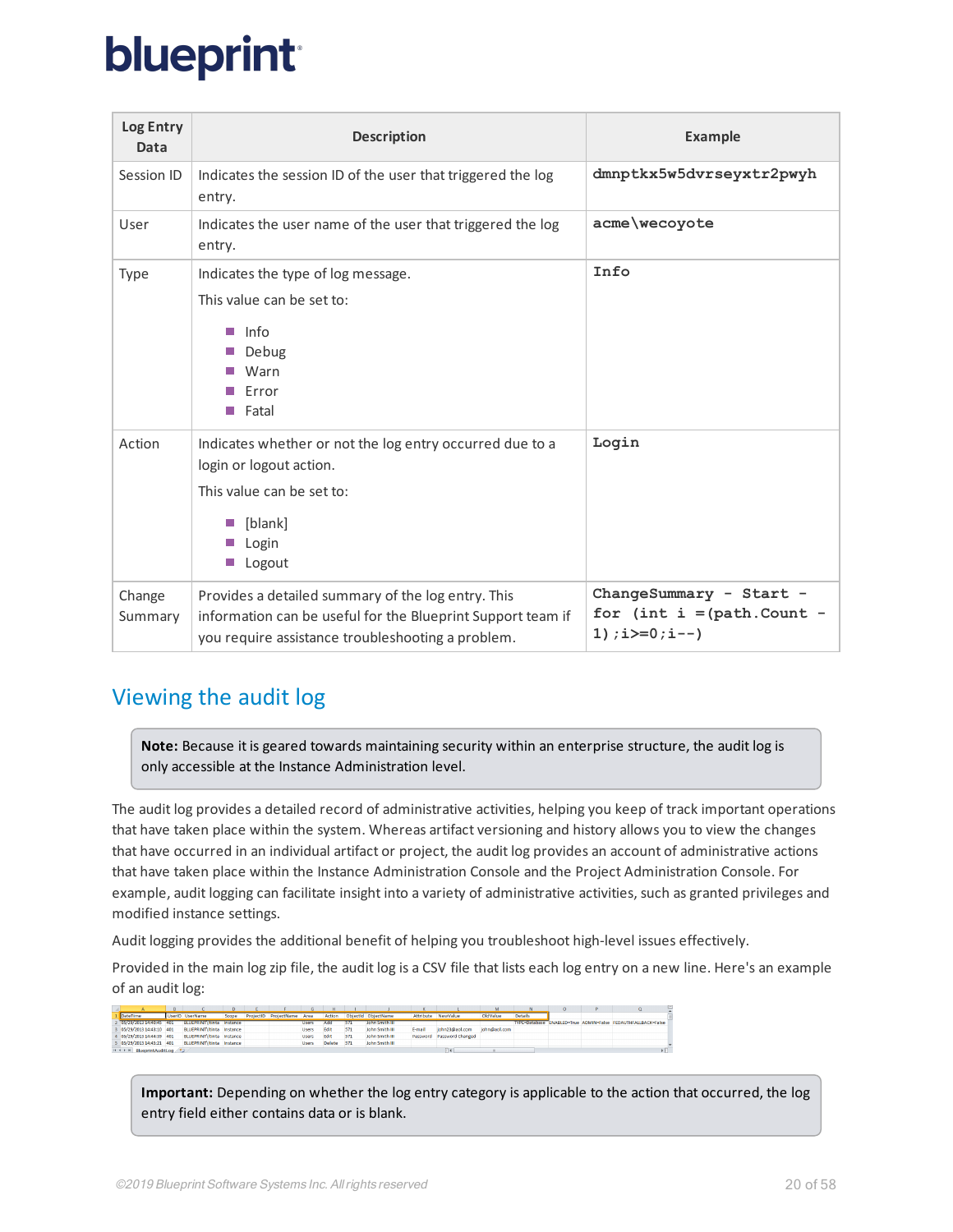| Log Entry Data | Description | Example |
| --- | --- | --- |
| Session ID | Indicates the session ID of the user that triggered the log entry. | `dmnptkx5w5dvrseyxtr2pwyh` |
| User | Indicates the user name of the user that triggered the log entry. | `acme\wecoyote` |
| Type | Indicates the type of log message. This value can be set to: <br>- Info<br>- Debug<br>- Warn<br>- Error<br>- Fatal | `Info` |
| Action | Indicates whether or not the log entry occurred due to a login or logout action. This value can be set to: <br>- [blank]<br>- Login<br>- Logout | `Login` |
| Change Summary | Provides a detailed summary of the log entry. This information can be useful for the Blueprint Support team if you require assistance troubleshooting a problem. | `ChangeSummary - Start - for (int i =(path.Count - 1);i>=0;i--)` |

## Viewing the audit log

> **Note:** Because it is geared towards maintaining security within an enterprise structure, the audit log is only accessible at the Instance Administration level.

The audit log provides a detailed record of administrative activities, helping you keep of track important operations that have taken place within the system. Whereas artifact versioning and history allows you to view the changes that have occurred in an individual artifact or project, the audit log provides an account of administrative actions that have taken place within the Instance Administration Console and the Project Administration Console. For example, audit logging can facilitate insight into a variety of administrative activities, such as granted privileges and modified instance settings.

Audit logging provides the additional benefit of helping you troubleshoot high-level issues effectively.

Provided in the main log zip file, the audit log is a CSV file that lists each log entry on a new line. Here's an example of an audit log:

> **Important:** Depending on whether the log entry category is applicable to the action that occurred, the log entry field either contains data or is blank.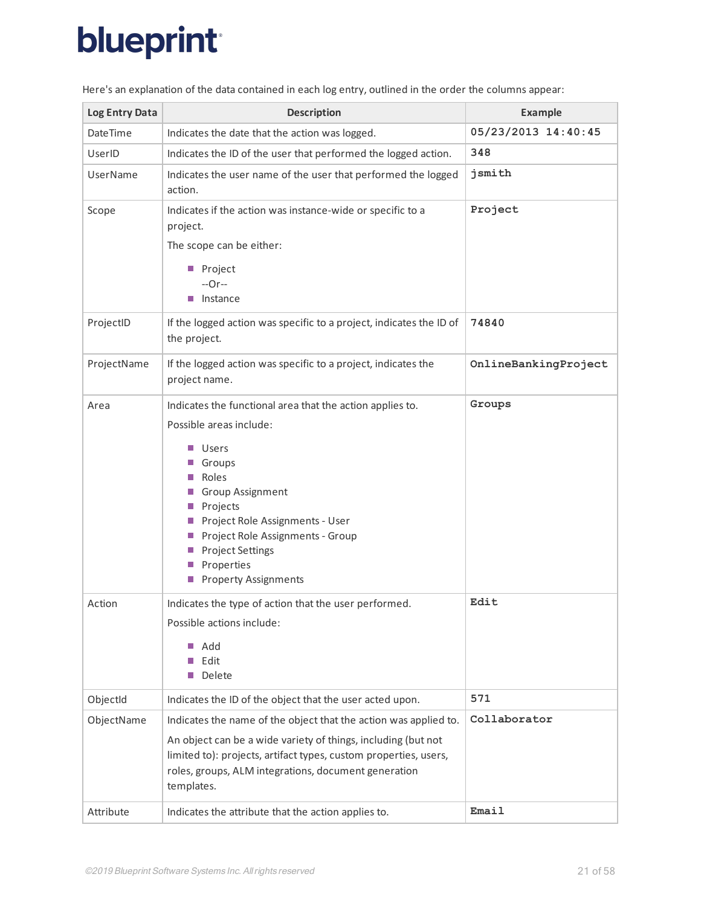Here's an explanation of the data contained in each log entry, outlined in the order the columns appear:

| Log Entry Data | Description | Example |
|---|---|---|
| DateTime | Indicates the date that the action was logged. | `05/23/2013 14:40:45` |
| UserID | Indicates the ID of the user that performed the logged action. | `348` |
| UserName | Indicates the user name of the user that performed the logged action. | `jsmith` |
| Scope | Indicates if the action was instance-wide or specific to a project.<br><br>The scope can be either:<br><br>- Project<br>--Or--<br>- Instance | `Project` |
| ProjectID | If the logged action was specific to a project, indicates the ID of the project. | `74840` |
| ProjectName | If the logged action was specific to a project, indicates the project name. | `OnlineBankingProject` |
| Area | Indicates the functional area that the action applies to.<br><br>Possible areas include:<br><br>- Users<br>- Groups<br>- Roles<br>- Group Assignment<br>- Projects<br>- Project Role Assignments - User<br>- Project Role Assignments - Group<br>- Project Settings<br>- Properties<br>- Property Assignments | `Groups` |
| Action | Indicates the type of action that the user performed.<br><br>Possible actions include:<br><br>- Add<br>- Edit<br>- Delete | `Edit` |
| ObjectId | Indicates the ID of the object that the user acted upon. | `571` |
| ObjectName | Indicates the name of the object that the action was applied to.<br><br>An object can be a wide variety of things, including (but not limited to): projects, artifact types, custom properties, users, roles, groups, ALM integrations, document generation templates. | `Collaborator` |
| Attribute | Indicates the attribute that the action applies to. | `Email` |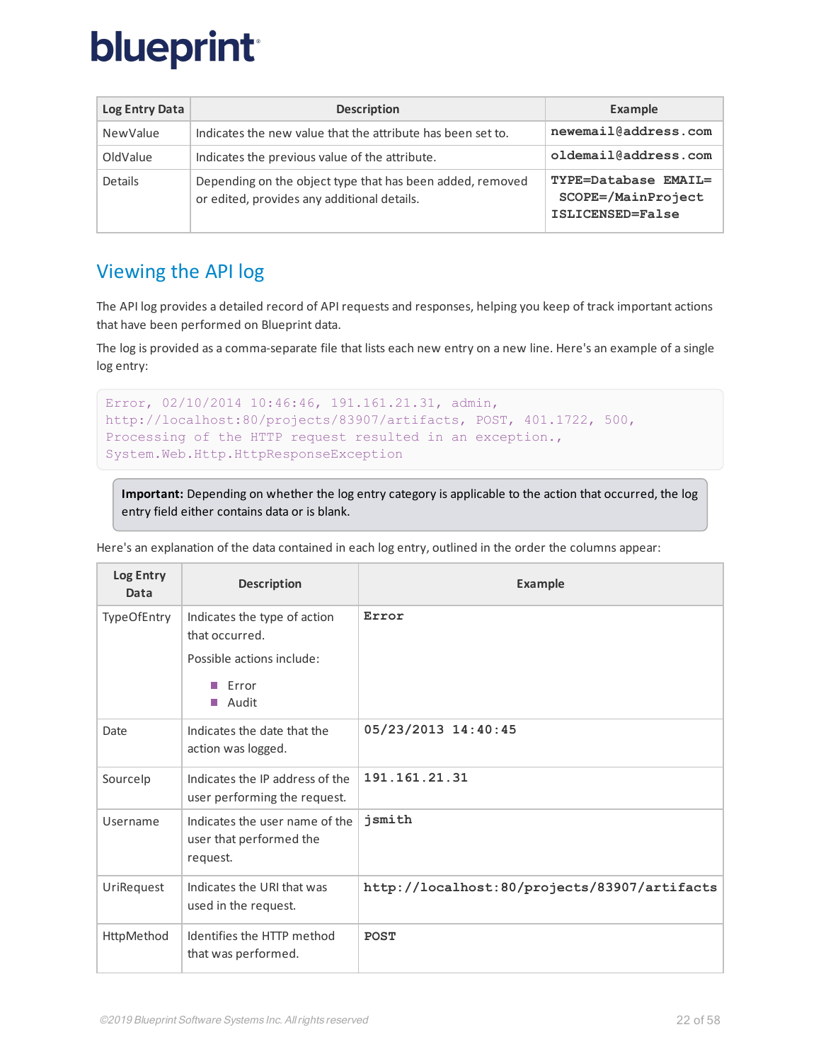| Log Entry Data | Description | Example |
| --- | --- | --- |
| NewValue | Indicates the new value that the attribute has been set to. | `newemail@address.com` |
| OldValue | Indicates the previous value of the attribute. | `oldemail@address.com` |
| Details | Depending on the object type that has been added, removed or edited, provides any additional details. | `TYPE=Database EMAIL= SCOPE=/MainProject ISLICENSED=False` |

## Viewing the API log

The API log provides a detailed record of API requests and responses, helping you keep of track important actions that have been performed on Blueprint data.

The log is provided as a comma-separate file that lists each new entry on a new line. Here's an example of a single log entry:

```
Error, 02/10/2014 10:46:46, 191.161.21.31, admin,
http://localhost:80/projects/83907/artifacts, POST, 401.1722, 500,
Processing of the HTTP request resulted in an exception.,
System.Web.Http.HttpResponseException
```

> **Important:** Depending on whether the log entry category is applicable to the action that occurred, the log entry field either contains data or is blank.

Here's an explanation of the data contained in each log entry, outlined in the order the columns appear:

| Log Entry Data | Description | Example |
| --- | --- | --- |
| TypeOfEntry | Indicates the type of action that occurred.<br>Possible actions include:<br>- Error<br>- Audit | `Error` |
| Date | Indicates the date that the action was logged. | `05/23/2013 14:40:45` |
| SourceIp | Indicates the IP address of the user performing the request. | `191.161.21.31` |
| Username | Indicates the user name of the user that performed the request. | `jsmith` |
| UriRequest | Indicates the URI that was used in the request. | `http://localhost:80/projects/83907/artifacts` |
| HttpMethod | Identifies the HTTP method that was performed. | `POST` |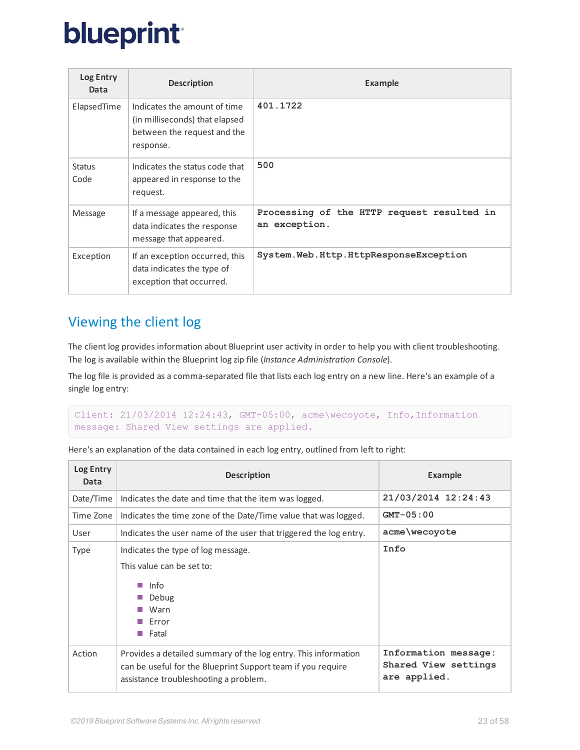| Log Entry Data | Description | Example |
| --- | --- | --- |
| ElapsedTime | Indicates the amount of time (in milliseconds) that elapsed between the request and the response. | **401.1722** |
| Status Code | Indicates the status code that appeared in response to the request. | **500** |
| Message | If a message appeared, this data indicates the response message that appeared. | **Processing of the HTTP request resulted in an exception.** |
| Exception | If an exception occurred, this data indicates the type of exception that occurred. | **System.Web.Http.HttpResponseException** |

## Viewing the client log

The client log provides information about Blueprint user activity in order to help you with client troubleshooting. The log is available within the Blueprint log zip file (*Instance Administration Console*).

The log file is provided as a comma-separated file that lists each log entry on a new line. Here's an example of a single log entry:

```
Client: 21/03/2014 12:24:43, GMT-05:00, acme\wecoyote, Info,Information message: Shared View settings are applied.
```

Here's an explanation of the data contained in each log entry, outlined from left to right:

| Log Entry Data | Description | Example |
| --- | --- | --- |
| Date/Time | Indicates the date and time that the item was logged. | **21/03/2014 12:24:43** |
| Time Zone | Indicates the time zone of the Date/Time value that was logged. | **GMT-05:00** |
| User | Indicates the user name of the user that triggered the log entry. | **acme\wecoyote** |
| Type | Indicates the type of log message.<br>This value can be set to:<br>- Info<br>- Debug<br>- Warn<br>- Error<br>- Fatal | **Info** |
| Action | Provides a detailed summary of the log entry. This information can be useful for the Blueprint Support team if you require assistance troubleshooting a problem. | **Information message: Shared View settings are applied.** |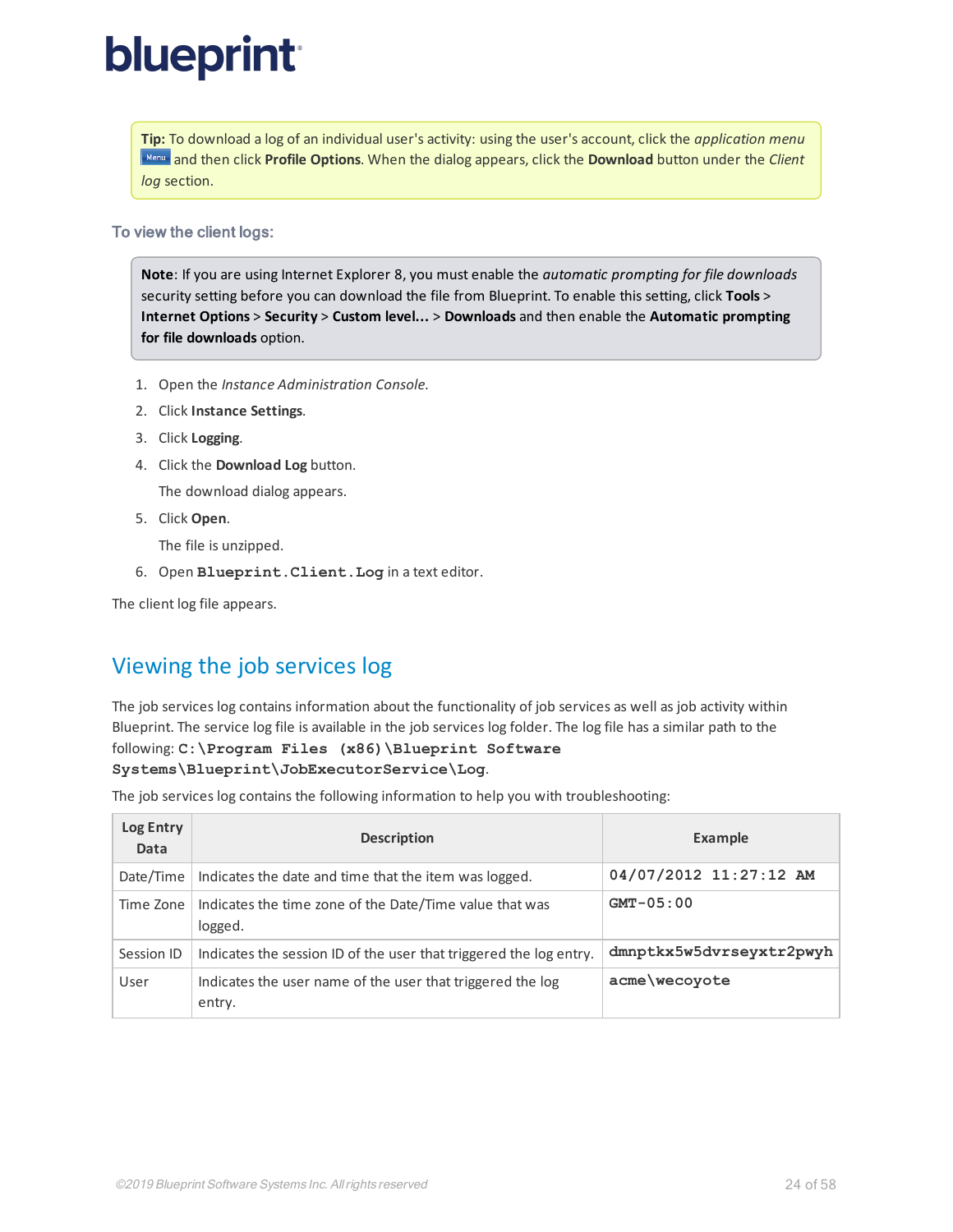**Tip:** To download a log of an individual user's activity: using the user's account, click the *application menu* Menu and then click **Profile Options**. When the dialog appears, click the **Download** button under the *Client log* section.

### To view the client logs:

**Note**: If you are using Internet Explorer 8, you must enable the *automatic prompting for file downloads* security setting before you can download the file from Blueprint. To enable this setting, click **Tools** > **Internet Options** > **Security** > **Custom level...** > **Downloads** and then enable the **Automatic prompting for file downloads** option.

1. Open the *Instance Administration Console*.
2. Click **Instance Settings**.
3. Click **Logging**.
4. Click the **Download Log** button.

   The download dialog appears.
5. Click **Open**.

   The file is unzipped.
6. Open `Blueprint.Client.Log` in a text editor.

The client log file appears.

## Viewing the job services log

The job services log contains information about the functionality of job services as well as job activity within Blueprint. The service log file is available in the job services log folder. The log file has a similar path to the following: `C:\Program Files (x86)\Blueprint Software Systems\Blueprint\JobExecutorService\Log`.

The job services log contains the following information to help you with troubleshooting:

| Log Entry Data | Description | Example |
|---|---|---|
| Date/Time | Indicates the date and time that the item was logged. | `04/07/2012 11:27:12 AM` |
| Time Zone | Indicates the time zone of the Date/Time value that was logged. | `GMT-05:00` |
| Session ID | Indicates the session ID of the user that triggered the log entry. | `dmnptkx5w5dvrseyxtr2pwyh` |
| User | Indicates the user name of the user that triggered the log entry. | `acme\wecoyote` |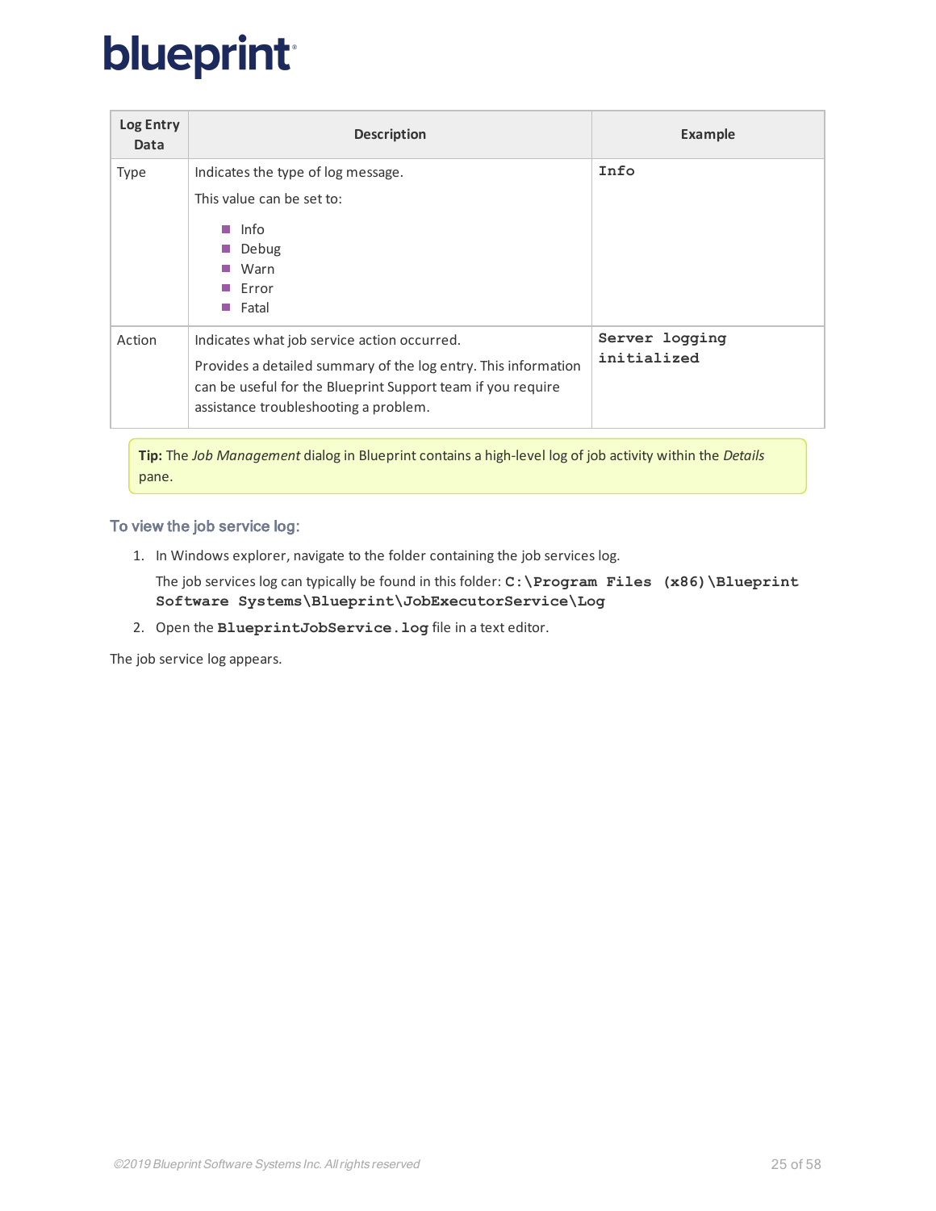| Log Entry Data | Description | Example |
|---|---|---|
| Type | Indicates the type of log message.<br><br>This value can be set to:<br><br>- Info<br>- Debug<br>- Warn<br>- Error<br>- Fatal | `Info` |
| Action | Indicates what job service action occurred.<br><br>Provides a detailed summary of the log entry. This information can be useful for the Blueprint Support team if you require assistance troubleshooting a problem. | `Server logging initialized` |

> **Tip:** The *Job Management* dialog in Blueprint contains a high-level log of job activity within the *Details* pane.

### To view the job service log:

1. In Windows explorer, navigate to the folder containing the job services log.

   The job services log can typically be found in this folder: **`C:\Program Files (x86)\Blueprint Software Systems\Blueprint\JobExecutorService\Log`**

2. Open the **`BlueprintJobService.log`** file in a text editor.

The job service log appears.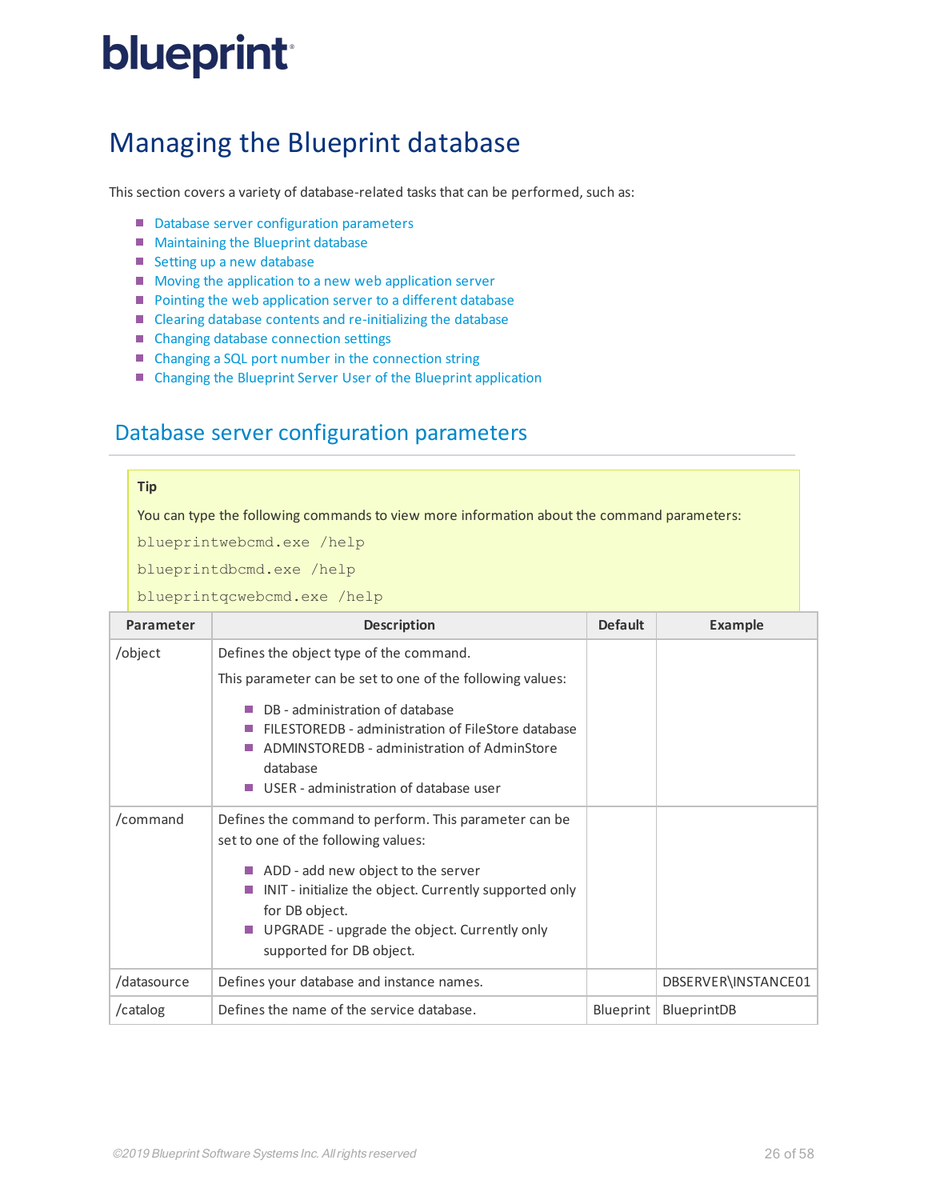# Managing the Blueprint database

This section covers a variety of database-related tasks that can be performed, such as:

- Database server configuration parameters
- Maintaining the Blueprint database
- Setting up a new database
- Moving the application to a new web application server
- Pointing the web application server to a different database
- Clearing database contents and re-initializing the database
- Changing database connection settings
- Changing a SQL port number in the connection string
- Changing the Blueprint Server User of the Blueprint application

## Database server configuration parameters

> **Tip**
>
> You can type the following commands to view more information about the command parameters:
>
> ```
> blueprintwebcmd.exe /help
> blueprintdbcmd.exe /help
> blueprintqcwebcmd.exe /help
> ```

| Parameter | Description | Default | Example |
|---|---|---|---|
| /object | Defines the object type of the command.<br><br>This parameter can be set to one of the following values:<br>- DB - administration of database<br>- FILESTOREDB - administration of FileStore database<br>- ADMINSTOREDB - administration of AdminStore database<br>- USER - administration of database user | | |
| /command | Defines the command to perform. This parameter can be set to one of the following values:<br>- ADD - add new object to the server<br>- INIT - initialize the object. Currently supported only for DB object.<br>- UPGRADE - upgrade the object. Currently only supported for DB object. | | |
| /datasource | Defines your database and instance names. | | DBSERVER\INSTANCE01 |
| /catalog | Defines the name of the service database. | Blueprint | BlueprintDB |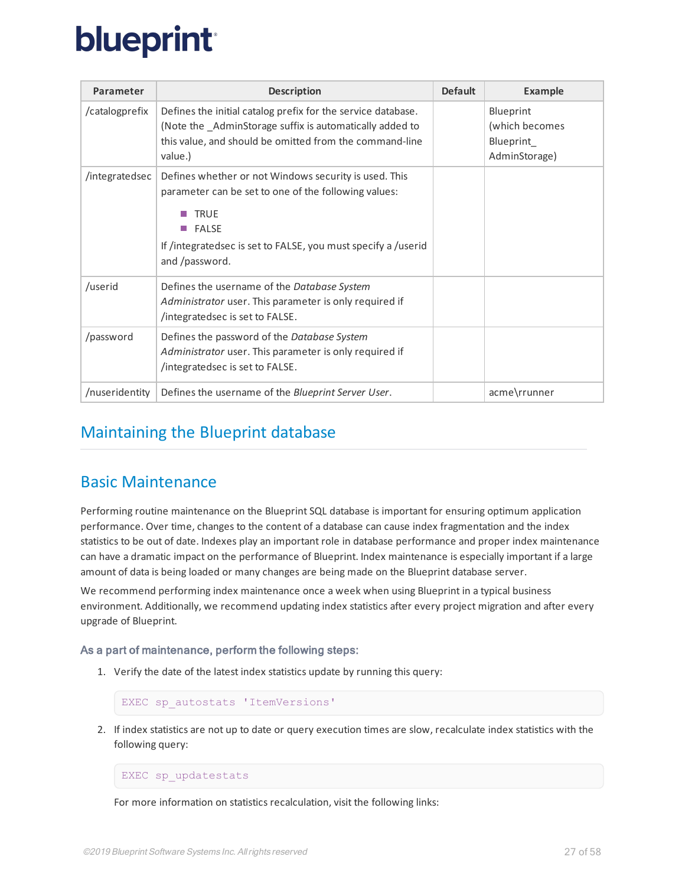| Parameter | Description | Default | Example |
| --- | --- | --- | --- |
| /catalogprefix | Defines the initial catalog prefix for the service database. (Note the _AdminStorage suffix is automatically added to this value, and should be omitted from the command-line value.) | | Blueprint (which becomes Blueprint_ AdminStorage) |
| /integratedsec | Defines whether or not Windows security is used. This parameter can be set to one of the following values: <br>■ TRUE <br>■ FALSE <br>If /integratedsec is set to FALSE, you must specify a /userid and /password. | | |
| /userid | Defines the username of the *Database System Administrator* user. This parameter is only required if /integratedsec is set to FALSE. | | |
| /password | Defines the password of the *Database System Administrator* user. This parameter is only required if /integratedsec is set to FALSE. | | |
| /nuseridentity | Defines the username of the *Blueprint Server User*. | | acme\rrunner |

# Maintaining the Blueprint database

## Basic Maintenance

Performing routine maintenance on the Blueprint SQL database is important for ensuring optimum application performance. Over time, changes to the content of a database can cause index fragmentation and the index statistics to be out of date. Indexes play an important role in database performance and proper index maintenance can have a dramatic impact on the performance of Blueprint. Index maintenance is especially important if a large amount of data is being loaded or many changes are being made on the Blueprint database server.

We recommend performing index maintenance once a week when using Blueprint in a typical business environment. Additionally, we recommend updating index statistics after every project migration and after every upgrade of Blueprint.

### As a part of maintenance, perform the following steps:

1. Verify the date of the latest index statistics update by running this query:

```
EXEC sp_autostats 'ItemVersions'
```

2. If index statistics are not up to date or query execution times are slow, recalculate index statistics with the following query:

```
EXEC sp_updatestats
```

For more information on statistics recalculation, visit the following links: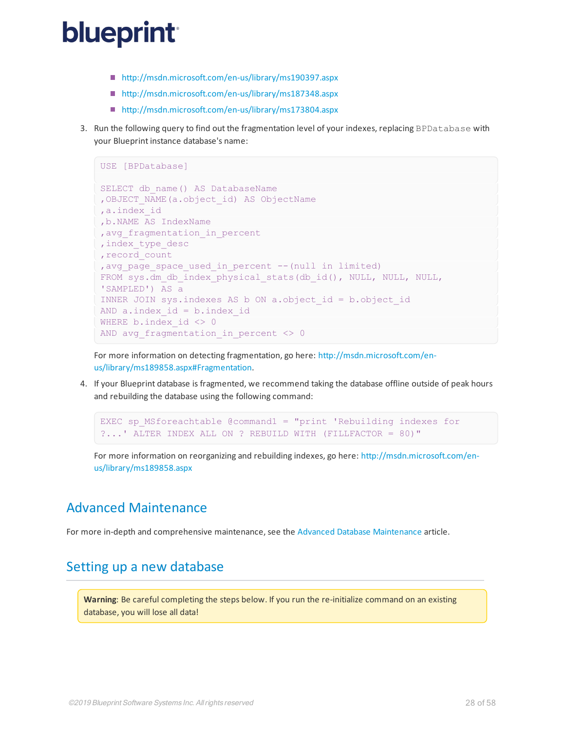- http://msdn.microsoft.com/en-us/library/ms190397.aspx
- http://msdn.microsoft.com/en-us/library/ms187348.aspx
- http://msdn.microsoft.com/en-us/library/ms173804.aspx

3. Run the following query to find out the fragmentation level of your indexes, replacing `BPDatabase` with your Blueprint instance database's name:

```
USE [BPDatabase]

SELECT db_name() AS DatabaseName
,OBJECT_NAME(a.object_id) AS ObjectName
,a.index_id
,b.NAME AS IndexName
,avg_fragmentation_in_percent
,index_type_desc
,record_count
,avg_page_space_used_in_percent --(null in limited)
FROM sys.dm_db_index_physical_stats(db_id(), NULL, NULL, NULL,
'SAMPLED') AS a
INNER JOIN sys.indexes AS b ON a.object_id = b.object_id
AND a.index_id = b.index_id
WHERE b.index_id <> 0
AND avg_fragmentation_in_percent <> 0
```

   For more information on detecting fragmentation, go here: http://msdn.microsoft.com/en-us/library/ms189858.aspx#Fragmentation.

4. If your Blueprint database is fragmented, we recommend taking the database offline outside of peak hours and rebuilding the database using the following command:

```
EXEC sp_MSforeachtable @command1 = "print 'Rebuilding indexes for
?...' ALTER INDEX ALL ON ? REBUILD WITH (FILLFACTOR = 80)"
```

   For more information on reorganizing and rebuilding indexes, go here: http://msdn.microsoft.com/en-us/library/ms189858.aspx

## Advanced Maintenance

For more in-depth and comprehensive maintenance, see the Advanced Database Maintenance article.

## Setting up a new database

> **Warning**: Be careful completing the steps below. If you run the re-initialize command on an existing database, you will lose all data!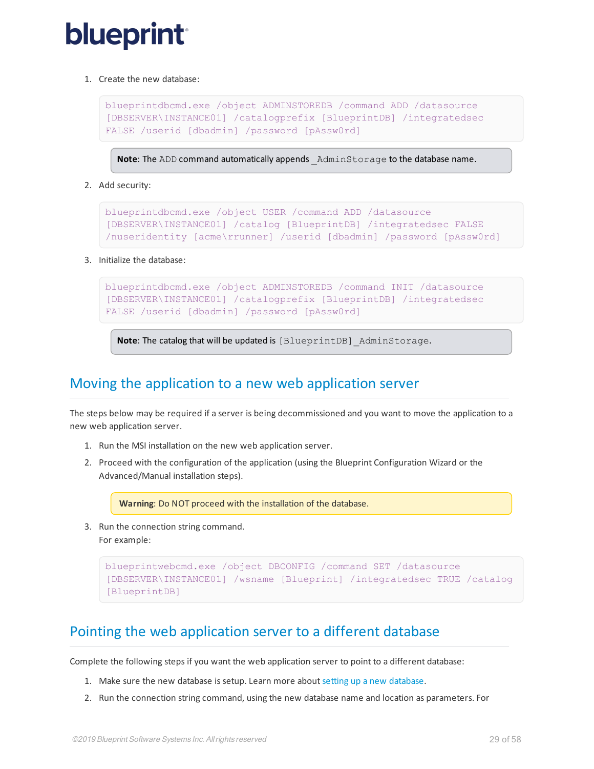1. Create the new database:

   ```
   blueprintdbcmd.exe /object ADMINSTOREDB /command ADD /datasource [DBSERVER\INSTANCE01] /catalogprefix [BlueprintDB] /integratedsec FALSE /userid [dbadmin] /password [pAssw0rd]
   ```

   > **Note**: The `ADD` command automatically appends `_AdminStorage` to the database name.

2. Add security:

   ```
   blueprintdbcmd.exe /object USER /command ADD /datasource [DBSERVER\INSTANCE01] /catalog [BlueprintDB] /integratedsec FALSE /nuseridentity [acme\rrunner] /userid [dbadmin] /password [pAssw0rd]
   ```

3. Initialize the database:

   ```
   blueprintdbcmd.exe /object ADMINSTOREDB /command INIT /datasource [DBSERVER\INSTANCE01] /catalogprefix [BlueprintDB] /integratedsec FALSE /userid [dbadmin] /password [pAssw0rd]
   ```

   > **Note**: The catalog that will be updated is `[BlueprintDB]_AdminStorage`.

## Moving the application to a new web application server

The steps below may be required if a server is being decommissioned and you want to move the application to a new web application server.

1. Run the MSI installation on the new web application server.
2. Proceed with the configuration of the application (using the Blueprint Configuration Wizard or the Advanced/Manual installation steps).

   > **Warning**: Do NOT proceed with the installation of the database.

3. Run the connection string command.
   For example:

   ```
   blueprintwebcmd.exe /object DBCONFIG /command SET /datasource [DBSERVER\INSTANCE01] /wsname [Blueprint] /integratedsec TRUE /catalog [BlueprintDB]
   ```

## Pointing the web application server to a different database

Complete the following steps if you want the web application server to point to a different database:

1. Make sure the new database is setup. Learn more about setting up a new database.
2. Run the connection string command, using the new database name and location as parameters. For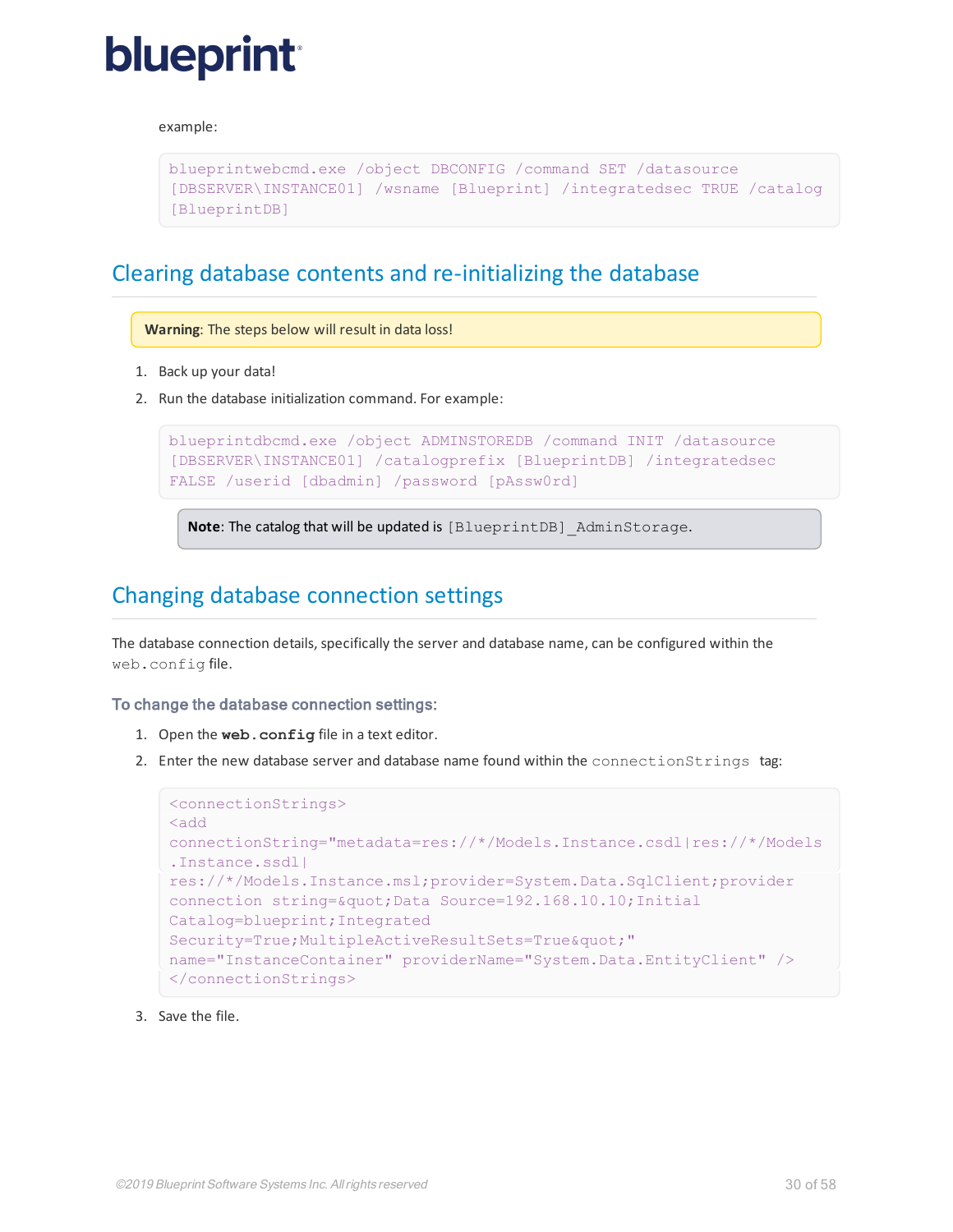example:

```
blueprintwebcmd.exe /object DBCONFIG /command SET /datasource
[DBSERVER\INSTANCE01] /wsname [Blueprint] /integratedsec TRUE /catalog
[BlueprintDB]
```

## Clearing database contents and re-initializing the database

**Warning**: The steps below will result in data loss!

1. Back up your data!
2. Run the database initialization command. For example:

```
blueprintdbcmd.exe /object ADMINSTOREDB /command INIT /datasource
[DBSERVER\INSTANCE01] /catalogprefix [BlueprintDB] /integratedsec
FALSE /userid [dbadmin] /password [pAssw0rd]
```

**Note**: The catalog that will be updated is `[BlueprintDB]_AdminStorage`.

## Changing database connection settings

The database connection details, specifically the server and database name, can be configured within the `web.config` file.

### To change the database connection settings:

1. Open the **`web.config`** file in a text editor.
2. Enter the new database server and database name found within the `connectionStrings` tag:

```
<connectionStrings>
<add
connectionString="metadata=res://*/Models.Instance.csdl|res://*/Models
.Instance.ssdl|
res://*/Models.Instance.msl;provider=System.Data.SqlClient;provider
connection string=&quot;Data Source=192.168.10.10;Initial
Catalog=blueprint;Integrated
Security=True;MultipleActiveResultSets=True&quot;"
name="InstanceContainer" providerName="System.Data.EntityClient" />
</connectionStrings>
```

3. Save the file.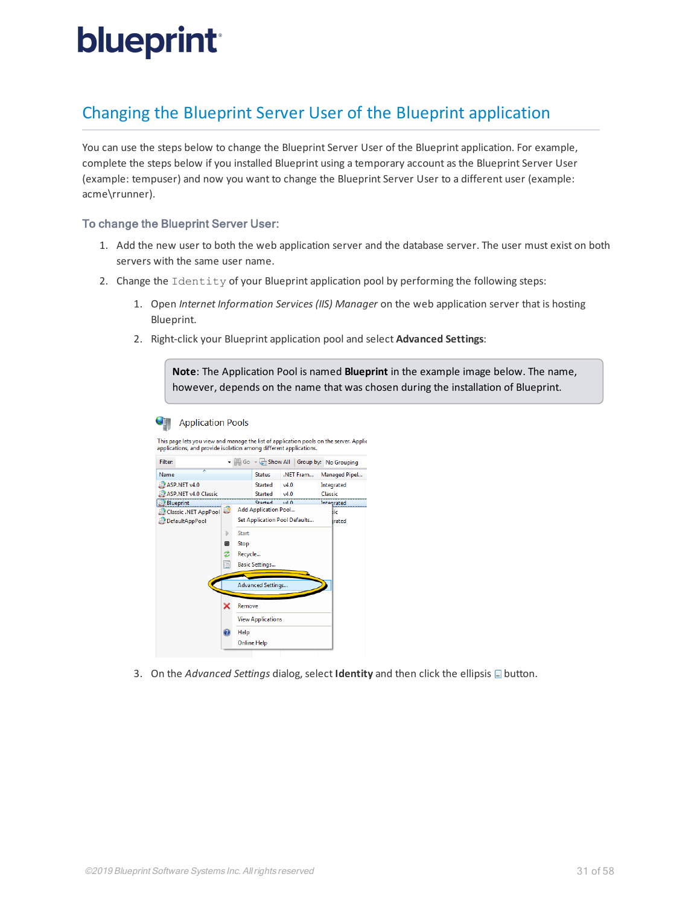## Changing the Blueprint Server User of the Blueprint application

You can use the steps below to change the Blueprint Server User of the Blueprint application. For example, complete the steps below if you installed Blueprint using a temporary account as the Blueprint Server User (example: tempuser) and now you want to change the Blueprint Server User to a different user (example: acme\rrunner).

### To change the Blueprint Server User:

1. Add the new user to both the web application server and the database server. The user must exist on both servers with the same user name.
2. Change the `Identity` of your Blueprint application pool by performing the following steps:
   1. Open *Internet Information Services (IIS) Manager* on the web application server that is hosting Blueprint.
   2. Right-click your Blueprint application pool and select **Advanced Settings**:

      > **Note**: The Application Pool is named **Blueprint** in the example image below. The name, however, depends on the name that was chosen during the installation of Blueprint.

   3. On the *Advanced Settings* dialog, select **Identity** and then click the ellipsis button.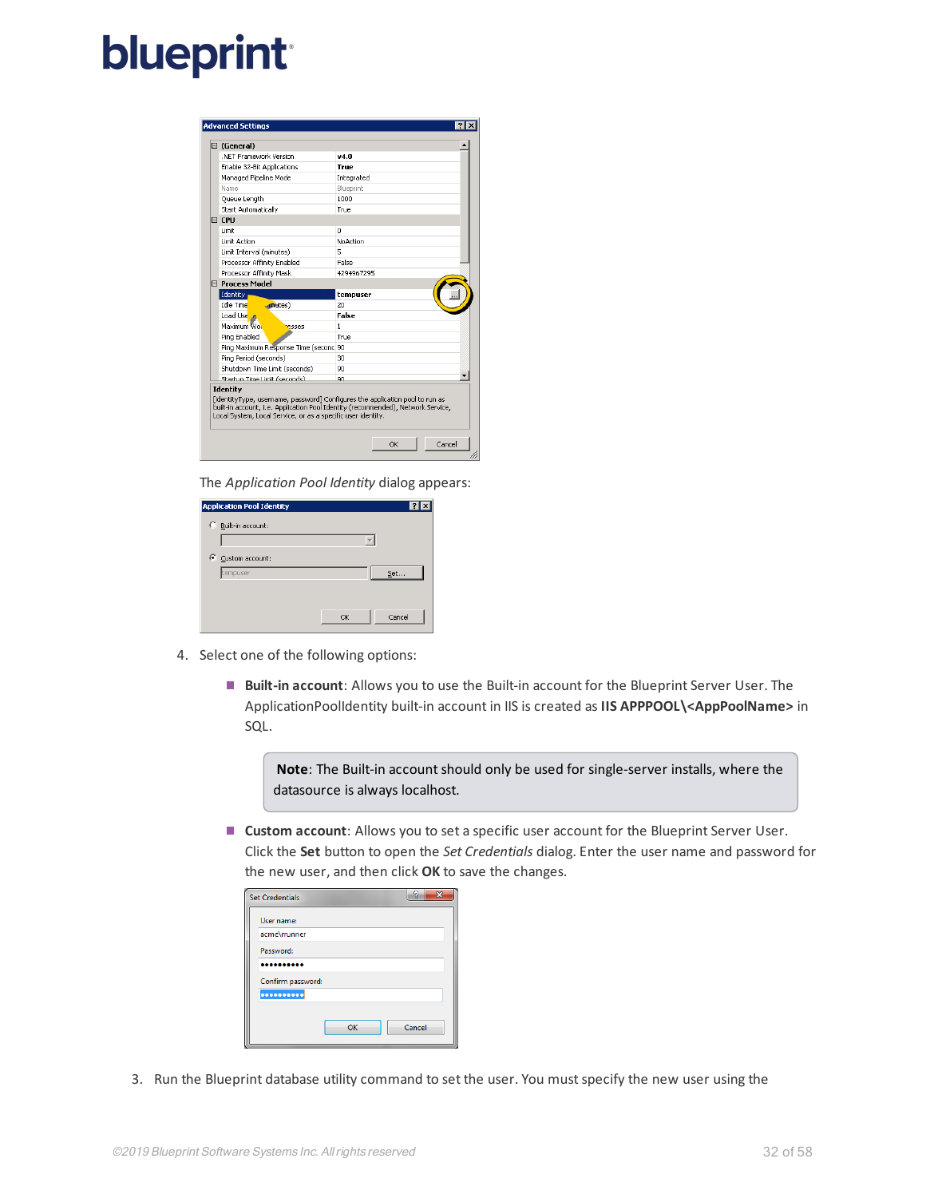The *Application Pool Identity* dialog appears:

4. Select one of the following options:

   - **Built-in account**: Allows you to use the Built-in account for the Blueprint Server User. The ApplicationPoolIdentity built-in account in IIS is created as **IIS APPPOOL\<AppPoolName>** in SQL.

     **Note**: The Built-in account should only be used for single-server installs, where the datasource is always localhost.

   - **Custom account**: Allows you to set a specific user account for the Blueprint Server User. Click the **Set** button to open the *Set Credentials* dialog. Enter the user name and password for the new user, and then click **OK** to save the changes.

3. Run the Blueprint database utility command to set the user. You must specify the new user using the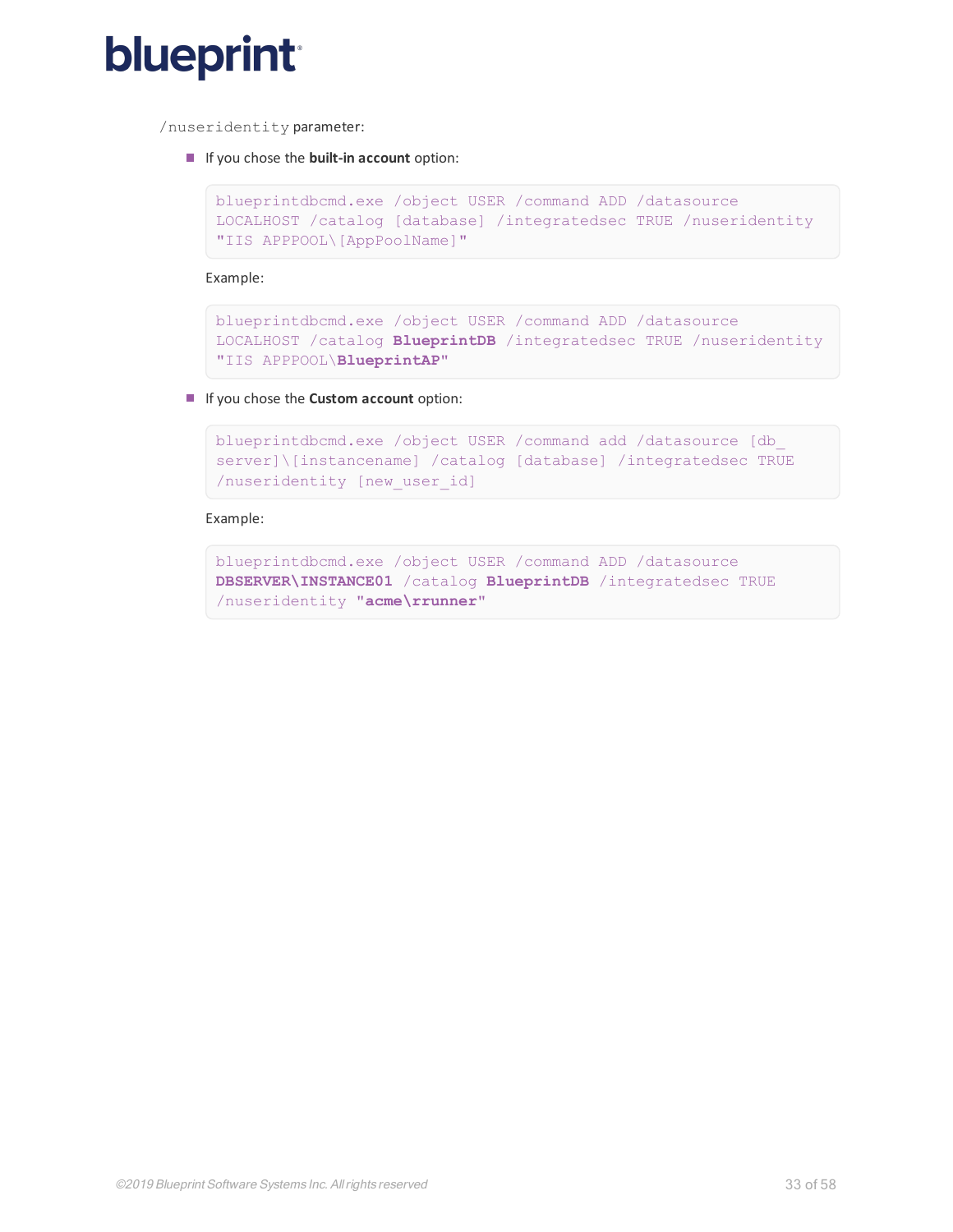`/nuseridentity` parameter:

- If you chose the **built-in account** option:

  ```
  blueprintdbcmd.exe /object USER /command ADD /datasource LOCALHOST /catalog [database] /integratedsec TRUE /nuseridentity "IIS APPPOOL\[AppPoolName]"
  ```

  Example:

  ```
  blueprintdbcmd.exe /object USER /command ADD /datasource LOCALHOST /catalog BlueprintDB /integratedsec TRUE /nuseridentity "IIS APPPOOL\BlueprintAP"
  ```

- If you chose the **Custom account** option:

  ```
  blueprintdbcmd.exe /object USER /command add /datasource [db_server]\[instancename] /catalog [database] /integratedsec TRUE /nuseridentity [new_user_id]
  ```

  Example:

  ```
  blueprintdbcmd.exe /object USER /command ADD /datasource DBSERVER\INSTANCE01 /catalog BlueprintDB /integratedsec TRUE /nuseridentity "acme\rrunner"
  ```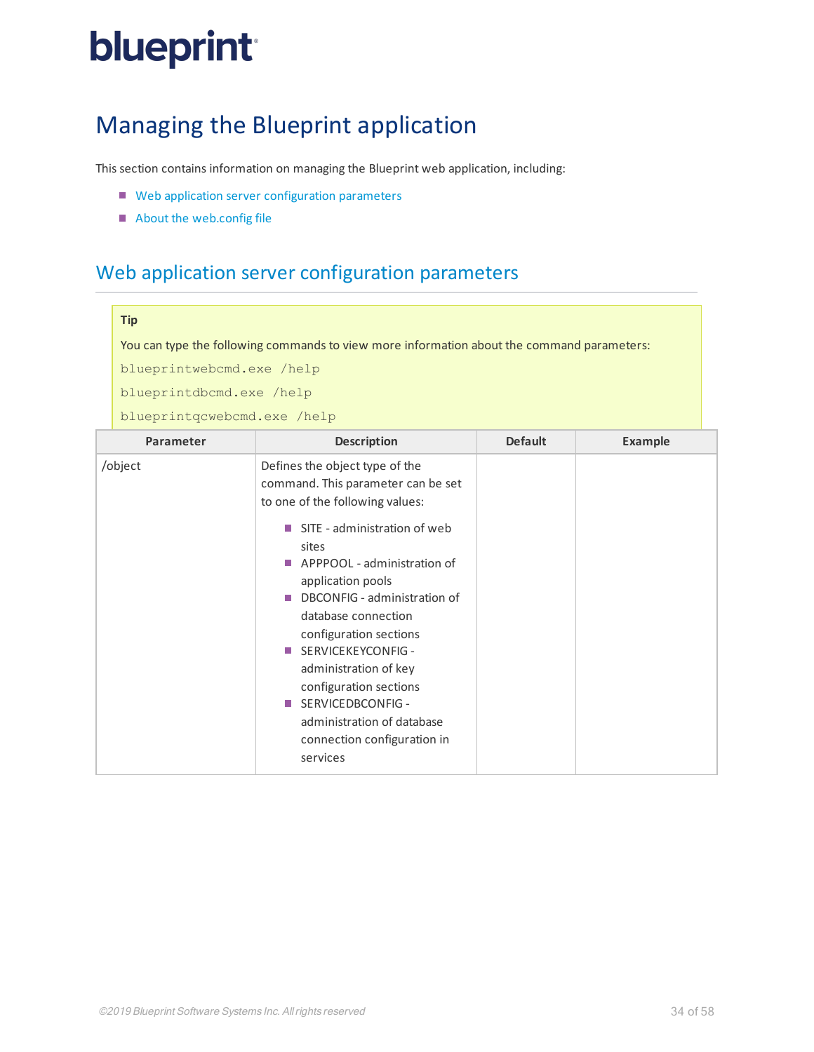# Managing the Blueprint application

This section contains information on managing the Blueprint web application, including:

- Web application server configuration parameters
- About the web.config file

## Web application server configuration parameters

> **Tip**
>
> You can type the following commands to view more information about the command parameters:
>
> `blueprintwebcmd.exe /help`
>
> `blueprintdbcmd.exe /help`
>
> `blueprintqcwebcmd.exe /help`

| Parameter | Description | Default | Example |
|---|---|---|---|
| /object | Defines the object type of the command. This parameter can be set to one of the following values:<br>- SITE - administration of web sites<br>- APPPOOL - administration of application pools<br>- DBCONFIG - administration of database connection configuration sections<br>- SERVICEKEYCONFIG - administration of key configuration sections<br>- SERVICEDBCONFIG - administration of database connection configuration in services | | |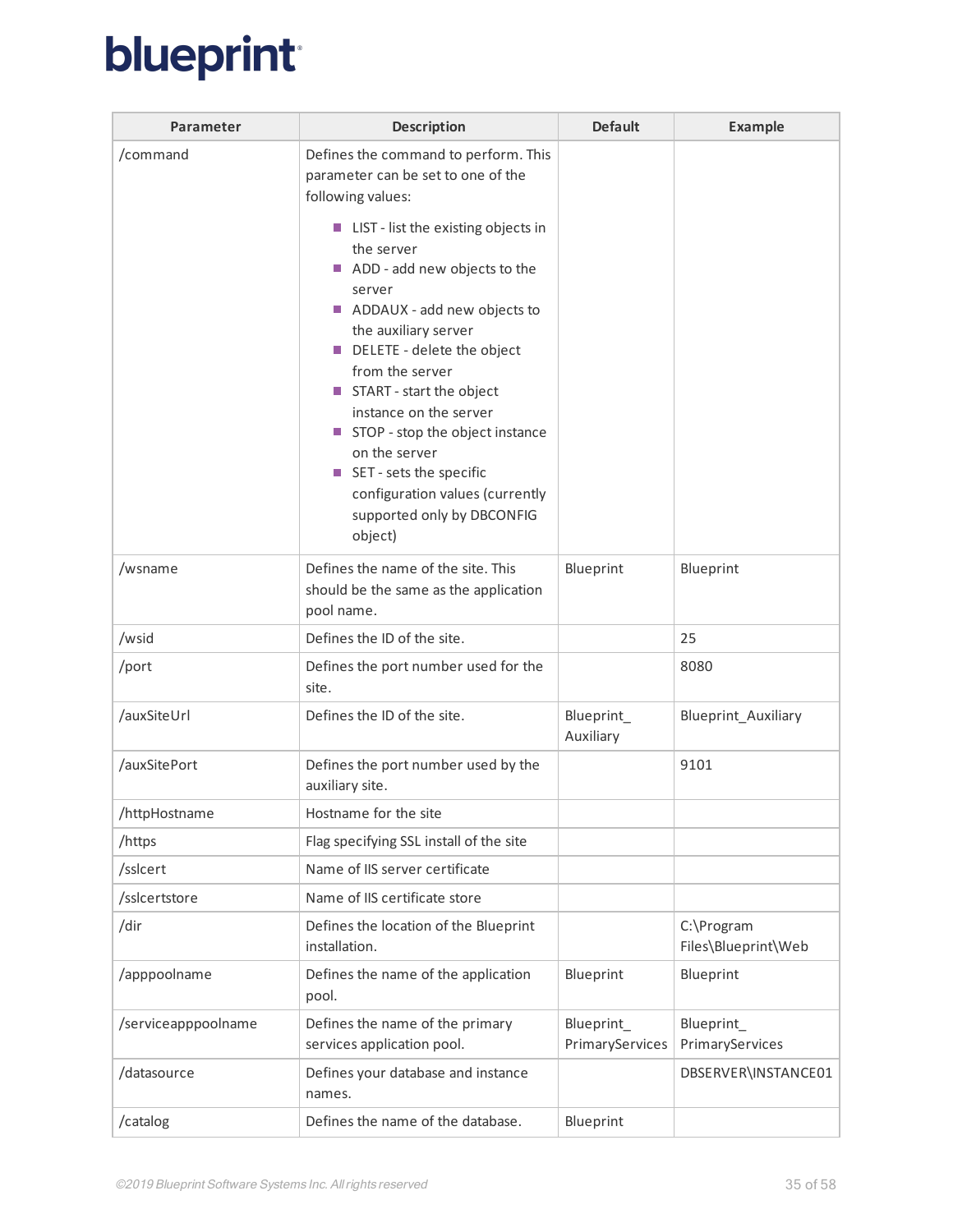| Parameter | Description | Default | Example |
|---|---|---|---|
| /command | Defines the command to perform. This parameter can be set to one of the following values:<br>- LIST - list the existing objects in the server<br>- ADD - add new objects to the server<br>- ADDAUX - add new objects to the auxiliary server<br>- DELETE - delete the object from the server<br>- START - start the object instance on the server<br>- STOP - stop the object instance on the server<br>- SET - sets the specific configuration values (currently supported only by DBCONFIG object) | | |
| /wsname | Defines the name of the site. This should be the same as the application pool name. | Blueprint | Blueprint |
| /wsid | Defines the ID of the site. | | 25 |
| /port | Defines the port number used for the site. | | 8080 |
| /auxSiteUrl | Defines the ID of the site. | Blueprint_Auxiliary | Blueprint_Auxiliary |
| /auxSitePort | Defines the port number used by the auxiliary site. | | 9101 |
| /httpHostname | Hostname for the site | | |
| /https | Flag specifying SSL install of the site | | |
| /sslcert | Name of IIS server certificate | | |
| /sslcertstore | Name of IIS certificate store | | |
| /dir | Defines the location of the Blueprint installation. | | C:\Program Files\Blueprint\Web |
| /apppoolname | Defines the name of the application pool. | Blueprint | Blueprint |
| /serviceapppoolname | Defines the name of the primary services application pool. | Blueprint_PrimaryServices | Blueprint_PrimaryServices |
| /datasource | Defines your database and instance names. | | DBSERVER\INSTANCE01 |
| /catalog | Defines the name of the database. | Blueprint | |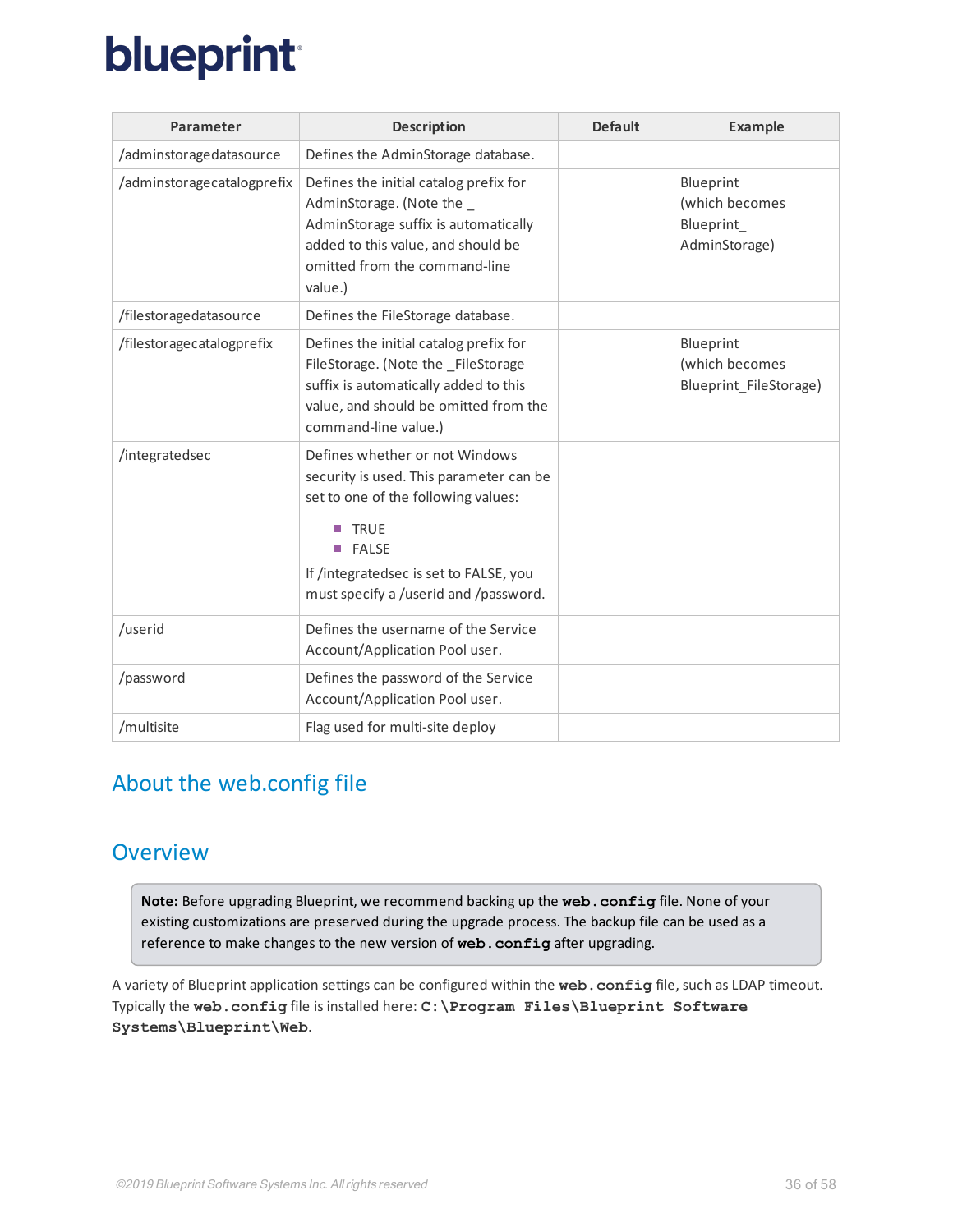| Parameter | Description | Default | Example |
|---|---|---|---|
| /adminstoragedatasource | Defines the AdminStorage database. | | |
| /adminstoragecatalogprefix | Defines the initial catalog prefix for AdminStorage. (Note the _AdminStorage suffix is automatically added to this value, and should be omitted from the command-line value.) | | Blueprint (which becomes Blueprint_AdminStorage) |
| /filestoragedatasource | Defines the FileStorage database. | | |
| /filestoragecatalogprefix | Defines the initial catalog prefix for FileStorage. (Note the _FileStorage suffix is automatically added to this value, and should be omitted from the command-line value.) | | Blueprint (which becomes Blueprint_FileStorage) |
| /integratedsec | Defines whether or not Windows security is used. This parameter can be set to one of the following values:<br>- TRUE<br>- FALSE<br><br>If /integratedsec is set to FALSE, you must specify a /userid and /password. | | |
| /userid | Defines the username of the Service Account/Application Pool user. | | |
| /password | Defines the password of the Service Account/Application Pool user. | | |
| /multisite | Flag used for multi-site deploy | | |

# About the web.config file

## Overview

> **Note:** Before upgrading Blueprint, we recommend backing up the **`web.config`** file. None of your existing customizations are preserved during the upgrade process. The backup file can be used as a reference to make changes to the new version of **`web.config`** after upgrading.

A variety of Blueprint application settings can be configured within the **`web.config`** file, such as LDAP timeout. Typically the **`web.config`** file is installed here: **`C:\Program Files\Blueprint Software Systems\Blueprint\Web`**.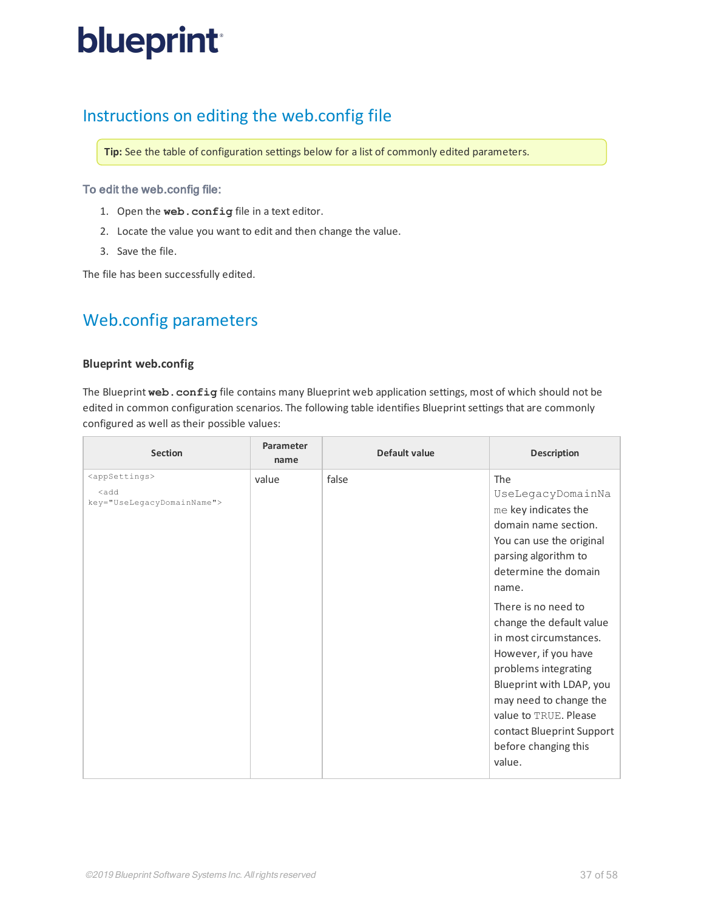## Instructions on editing the web.config file

**Tip:** See the table of configuration settings below for a list of commonly edited parameters.

#### To edit the web.config file:

1. Open the `web.config` file in a text editor.
2. Locate the value you want to edit and then change the value.
3. Save the file.

The file has been successfully edited.

## Web.config parameters

### Blueprint web.config

The Blueprint `web.config` file contains many Blueprint web application settings, most of which should not be edited in common configuration scenarios. The following table identifies Blueprint settings that are commonly configured as well as their possible values:

| Section | Parameter name | Default value | Description |
|---|---|---|---|
| `<appSettings>` `<add key="UseLegacyDomainName">` | value | false | The `UseLegacyDomainName` key indicates the domain name section. You can use the original parsing algorithm to determine the domain name. There is no need to change the default value in most circumstances. However, if you have problems integrating Blueprint with LDAP, you may need to change the value to `TRUE`. Please contact Blueprint Support before changing this value. |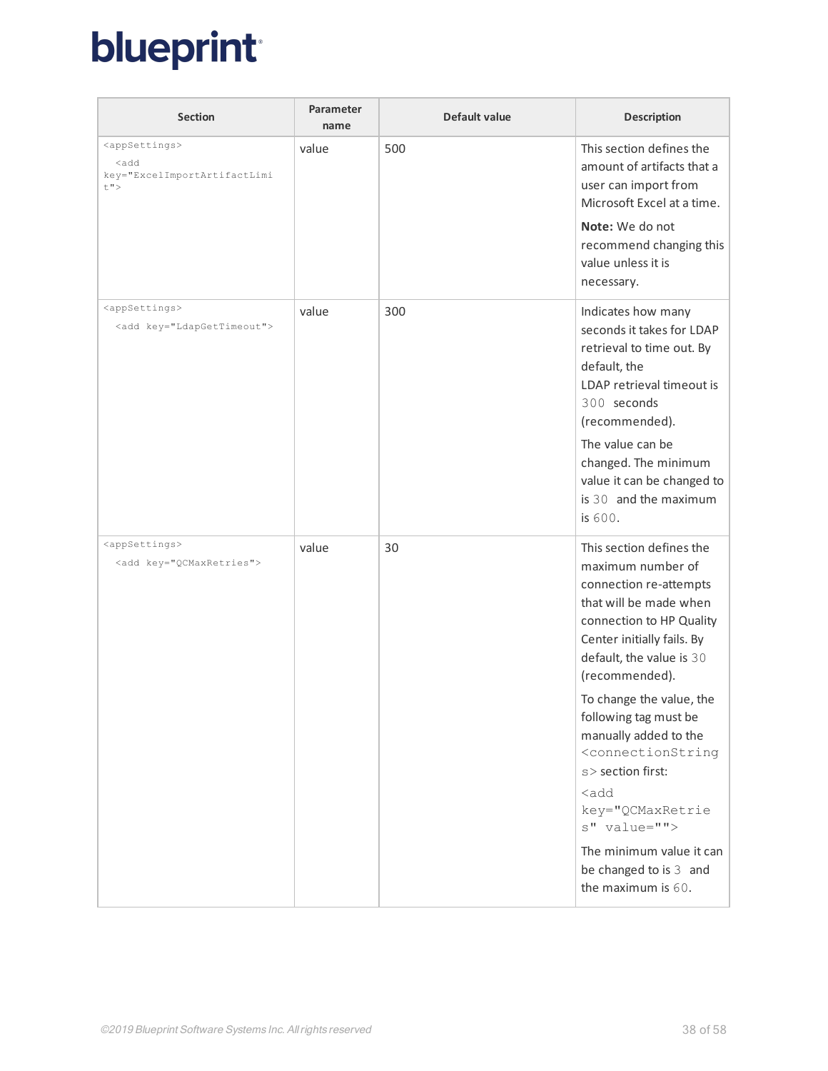| Section | Parameter name | Default value | Description |
| --- | --- | --- | --- |
| `<appSettings>` `<add key="ExcelImportArtifactLimit">` | value | 500 | This section defines the amount of artifacts that a user can import from Microsoft Excel at a time. **Note:** We do not recommend changing this value unless it is necessary. |
| `<appSettings>` `<add key="LdapGetTimeout">` | value | 300 | Indicates how many seconds it takes for LDAP retrieval to time out. By default, the LDAP retrieval timeout is `300` seconds (recommended). The value can be changed. The minimum value it can be changed to is `30` and the maximum is `600`. |
| `<appSettings>` `<add key="QCMaxRetries">` | value | 30 | This section defines the maximum number of connection re-attempts that will be made when connection to HP Quality Center initially fails. By default, the value is `30` (recommended). To change the value, the following tag must be manually added to the `<connectionStrings>` section first: `<add key="QCMaxRetries" value="">` The minimum value it can be changed to is `3` and the maximum is `60`. |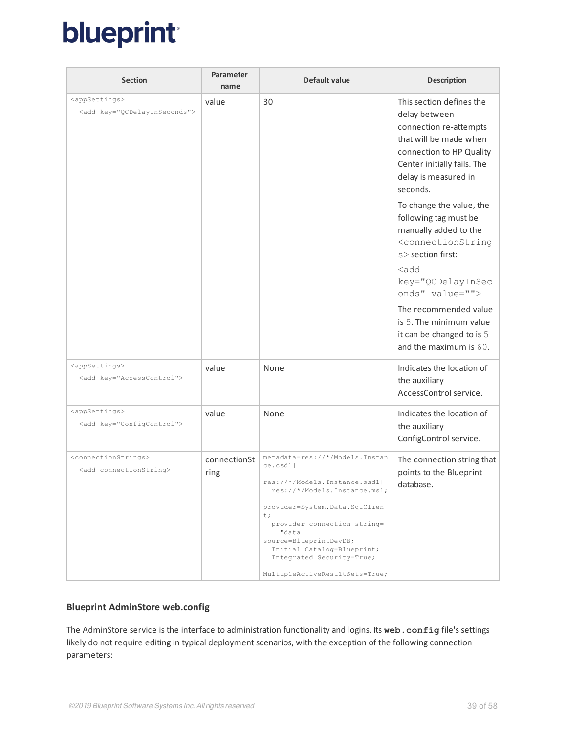| Section | Parameter name | Default value | Description |
|---|---|---|---|
| `<appSettings>` `<add key="QCDelayInSeconds">` | value | 30 | This section defines the delay between connection re-attempts that will be made when connection to HP Quality Center initially fails. The delay is measured in seconds. To change the value, the following tag must be manually added to the `<connectionStrings>` section first: `<add key="QCDelayInSeconds" value="">` The recommended value is `5`. The minimum value it can be changed to is `5` and the maximum is `60`. |
| `<appSettings>` `<add key="AccessControl">` | value | None | Indicates the location of the auxiliary AccessControl service. |
| `<appSettings>` `<add key="ConfigControl">` | value | None | Indicates the location of the auxiliary ConfigControl service. |
| `<connectionStrings>` `<add connectionString>` | connectionString | `metadata=res://*/Models.Instance.csdl\| res://*/Models.Instance.ssdl\| res://*/Models.Instance.msl; provider=System.Data.SqlClient; provider connection string= "data source=BlueprintDevDB; Initial Catalog=Blueprint; Integrated Security=True; MultipleActiveResultSets=True;` | The connection string that points to the Blueprint database. |

### Blueprint AdminStore web.config

The AdminStore service is the interface to administration functionality and logins. Its **`web.config`** file's settings likely do not require editing in typical deployment scenarios, with the exception of the following connection parameters: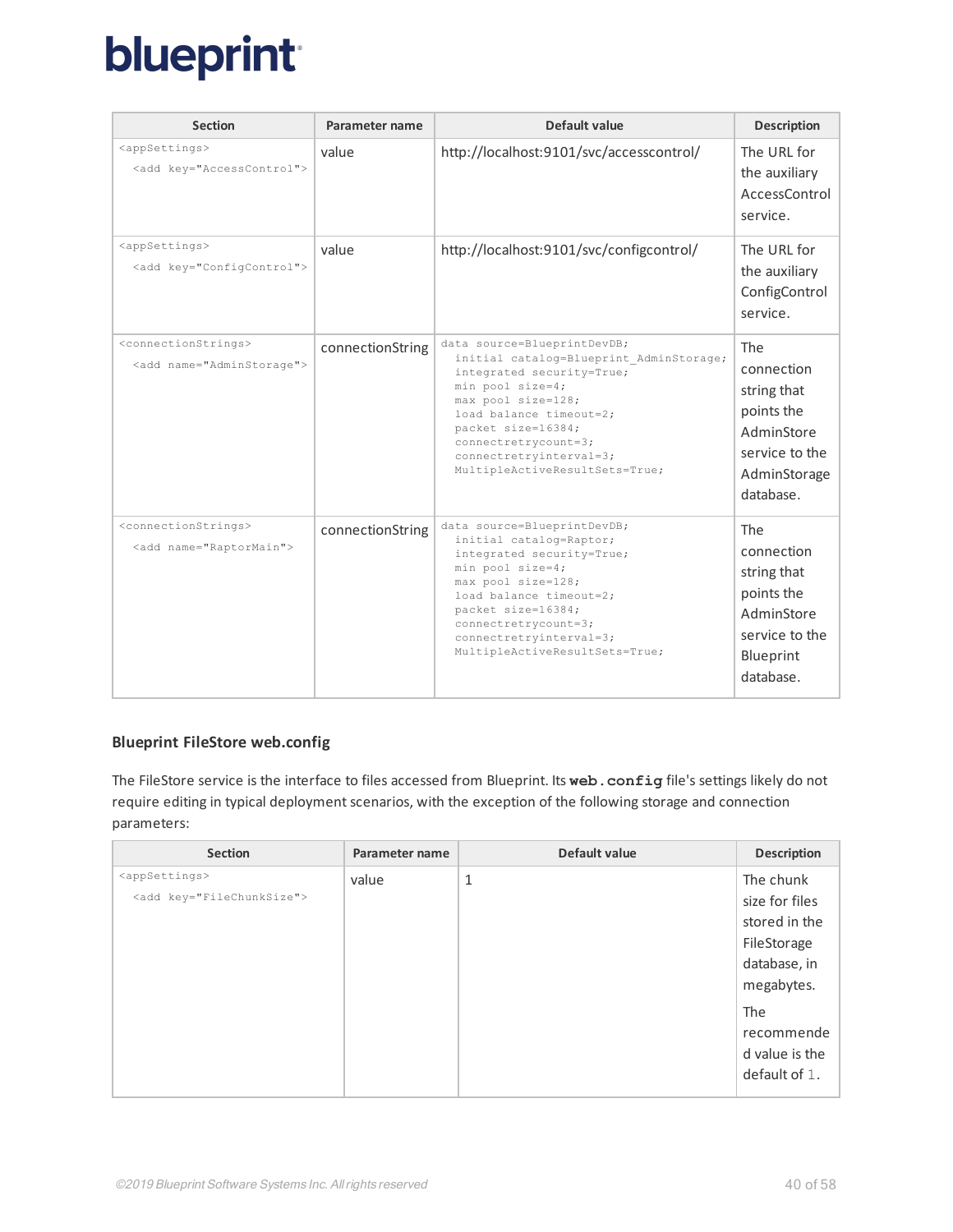| Section | Parameter name | Default value | Description |
| --- | --- | --- | --- |
| `<appSettings>` `<add key="AccessControl">` | value | http://localhost:9101/svc/accesscontrol/ | The URL for the auxiliary AccessControl service. |
| `<appSettings>` `<add key="ConfigControl">` | value | http://localhost:9101/svc/configcontrol/ | The URL for the auxiliary ConfigControl service. |
| `<connectionStrings>` `<add name="AdminStorage">` | connectionString | `data source=BlueprintDevDB; initial catalog=Blueprint_AdminStorage; integrated security=True; min pool size=4; max pool size=128; load balance timeout=2; packet size=16384; connectretrycount=3; connectretryinterval=3; MultipleActiveResultSets=True;` | The connection string that points the AdminStore service to the AdminStorage database. |
| `<connectionStrings>` `<add name="RaptorMain">` | connectionString | `data source=BlueprintDevDB; initial catalog=Raptor; integrated security=True; min pool size=4; max pool size=128; load balance timeout=2; packet size=16384; connectretrycount=3; connectretryinterval=3; MultipleActiveResultSets=True;` | The connection string that points the AdminStore service to the Blueprint database. |

### Blueprint FileStore web.config

The FileStore service is the interface to files accessed from Blueprint. Its **`web.config`** file's settings likely do not require editing in typical deployment scenarios, with the exception of the following storage and connection parameters:

| Section | Parameter name | Default value | Description |
| --- | --- | --- | --- |
| `<appSettings>` `<add key="FileChunkSize">` | value | 1 | The chunk size for files stored in the FileStorage database, in megabytes. The recommended value is the default of `1`. |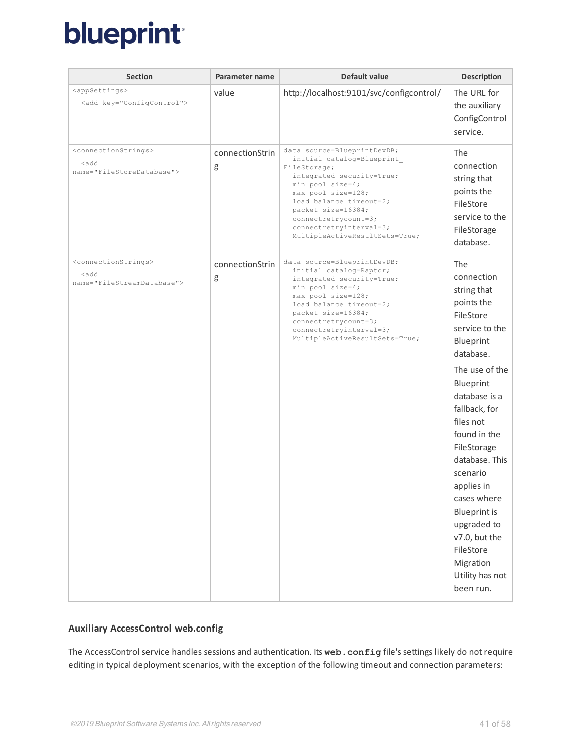| Section | Parameter name | Default value | Description |
| --- | --- | --- | --- |
| `<appSettings>` `<add key="ConfigControl">` | value | http://localhost:9101/svc/configcontrol/ | The URL for the auxiliary ConfigControl service. |
| `<connectionStrings>` `<add name="FileStoreDatabase">` | connectionString | `data source=BlueprintDevDB; initial catalog=Blueprint_FileStorage; integrated security=True; min pool size=4; max pool size=128; load balance timeout=2; packet size=16384; connectretrycount=3; connectretryinterval=3; MultipleActiveResultSets=True;` | The connection string that points the FileStore service to the FileStorage database. |
| `<connectionStrings>` `<add name="FileStreamDatabase">` | connectionString | `data source=BlueprintDevDB; initial catalog=Raptor; integrated security=True; min pool size=4; max pool size=128; load balance timeout=2; packet size=16384; connectretrycount=3; connectretryinterval=3; MultipleActiveResultSets=True;` | The connection string that points the FileStore service to the Blueprint database. The use of the Blueprint database is a fallback, for files not found in the FileStorage database. This scenario applies in cases where Blueprint is upgraded to v7.0, but the FileStore Migration Utility has not been run. |

### Auxiliary AccessControl web.config

The AccessControl service handles sessions and authentication. Its **`web.config`** file's settings likely do not require editing in typical deployment scenarios, with the exception of the following timeout and connection parameters: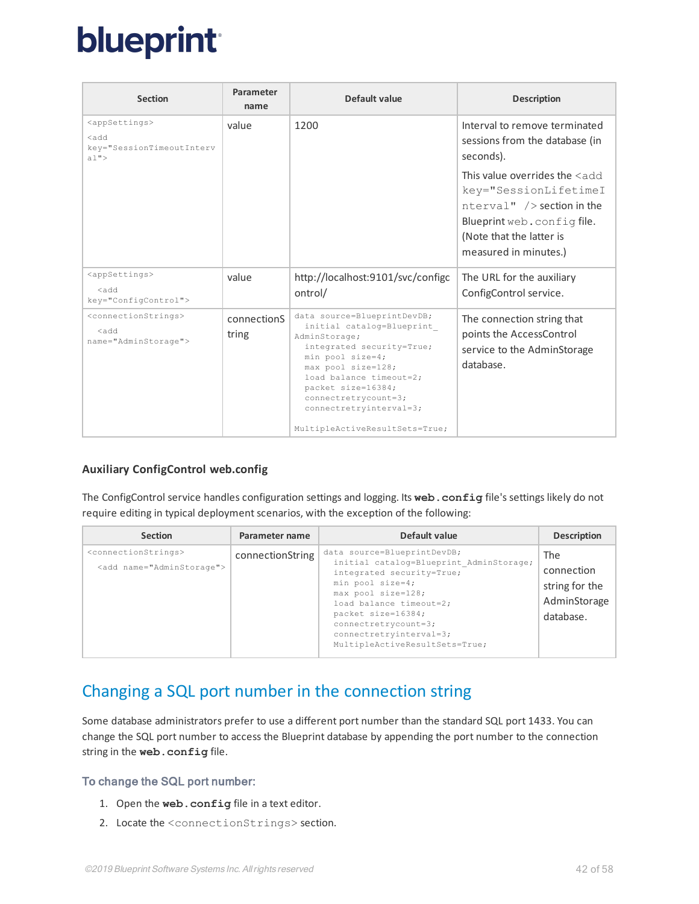| Section | Parameter name | Default value | Description |
|---|---|---|---|
| `<appSettings>` `<add key="SessionTimeoutInterval">` | value | 1200 | Interval to remove terminated sessions from the database (in seconds). This value overrides the `<add key="SessionLifetimeInterval" />` section in the Blueprint `web.config` file. (Note that the latter is measured in minutes.) |
| `<appSettings>` `<add key="ConfigControl">` | value | http://localhost:9101/svc/configcontrol/ | The URL for the auxiliary ConfigControl service. |
| `<connectionStrings>` `<add name="AdminStorage">` | connectionString | `data source=BlueprintDevDB; initial catalog=Blueprint_AdminStorage; integrated security=True; min pool size=4; max pool size=128; load balance timeout=2; packet size=16384; connectretrycount=3; connectretryinterval=3; MultipleActiveResultSets=True;` | The connection string that points the AccessControl service to the AdminStorage database. |

**Auxiliary ConfigControl web.config**

The ConfigControl service handles configuration settings and logging. Its **`web.config`** file's settings likely do not require editing in typical deployment scenarios, with the exception of the following:

| Section | Parameter name | Default value | Description |
|---|---|---|---|
| `<connectionStrings>` `<add name="AdminStorage">` | connectionString | `data source=BlueprintDevDB; initial catalog=Blueprint_AdminStorage; integrated security=True; min pool size=4; max pool size=128; load balance timeout=2; packet size=16384; connectretrycount=3; connectretryinterval=3; MultipleActiveResultSets=True;` | The connection string for the AdminStorage database. |

## Changing a SQL port number in the connection string

Some database administrators prefer to use a different port number than the standard SQL port 1433. You can change the SQL port number to access the Blueprint database by appending the port number to the connection string in the **`web.config`** file.

### To change the SQL port number:

1. Open the **`web.config`** file in a text editor.
2. Locate the `<connectionStrings>` section.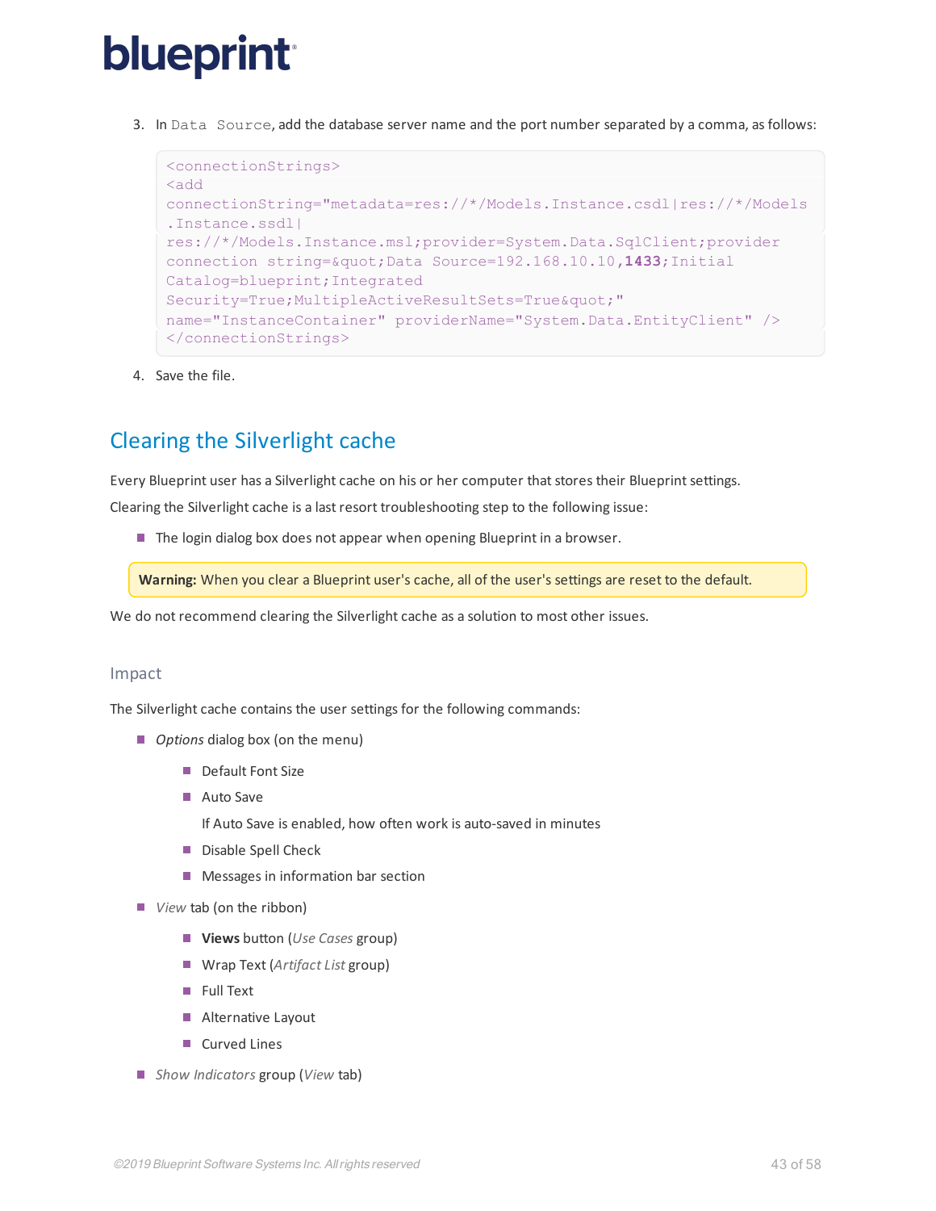3. In `Data Source`, add the database server name and the port number separated by a comma, as follows:

```
<connectionStrings>
<add
connectionString="metadata=res://*/Models.Instance.csdl|res://*/Models
.Instance.ssdl|
res://*/Models.Instance.msl;provider=System.Data.SqlClient;provider
connection string=&quot;Data Source=192.168.10.10,1433;Initial
Catalog=blueprint;Integrated
Security=True;MultipleActiveResultSets=True&quot;"
name="InstanceContainer" providerName="System.Data.EntityClient" />
</connectionStrings>
```

4. Save the file.

## Clearing the Silverlight cache

Every Blueprint user has a Silverlight cache on his or her computer that stores their Blueprint settings.

Clearing the Silverlight cache is a last resort troubleshooting step to the following issue:

- The login dialog box does not appear when opening Blueprint in a browser.

> **Warning:** When you clear a Blueprint user's cache, all of the user's settings are reset to the default.

We do not recommend clearing the Silverlight cache as a solution to most other issues.

### Impact

The Silverlight cache contains the user settings for the following commands:

- *Options* dialog box (on the menu)
  - Default Font Size
  - Auto Save

    If Auto Save is enabled, how often work is auto-saved in minutes
  - Disable Spell Check
  - Messages in information bar section
- *View* tab (on the ribbon)
  - **Views** button (*Use Cases* group)
  - Wrap Text (*Artifact List* group)
  - Full Text
  - Alternative Layout
  - Curved Lines
- *Show Indicators* group (*View* tab)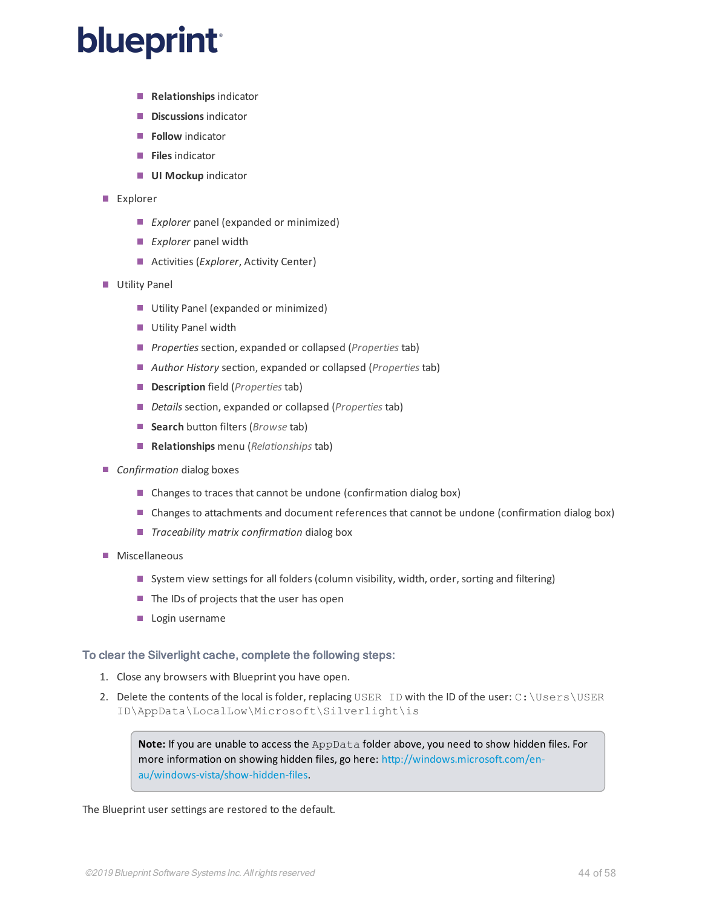- **Relationships** indicator
    - **Discussions** indicator
    - **Follow** indicator
    - **Files** indicator
    - **UI Mockup** indicator
- Explorer
    - *Explorer* panel (expanded or minimized)
    - *Explorer* panel width
    - Activities (*Explorer*, Activity Center)
- Utility Panel
    - Utility Panel (expanded or minimized)
    - Utility Panel width
    - *Properties* section, expanded or collapsed (*Properties* tab)
    - *Author History* section, expanded or collapsed (*Properties* tab)
    - **Description** field (*Properties* tab)
    - *Details* section, expanded or collapsed (*Properties* tab)
    - **Search** button filters (*Browse* tab)
    - **Relationships** menu (*Relationships* tab)
- *Confirmation* dialog boxes
    - Changes to traces that cannot be undone (confirmation dialog box)
    - Changes to attachments and document references that cannot be undone (confirmation dialog box)
    - *Traceability matrix confirmation* dialog box
- Miscellaneous
    - System view settings for all folders (column visibility, width, order, sorting and filtering)
    - The IDs of projects that the user has open
    - Login username

### To clear the Silverlight cache, complete the following steps:

1. Close any browsers with Blueprint you have open.
2. Delete the contents of the local is folder, replacing `USER ID` with the ID of the user: `C:\Users\USER ID\AppData\LocalLow\Microsoft\Silverlight\is`

> **Note:** If you are unable to access the `AppData` folder above, you need to show hidden files. For more information on showing hidden files, go here: http://windows.microsoft.com/en-au/windows-vista/show-hidden-files.

The Blueprint user settings are restored to the default.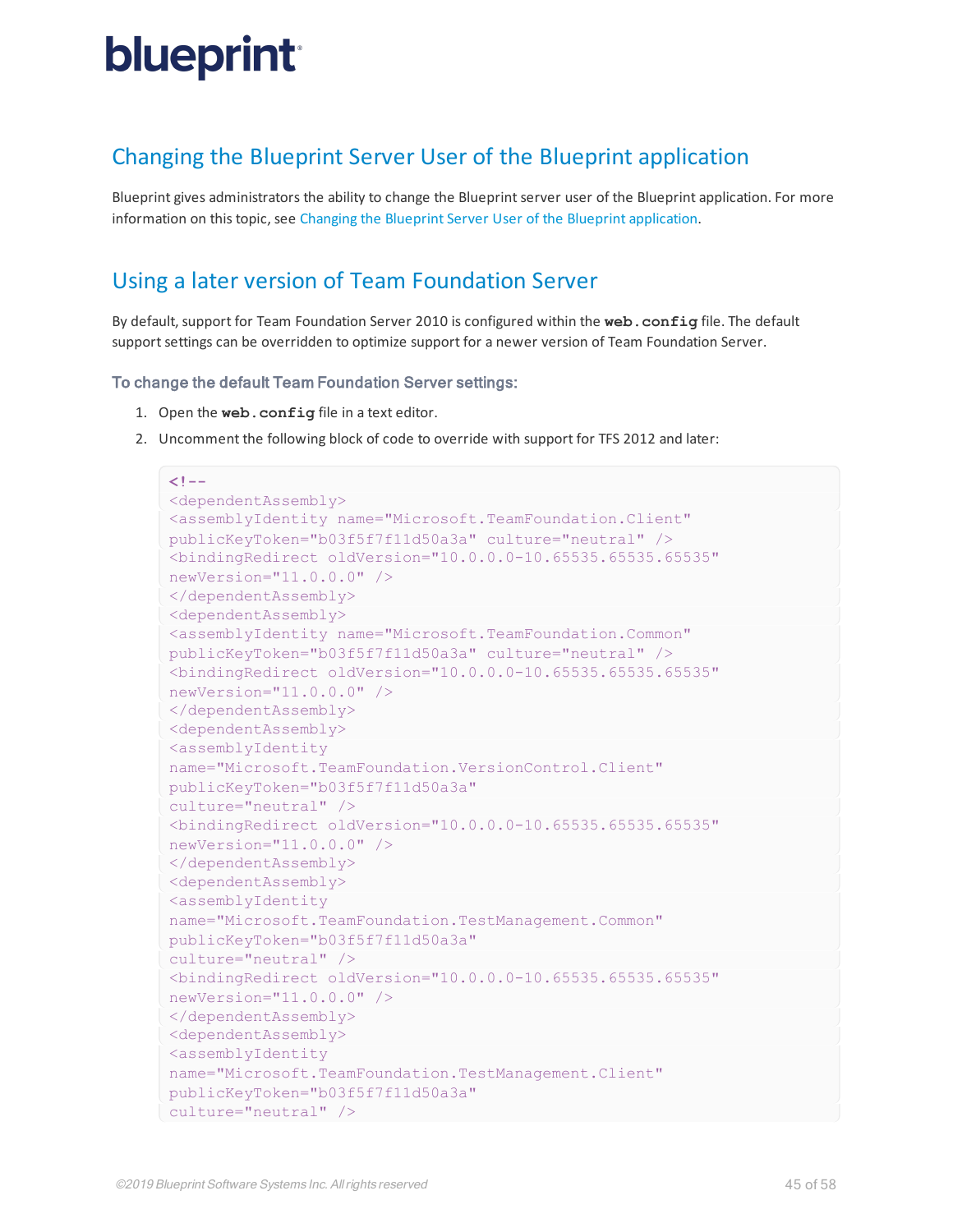## Changing the Blueprint Server User of the Blueprint application

Blueprint gives administrators the ability to change the Blueprint server user of the Blueprint application. For more information on this topic, see Changing the Blueprint Server User of the Blueprint application.

## Using a later version of Team Foundation Server

By default, support for Team Foundation Server 2010 is configured within the **web.config** file. The default support settings can be overridden to optimize support for a newer version of Team Foundation Server.

### To change the default Team Foundation Server settings:

1. Open the **web.config** file in a text editor.
2. Uncomment the following block of code to override with support for TFS 2012 and later:

```
<!--
<dependentAssembly>
<assemblyIdentity name="Microsoft.TeamFoundation.Client"
publicKeyToken="b03f5f7f11d50a3a" culture="neutral" />
<bindingRedirect oldVersion="10.0.0.0-10.65535.65535.65535"
newVersion="11.0.0.0" />
</dependentAssembly>
<dependentAssembly>
<assemblyIdentity name="Microsoft.TeamFoundation.Common"
publicKeyToken="b03f5f7f11d50a3a" culture="neutral" />
<bindingRedirect oldVersion="10.0.0.0-10.65535.65535.65535"
newVersion="11.0.0.0" />
</dependentAssembly>
<dependentAssembly>
<assemblyIdentity
name="Microsoft.TeamFoundation.VersionControl.Client"
publicKeyToken="b03f5f7f11d50a3a"
culture="neutral" />
<bindingRedirect oldVersion="10.0.0.0-10.65535.65535.65535"
newVersion="11.0.0.0" />
</dependentAssembly>
<dependentAssembly>
<assemblyIdentity
name="Microsoft.TeamFoundation.TestManagement.Common"
publicKeyToken="b03f5f7f11d50a3a"
culture="neutral" />
<bindingRedirect oldVersion="10.0.0.0-10.65535.65535.65535"
newVersion="11.0.0.0" />
</dependentAssembly>
<dependentAssembly>
<assemblyIdentity
name="Microsoft.TeamFoundation.TestManagement.Client"
publicKeyToken="b03f5f7f11d50a3a"
culture="neutral" />
```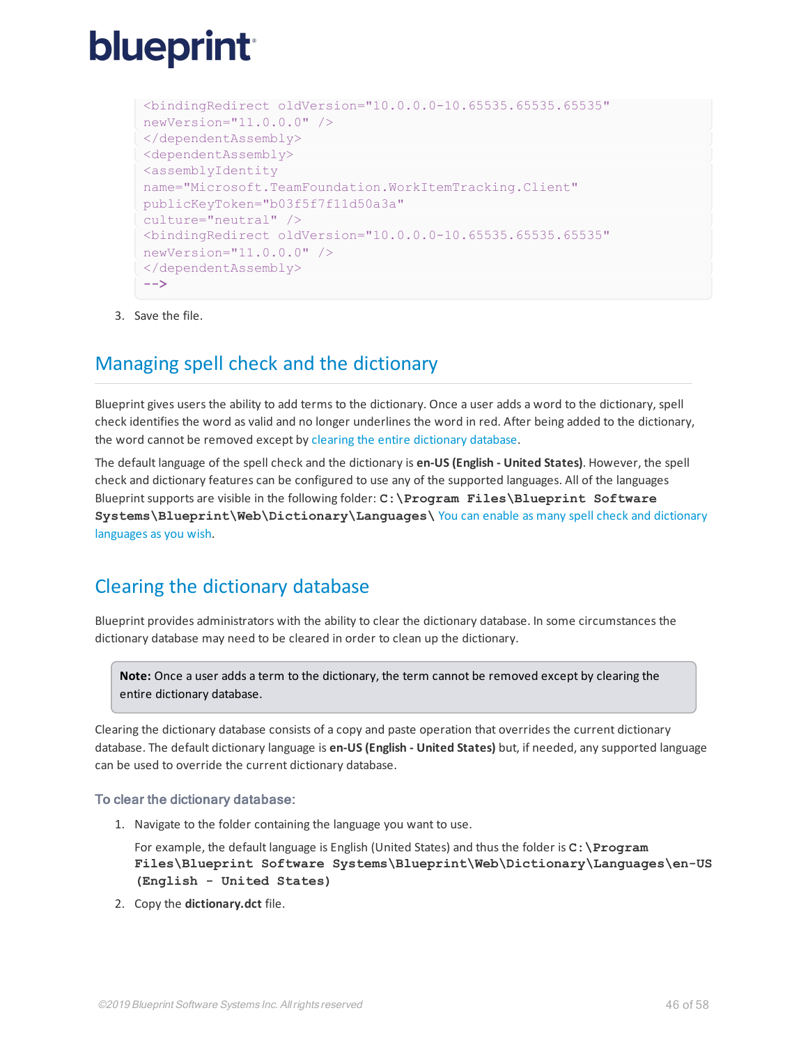```
<bindingRedirect oldVersion="10.0.0.0-10.65535.65535.65535"
newVersion="11.0.0.0" />
</dependentAssembly>
<dependentAssembly>
<assemblyIdentity
name="Microsoft.TeamFoundation.WorkItemTracking.Client"
publicKeyToken="b03f5f7f11d50a3a"
culture="neutral" />
<bindingRedirect oldVersion="10.0.0.0-10.65535.65535.65535"
newVersion="11.0.0.0" />
</dependentAssembly>
-->
```

3. Save the file.

## Managing spell check and the dictionary

Blueprint gives users the ability to add terms to the dictionary. Once a user adds a word to the dictionary, spell check identifies the word as valid and no longer underlines the word in red. After being added to the dictionary, the word cannot be removed except by clearing the entire dictionary database.

The default language of the spell check and the dictionary is **en-US (English - United States)**. However, the spell check and dictionary features can be configured to use any of the supported languages. All of the languages Blueprint supports are visible in the following folder: **C:\Program Files\Blueprint Software Systems\Blueprint\Web\Dictionary\Languages\** You can enable as many spell check and dictionary languages as you wish.

## Clearing the dictionary database

Blueprint provides administrators with the ability to clear the dictionary database. In some circumstances the dictionary database may need to be cleared in order to clean up the dictionary.

> **Note:** Once a user adds a term to the dictionary, the term cannot be removed except by clearing the entire dictionary database.

Clearing the dictionary database consists of a copy and paste operation that overrides the current dictionary database. The default dictionary language is **en-US (English - United States)** but, if needed, any supported language can be used to override the current dictionary database.

### To clear the dictionary database:

1. Navigate to the folder containing the language you want to use.

   For example, the default language is English (United States) and thus the folder is **C:\Program Files\Blueprint Software Systems\Blueprint\Web\Dictionary\Languages\en-US (English - United States)**

2. Copy the **dictionary.dct** file.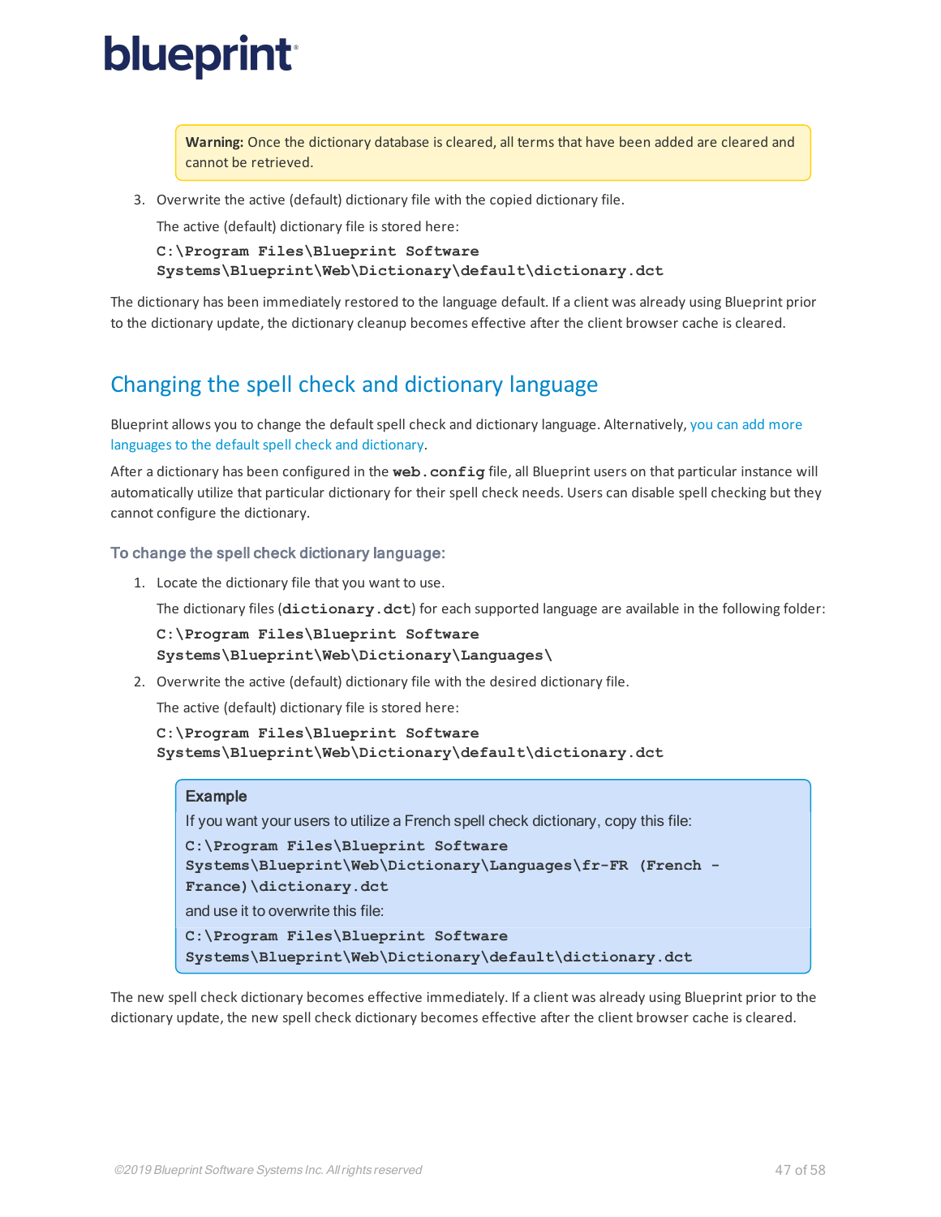> **Warning:** Once the dictionary database is cleared, all terms that have been added are cleared and cannot be retrieved.

3. Overwrite the active (default) dictionary file with the copied dictionary file.

   The active (default) dictionary file is stored here:

   **C:\Program Files\Blueprint Software Systems\Blueprint\Web\Dictionary\default\dictionary.dct**

The dictionary has been immediately restored to the language default. If a client was already using Blueprint prior to the dictionary update, the dictionary cleanup becomes effective after the client browser cache is cleared.

## Changing the spell check and dictionary language

Blueprint allows you to change the default spell check and dictionary language. Alternatively, you can add more languages to the default spell check and dictionary.

After a dictionary has been configured in the **web.config** file, all Blueprint users on that particular instance will automatically utilize that particular dictionary for their spell check needs. Users can disable spell checking but they cannot configure the dictionary.

### To change the spell check dictionary language:

1. Locate the dictionary file that you want to use.

   The dictionary files (**dictionary.dct**) for each supported language are available in the following folder:

   **C:\Program Files\Blueprint Software Systems\Blueprint\Web\Dictionary\Languages\**

2. Overwrite the active (default) dictionary file with the desired dictionary file.

   The active (default) dictionary file is stored here:

   **C:\Program Files\Blueprint Software Systems\Blueprint\Web\Dictionary\default\dictionary.dct**

> **Example**
>
> If you want your users to utilize a French spell check dictionary, copy this file:
>
> **C:\Program Files\Blueprint Software Systems\Blueprint\Web\Dictionary\Languages\fr-FR (French - France)\dictionary.dct**
>
> and use it to overwrite this file:
>
> **C:\Program Files\Blueprint Software Systems\Blueprint\Web\Dictionary\default\dictionary.dct**

The new spell check dictionary becomes effective immediately. If a client was already using Blueprint prior to the dictionary update, the new spell check dictionary becomes effective after the client browser cache is cleared.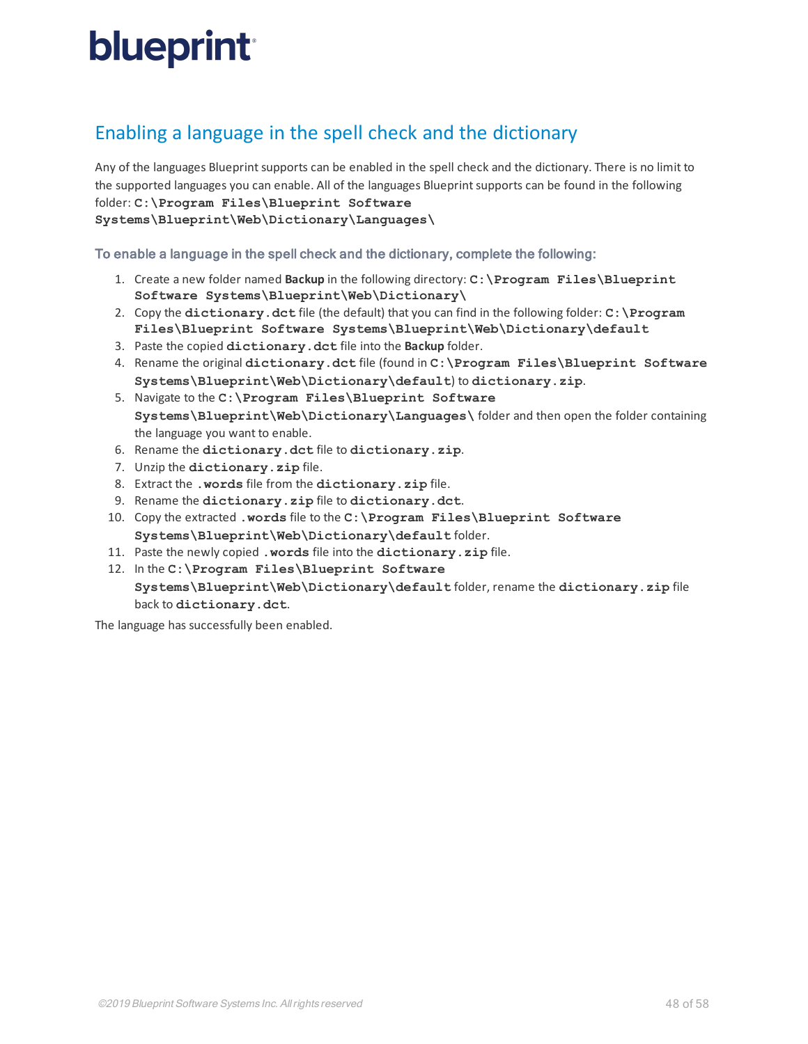## Enabling a language in the spell check and the dictionary

Any of the languages Blueprint supports can be enabled in the spell check and the dictionary. There is no limit to the supported languages you can enable. All of the languages Blueprint supports can be found in the following folder: **`C:\Program Files\Blueprint Software Systems\Blueprint\Web\Dictionary\Languages\`**

### To enable a language in the spell check and the dictionary, complete the following:

1. Create a new folder named **Backup** in the following directory: **`C:\Program Files\Blueprint Software Systems\Blueprint\Web\Dictionary\`**
2. Copy the **`dictionary.dct`** file (the default) that you can find in the following folder: **`C:\Program Files\Blueprint Software Systems\Blueprint\Web\Dictionary\default`**
3. Paste the copied **`dictionary.dct`** file into the **Backup** folder.
4. Rename the original **`dictionary.dct`** file (found in **`C:\Program Files\Blueprint Software Systems\Blueprint\Web\Dictionary\default`**) to **`dictionary.zip`**.
5. Navigate to the **`C:\Program Files\Blueprint Software Systems\Blueprint\Web\Dictionary\Languages\`** folder and then open the folder containing the language you want to enable.
6. Rename the **`dictionary.dct`** file to **`dictionary.zip`**.
7. Unzip the **`dictionary.zip`** file.
8. Extract the **`.words`** file from the **`dictionary.zip`** file.
9. Rename the **`dictionary.zip`** file to **`dictionary.dct`**.
10. Copy the extracted **`.words`** file to the **`C:\Program Files\Blueprint Software Systems\Blueprint\Web\Dictionary\default`** folder.
11. Paste the newly copied **`.words`** file into the **`dictionary.zip`** file.
12. In the **`C:\Program Files\Blueprint Software Systems\Blueprint\Web\Dictionary\default`** folder, rename the **`dictionary.zip`** file back to **`dictionary.dct`**.

The language has successfully been enabled.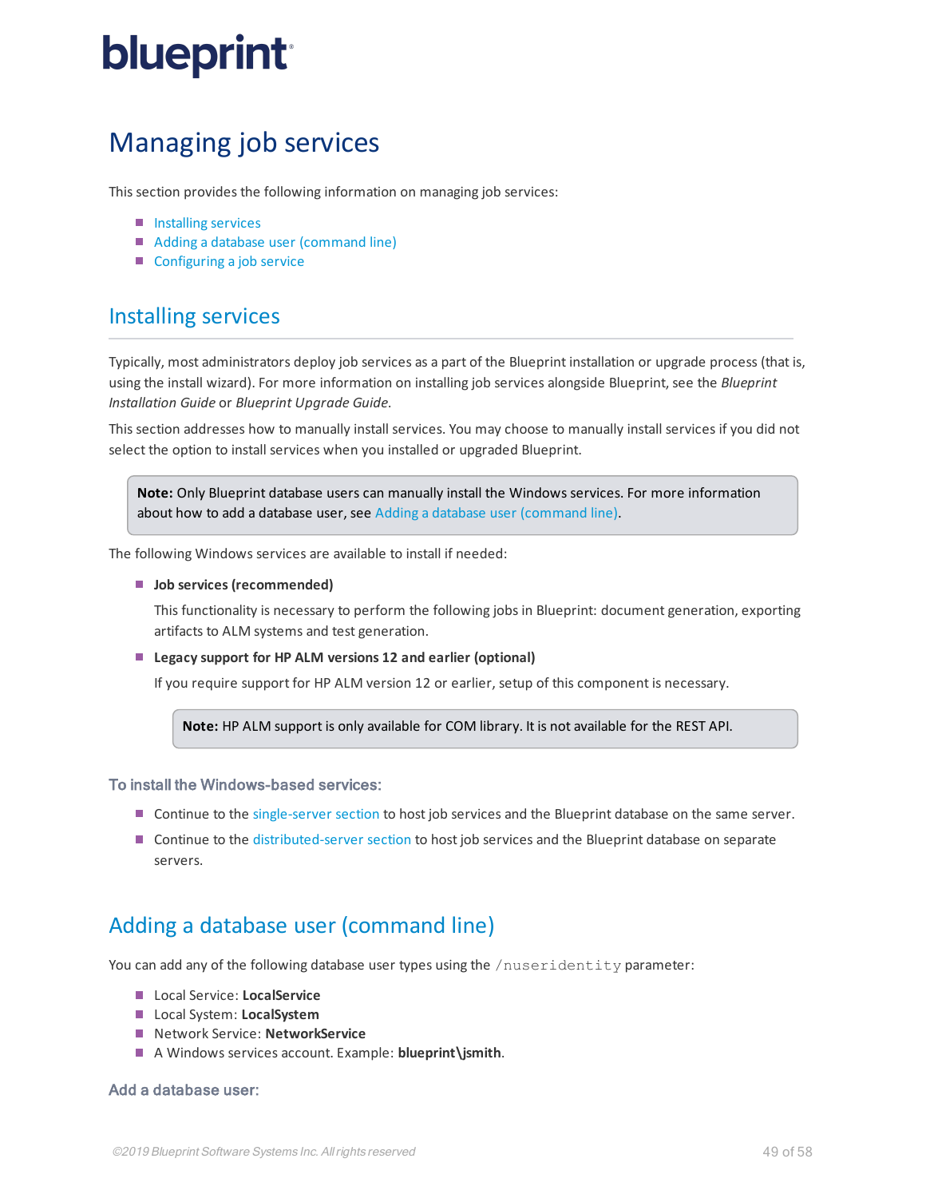# Managing job services

This section provides the following information on managing job services:

- Installing services
- Adding a database user (command line)
- Configuring a job service

## Installing services

Typically, most administrators deploy job services as a part of the Blueprint installation or upgrade process (that is, using the install wizard). For more information on installing job services alongside Blueprint, see the *Blueprint Installation Guide* or *Blueprint Upgrade Guide*.

This section addresses how to manually install services. You may choose to manually install services if you did not select the option to install services when you installed or upgraded Blueprint.

> **Note:** Only Blueprint database users can manually install the Windows services. For more information about how to add a database user, see Adding a database user (command line).

The following Windows services are available to install if needed:

- **Job services (recommended)**

  This functionality is necessary to perform the following jobs in Blueprint: document generation, exporting artifacts to ALM systems and test generation.

- **Legacy support for HP ALM versions 12 and earlier (optional)**

  If you require support for HP ALM version 12 or earlier, setup of this component is necessary.

  > **Note:** HP ALM support is only available for COM library. It is not available for the REST API.

### To install the Windows-based services:

- Continue to the single-server section to host job services and the Blueprint database on the same server.
- Continue to the distributed-server section to host job services and the Blueprint database on separate servers.

## Adding a database user (command line)

You can add any of the following database user types using the `/nuseridentity` parameter:

- Local Service: **LocalService**
- Local System: **LocalSystem**
- Network Service: **NetworkService**
- A Windows services account. Example: **blueprint\jsmith**.

### Add a database user: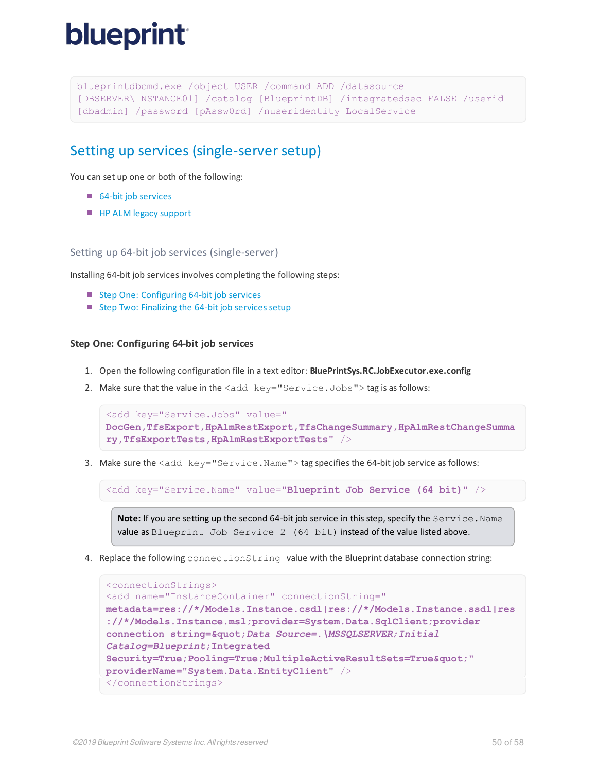```
blueprintdbcmd.exe /object USER /command ADD /datasource
[DBSERVER\INSTANCE01] /catalog [BlueprintDB] /integratedsec FALSE /userid
[dbadmin] /password [pAssw0rd] /nuseridentity LocalService
```

## Setting up services (single-server setup)

You can set up one or both of the following:

- 64-bit job services
- HP ALM legacy support

### Setting up 64-bit job services (single-server)

Installing 64-bit job services involves completing the following steps:

- Step One: Configuring 64-bit job services
- Step Two: Finalizing the 64-bit job services setup

#### Step One: Configuring 64-bit job services

1. Open the following configuration file in a text editor: **BluePrintSys.RC.JobExecutor.exe.config**
2. Make sure that the value in the `<add key="Service.Jobs">` tag is as follows:

```
<add key="Service.Jobs" value="
DocGen,TfsExport,HpAlmRestExport,TfsChangeSummary,HpAlmRestChangeSumma
ry,TfsExportTests,HpAlmRestExportTests" />
```

3. Make sure the `<add key="Service.Name">` tag specifies the 64-bit job service as follows:

```
<add key="Service.Name" value="Blueprint Job Service (64 bit)" />
```

> **Note:** If you are setting up the second 64-bit job service in this step, specify the `Service.Name` value as `Blueprint Job Service 2 (64 bit)` instead of the value listed above.

4. Replace the following `connectionString` value with the Blueprint database connection string:

```
<connectionStrings>
<add name="InstanceContainer" connectionString="
metadata=res://*/Models.Instance.csdl|res://*/Models.Instance.ssdl|res
://*/Models.Instance.msl;provider=System.Data.SqlClient;provider
connection string=&quot;Data Source=.\MSSQLSERVER;Initial
Catalog=Blueprint;Integrated
Security=True;Pooling=True;MultipleActiveResultSets=True&quot;"
providerName="System.Data.EntityClient" />
</connectionStrings>
```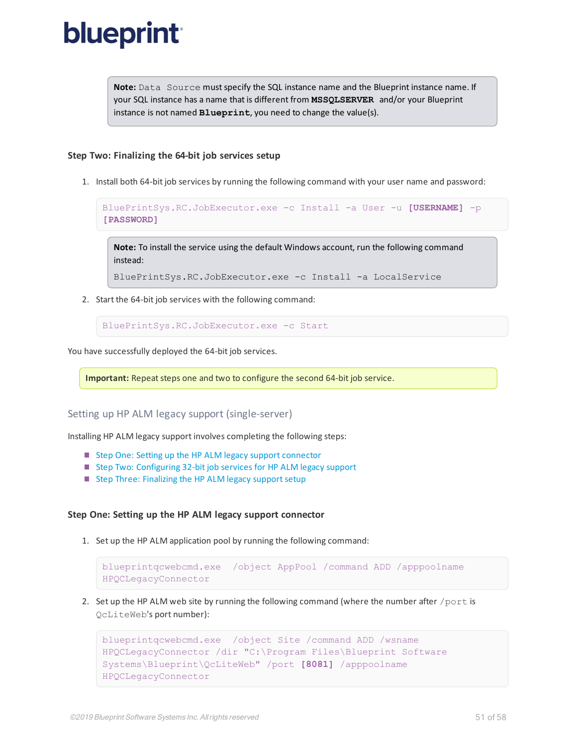> **Note:** `Data Source` must specify the SQL instance name and the Blueprint instance name. If your SQL instance has a name that is different from **`MSSQLSERVER`** and/or your Blueprint instance is not named **`Blueprint`**, you need to change the value(s).

### Step Two: Finalizing the 64-bit job services setup

1. Install both 64-bit job services by running the following command with your user name and password:

   ```
   BluePrintSys.RC.JobExecutor.exe -c Install -a User -u [USERNAME] -p
   [PASSWORD]
   ```

   > **Note:** To install the service using the default Windows account, run the following command instead:
   >
   > `BluePrintSys.RC.JobExecutor.exe -c Install -a LocalService`

2. Start the 64-bit job services with the following command:

   ```
   BluePrintSys.RC.JobExecutor.exe -c Start
   ```

You have successfully deployed the 64-bit job services.

> **Important:** Repeat steps one and two to configure the second 64-bit job service.

## Setting up HP ALM legacy support (single-server)

Installing HP ALM legacy support involves completing the following steps:

- Step One: Setting up the HP ALM legacy support connector
- Step Two: Configuring 32-bit job services for HP ALM legacy support
- Step Three: Finalizing the HP ALM legacy support setup

### Step One: Setting up the HP ALM legacy support connector

1. Set up the HP ALM application pool by running the following command:

   ```
   blueprintqcwebcmd.exe  /object AppPool /command ADD /apppoolname
   HPQCLegacyConnector
   ```

2. Set up the HP ALM web site by running the following command (where the number after `/port` is `QcLiteWeb`'s port number):

   ```
   blueprintqcwebcmd.exe  /object Site /command ADD /wsname
   HPQCLegacyConnector /dir "C:\Program Files\Blueprint Software
   Systems\Blueprint\QcLiteWeb" /port [8081] /apppoolname
   HPQCLegacyConnector
   ```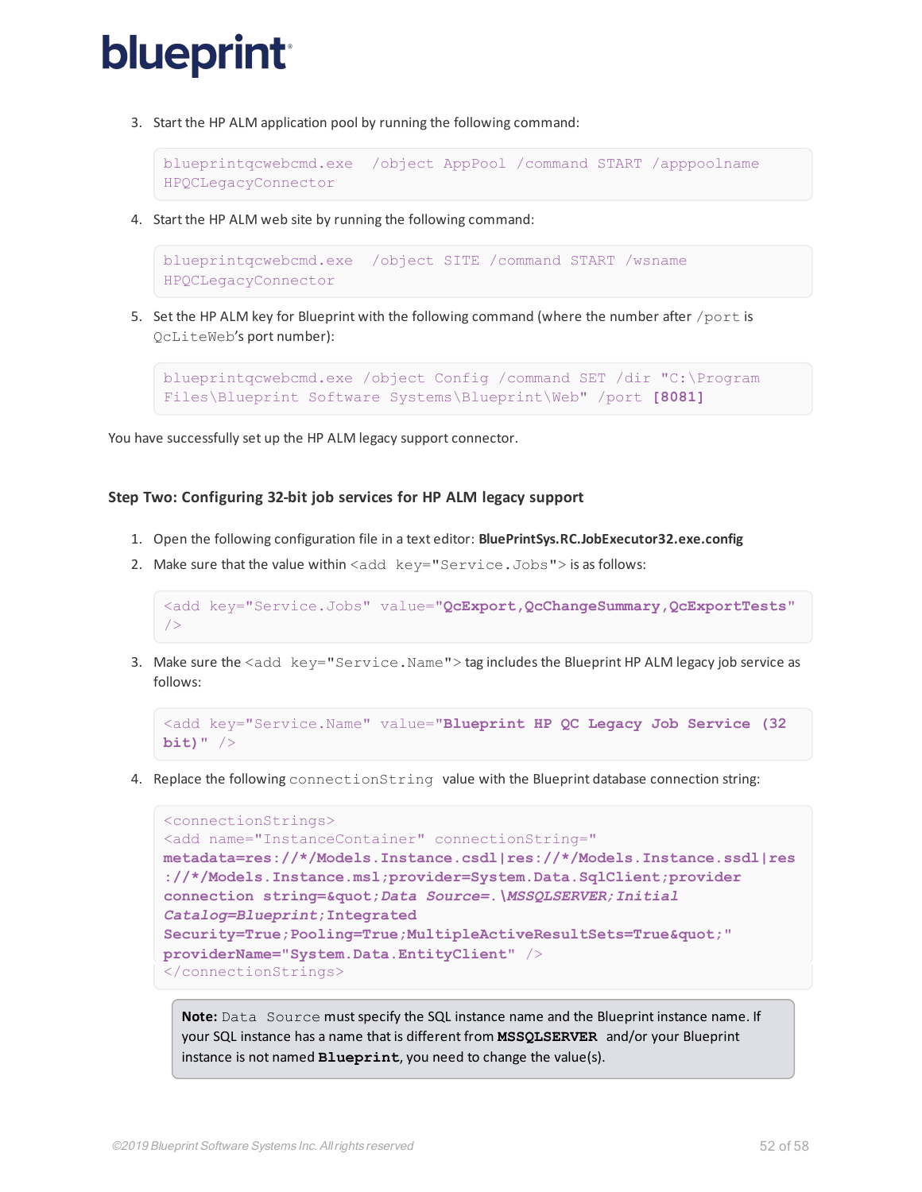3. Start the HP ALM application pool by running the following command:

```
blueprintqcwebcmd.exe  /object AppPool /command START /apppoolname
HPQCLegacyConnector
```

4. Start the HP ALM web site by running the following command:

```
blueprintqcwebcmd.exe  /object SITE /command START /wsname
HPQCLegacyConnector
```

5. Set the HP ALM key for Blueprint with the following command (where the number after `/port` is `QcLiteWeb`'s port number):

```
blueprintqcwebcmd.exe /object Config /command SET /dir "C:\Program
Files\Blueprint Software Systems\Blueprint\Web" /port [8081]
```

You have successfully set up the HP ALM legacy support connector.

### Step Two: Configuring 32-bit job services for HP ALM legacy support

1. Open the following configuration file in a text editor: **BluePrintSys.RC.JobExecutor32.exe.config**
2. Make sure that the value within `<add key="Service.Jobs">` is as follows:

```
<add key="Service.Jobs" value="QcExport,QcChangeSummary,QcExportTests"
/>
```

3. Make sure the `<add key="Service.Name">` tag includes the Blueprint HP ALM legacy job service as follows:

```
<add key="Service.Name" value="Blueprint HP QC Legacy Job Service (32
bit)" />
```

4. Replace the following `connectionString` value with the Blueprint database connection string:

```
<connectionStrings>
<add name="InstanceContainer" connectionString="
metadata=res://*/Models.Instance.csdl|res://*/Models.Instance.ssdl|res
://*/Models.Instance.msl;provider=System.Data.SqlClient;provider
connection string=&quot;Data Source=.\MSSQLSERVER;Initial
Catalog=Blueprint;Integrated
Security=True;Pooling=True;MultipleActiveResultSets=True&quot;"
providerName="System.Data.EntityClient" />
</connectionStrings>
```

> **Note:** `Data Source` must specify the SQL instance name and the Blueprint instance name. If your SQL instance has a name that is different from **`MSSQLSERVER`** and/or your Blueprint instance is not named **`Blueprint`**, you need to change the value(s).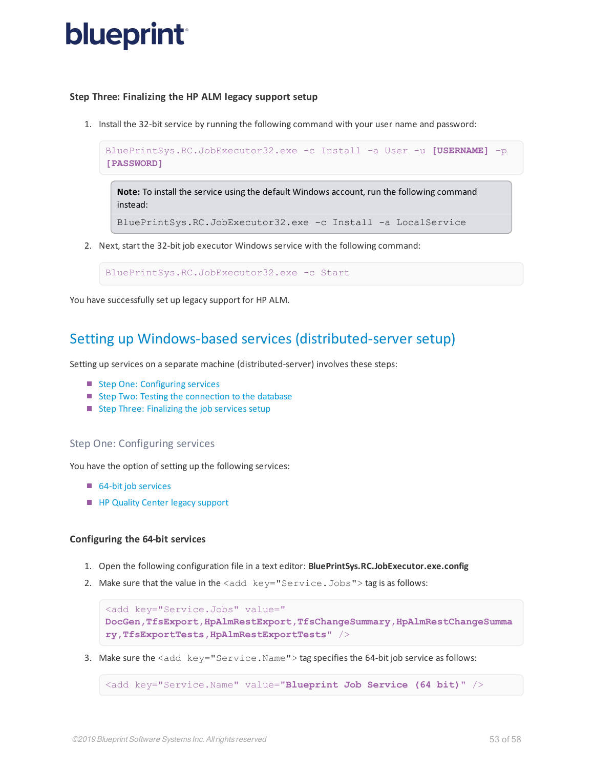### Step Three: Finalizing the HP ALM legacy support setup

1. Install the 32-bit service by running the following command with your user name and password:

```
BluePrintSys.RC.JobExecutor32.exe -c Install -a User -u [USERNAME] -p [PASSWORD]
```

> **Note:** To install the service using the default Windows account, run the following command instead:
>
> ```
> BluePrintSys.RC.JobExecutor32.exe -c Install -a LocalService
> ```

2. Next, start the 32-bit job executor Windows service with the following command:

```
BluePrintSys.RC.JobExecutor32.exe -c Start
```

You have successfully set up legacy support for HP ALM.

## Setting up Windows-based services (distributed-server setup)

Setting up services on a separate machine (distributed-server) involves these steps:

- Step One: Configuring services
- Step Two: Testing the connection to the database
- Step Three: Finalizing the job services setup

### Step One: Configuring services

You have the option of setting up the following services:

- 64-bit job services
- HP Quality Center legacy support

#### Configuring the 64-bit services

1. Open the following configuration file in a text editor: **BluePrintSys.RC.JobExecutor.exe.config**
2. Make sure that the value in the `<add key="Service.Jobs">` tag is as follows:

```
<add key="Service.Jobs" value="
DocGen,TfsExport,HpAlmRestExport,TfsChangeSummary,HpAlmRestChangeSummary,TfsExportTests,HpAlmRestExportTests" />
```

3. Make sure the `<add key="Service.Name">` tag specifies the 64-bit job service as follows:

```
<add key="Service.Name" value="Blueprint Job Service (64 bit)" />
```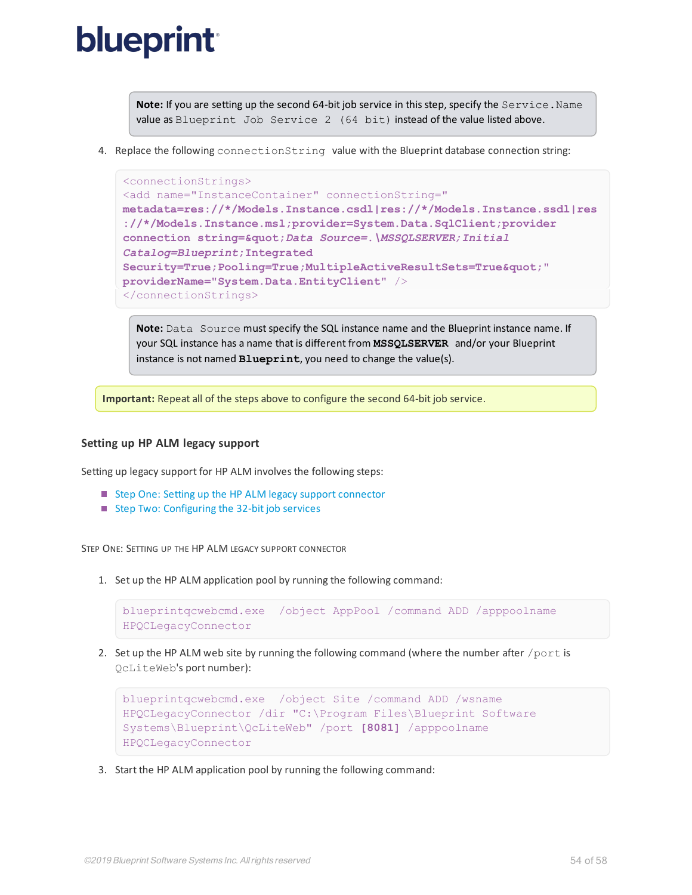> **Note:** If you are setting up the second 64-bit job service in this step, specify the `Service.Name` value as `Blueprint Job Service 2 (64 bit)` instead of the value listed above.

4. Replace the following `connectionString` value with the Blueprint database connection string:

```
<connectionStrings>
<add name="InstanceContainer" connectionString="
metadata=res://*/Models.Instance.csdl|res://*/Models.Instance.ssdl|res
://*/Models.Instance.msl;provider=System.Data.SqlClient;provider
connection string=&quot;Data Source=.\MSSQLSERVER;Initial
Catalog=Blueprint;Integrated
Security=True;Pooling=True;MultipleActiveResultSets=True&quot;"
providerName="System.Data.EntityClient" />
</connectionStrings>
```

> **Note:** `Data Source` must specify the SQL instance name and the Blueprint instance name. If your SQL instance has a name that is different from **`MSSQLSERVER`** and/or your Blueprint instance is not named **`Blueprint`**, you need to change the value(s).

> **Important:** Repeat all of the steps above to configure the second 64-bit job service.

### Setting up HP ALM legacy support

Setting up legacy support for HP ALM involves the following steps:

- Step One: Setting up the HP ALM legacy support connector
- Step Two: Configuring the 32-bit job services

#### Step One: Setting up the HP ALM legacy support connector

1. Set up the HP ALM application pool by running the following command:

```
blueprintqcwebcmd.exe  /object AppPool /command ADD /apppoolname
HPQCLegacyConnector
```

2. Set up the HP ALM web site by running the following command (where the number after `/port` is `QcLiteWeb`'s port number):

```
blueprintqcwebcmd.exe  /object Site /command ADD /wsname
HPQCLegacyConnector /dir "C:\Program Files\Blueprint Software
Systems\Blueprint\QcLiteWeb" /port [8081] /apppoolname
HPQCLegacyConnector
```

3. Start the HP ALM application pool by running the following command: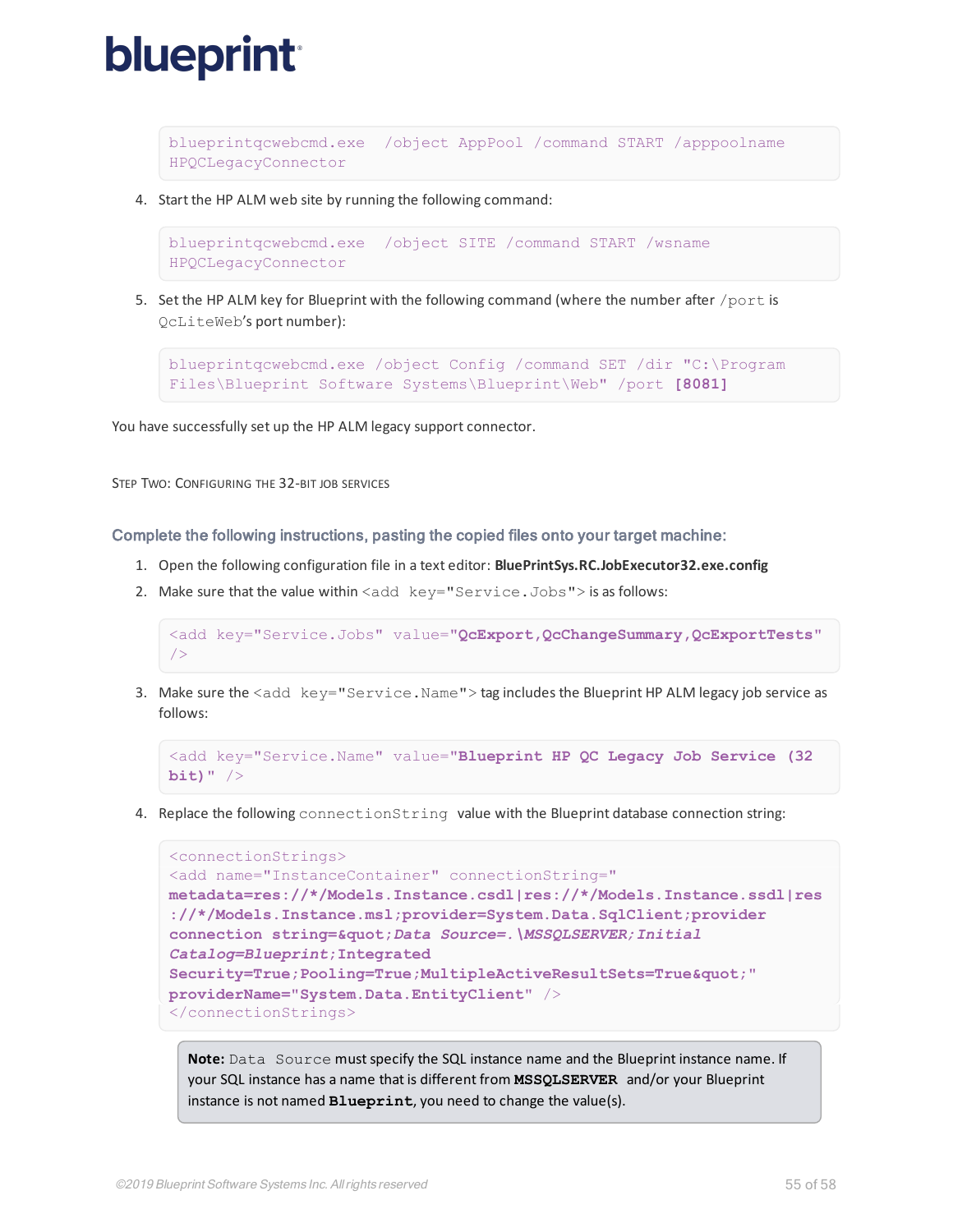```
blueprintqcwebcmd.exe  /object AppPool /command START /apppoolname HPQCLegacyConnector
```

4. Start the HP ALM web site by running the following command:

```
blueprintqcwebcmd.exe  /object SITE /command START /wsname HPQCLegacyConnector
```

5. Set the HP ALM key for Blueprint with the following command (where the number after `/port` is `QcLiteWeb`'s port number):

```
blueprintqcwebcmd.exe /object Config /command SET /dir "C:\Program Files\Blueprint Software Systems\Blueprint\Web" /port [8081]
```

You have successfully set up the HP ALM legacy support connector.

#### Step Two: Configuring the 32-bit Job Services

### Complete the following instructions, pasting the copied files onto your target machine:

1. Open the following configuration file in a text editor: **BluePrintSys.RC.JobExecutor32.exe.config**
2. Make sure that the value within `<add key="Service.Jobs">` is as follows:

```
<add key="Service.Jobs" value="QcExport,QcChangeSummary,QcExportTests" />
```

3. Make sure the `<add key="Service.Name">` tag includes the Blueprint HP ALM legacy job service as follows:

```
<add key="Service.Name" value="Blueprint HP QC Legacy Job Service (32 bit)" />
```

4. Replace the following `connectionString` value with the Blueprint database connection string:

```
<connectionStrings>
<add name="InstanceContainer" connectionString="
metadata=res://*/Models.Instance.csdl|res://*/Models.Instance.ssdl|res://*/Models.Instance.msl;provider=System.Data.SqlClient;provider connection string=&quot;Data Source=.\MSSQLSERVER;Initial Catalog=Blueprint;Integrated Security=True;Pooling=True;MultipleActiveResultSets=True&quot;" providerName="System.Data.EntityClient" />
</connectionStrings>
```

> **Note:** `Data Source` must specify the SQL instance name and the Blueprint instance name. If your SQL instance has a name that is different from **`MSSQLSERVER`** and/or your Blueprint instance is not named **`Blueprint`**, you need to change the value(s).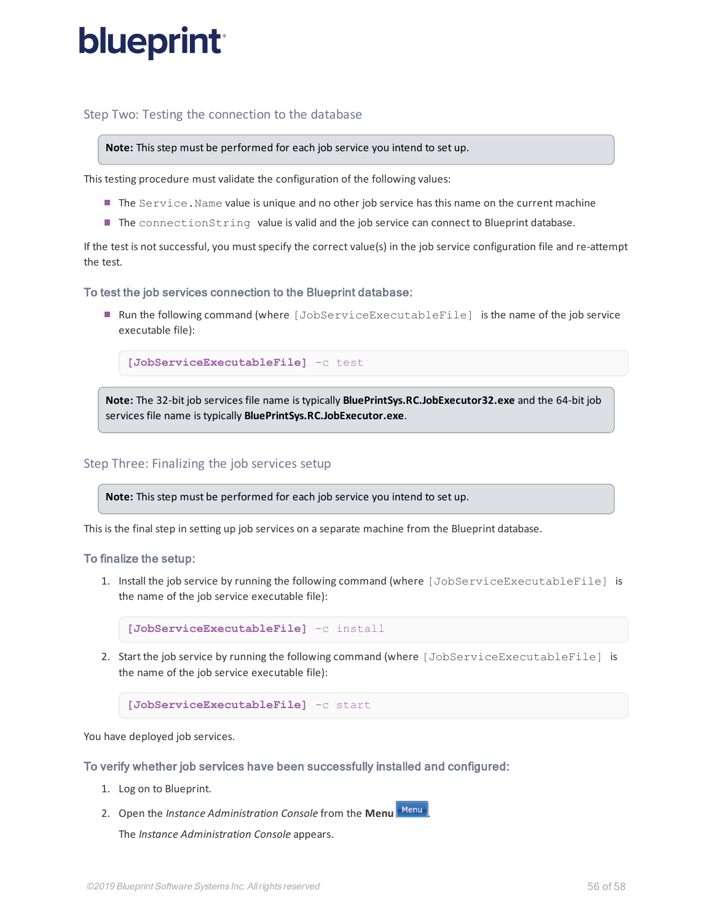## Step Two: Testing the connection to the database

> **Note:** This step must be performed for each job service you intend to set up.

This testing procedure must validate the configuration of the following values:

- The `Service.Name` value is unique and no other job service has this name on the current machine
- The `connectionString` value is valid and the job service can connect to Blueprint database.

If the test is not successful, you must specify the correct value(s) in the job service configuration file and re-attempt the test.

### To test the job services connection to the Blueprint database:

- Run the following command (where `[JobServiceExecutableFile]` is the name of the job service executable file):

```
[JobServiceExecutableFile] -c test
```

> **Note:** The 32-bit job services file name is typically **BluePrintSys.RC.JobExecutor32.exe** and the 64-bit job services file name is typically **BluePrintSys.RC.JobExecutor.exe**.

## Step Three: Finalizing the job services setup

> **Note:** This step must be performed for each job service you intend to set up.

This is the final step in setting up job services on a separate machine from the Blueprint database.

### To finalize the setup:

1. Install the job service by running the following command (where `[JobServiceExecutableFile]` is the name of the job service executable file):

```
[JobServiceExecutableFile] -c install
```

2. Start the job service by running the following command (where `[JobServiceExecutableFile]` is the name of the job service executable file):

```
[JobServiceExecutableFile] -c start
```

You have deployed job services.

### To verify whether job services have been successfully installed and configured:

1. Log on to Blueprint.
2. Open the *Instance Administration Console* from the **Menu** Menu.

   The *Instance Administration Console* appears.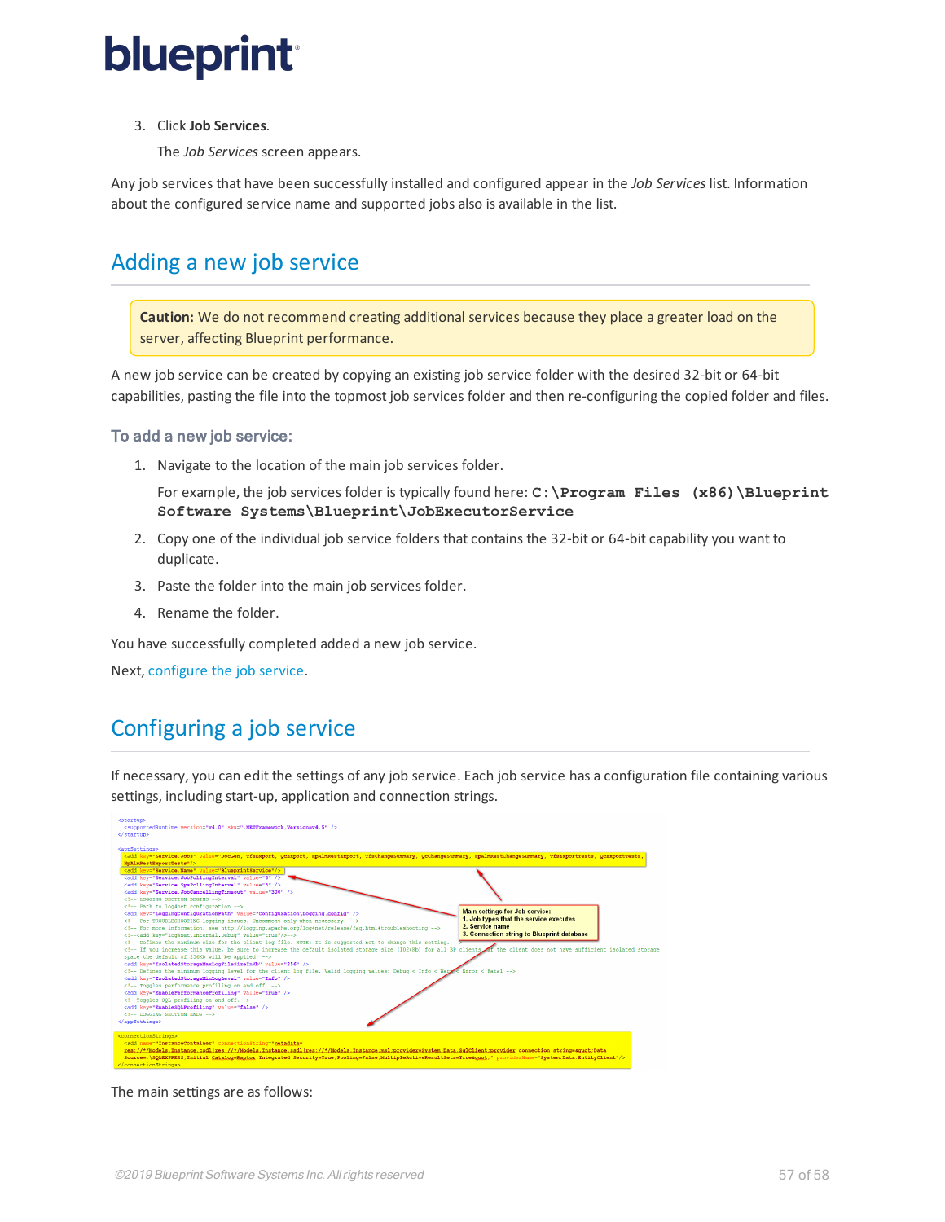3. Click **Job Services**.

   The *Job Services* screen appears.

Any job services that have been successfully installed and configured appear in the *Job Services* list. Information about the configured service name and supported jobs also is available in the list.

## Adding a new job service

> **Caution:** We do not recommend creating additional services because they place a greater load on the server, affecting Blueprint performance.

A new job service can be created by copying an existing job service folder with the desired 32-bit or 64-bit capabilities, pasting the file into the topmost job services folder and then re-configuring the copied folder and files.

### To add a new job service:

1. Navigate to the location of the main job services folder.

   For example, the job services folder is typically found here: `C:\Program Files (x86)\Blueprint Software Systems\Blueprint\JobExecutorService`

2. Copy one of the individual job service folders that contains the 32-bit or 64-bit capability you want to duplicate.
3. Paste the folder into the main job services folder.
4. Rename the folder.

You have successfully completed added a new job service.

Next, configure the job service.

## Configuring a job service

If necessary, you can edit the settings of any job service. Each job service has a configuration file containing various settings, including start-up, application and connection strings.

The main settings are as follows: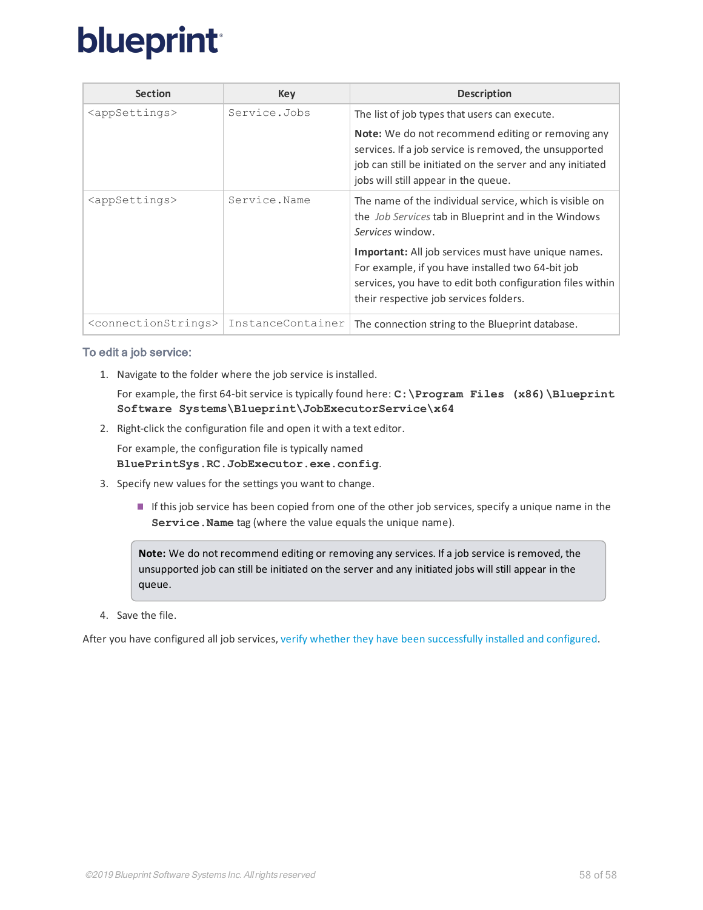| Section | Key | Description |
|---|---|---|
| `<appSettings>` | `Service.Jobs` | The list of job types that users can execute.<br><br>**Note:** We do not recommend editing or removing any services. If a job service is removed, the unsupported job can still be initiated on the server and any initiated jobs will still appear in the queue. |
| `<appSettings>` | `Service.Name` | The name of the individual service, which is visible on the *Job Services* tab in Blueprint and in the Windows *Services* window.<br><br>**Important:** All job services must have unique names. For example, if you have installed two 64-bit job services, you have to edit both configuration files within their respective job services folders. |
| `<connectionStrings>` | `InstanceContainer` | The connection string to the Blueprint database. |

### To edit a job service:

1. Navigate to the folder where the job service is installed.

   For example, the first 64-bit service is typically found here: **`C:\Program Files (x86)\Blueprint Software Systems\Blueprint\JobExecutorService\x64`**

2. Right-click the configuration file and open it with a text editor.

   For example, the configuration file is typically named **`BluePrintSys.RC.JobExecutor.exe.config`**.

3. Specify new values for the settings you want to change.

   - If this job service has been copied from one of the other job services, specify a unique name in the **`Service.Name`** tag (where the value equals the unique name).

   > **Note:** We do not recommend editing or removing any services. If a job service is removed, the unsupported job can still be initiated on the server and any initiated jobs will still appear in the queue.

4. Save the file.

After you have configured all job services, verify whether they have been successfully installed and configured.